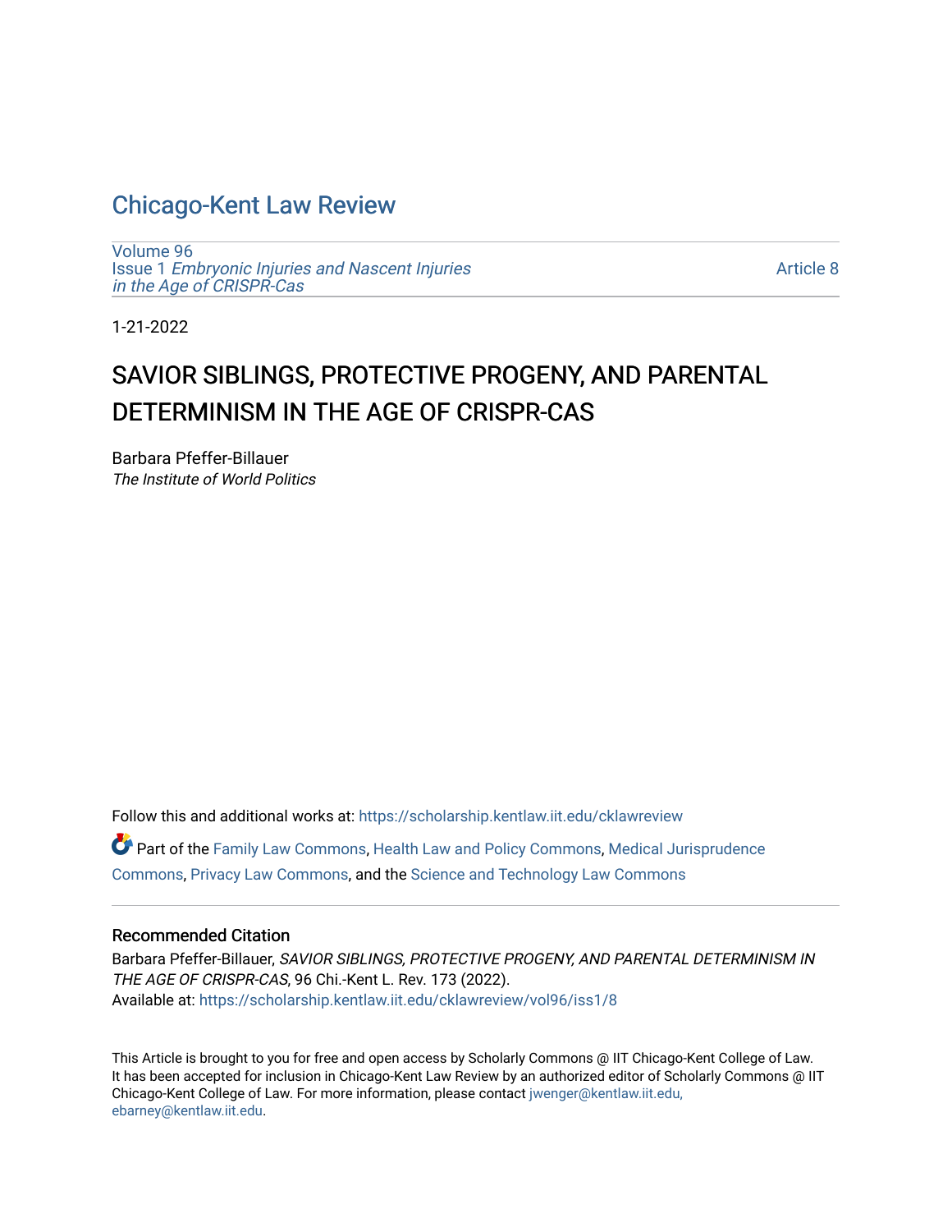# Chicago-Kent Law Review

Volume 96
Issue 1 *Embryonic Injuries and Nascent Injuries in the Age of CRISPR-Cas*

Article 8

1-21-2022

## SAVIOR SIBLINGS, PROTECTIVE PROGENY, AND PARENTAL DETERMINISM IN THE AGE OF CRISPR-CAS

Barbara Pfeffer-Billauer
*The Institute of World Politics*

Follow this and additional works at: https://scholarship.kentlaw.iit.edu/cklawreview

Part of the Family Law Commons, Health Law and Policy Commons, Medical Jurisprudence Commons, Privacy Law Commons, and the Science and Technology Law Commons

### Recommended Citation

Barbara Pfeffer-Billauer, *SAVIOR SIBLINGS, PROTECTIVE PROGENY, AND PARENTAL DETERMINISM IN THE AGE OF CRISPR-CAS*, 96 Chi.-Kent L. Rev. 173 (2022).
Available at: https://scholarship.kentlaw.iit.edu/cklawreview/vol96/iss1/8

This Article is brought to you for free and open access by Scholarly Commons @ IIT Chicago-Kent College of Law. It has been accepted for inclusion in Chicago-Kent Law Review by an authorized editor of Scholarly Commons @ IIT Chicago-Kent College of Law. For more information, please contact jwenger@kentlaw.iit.edu, ebarney@kentlaw.iit.edu.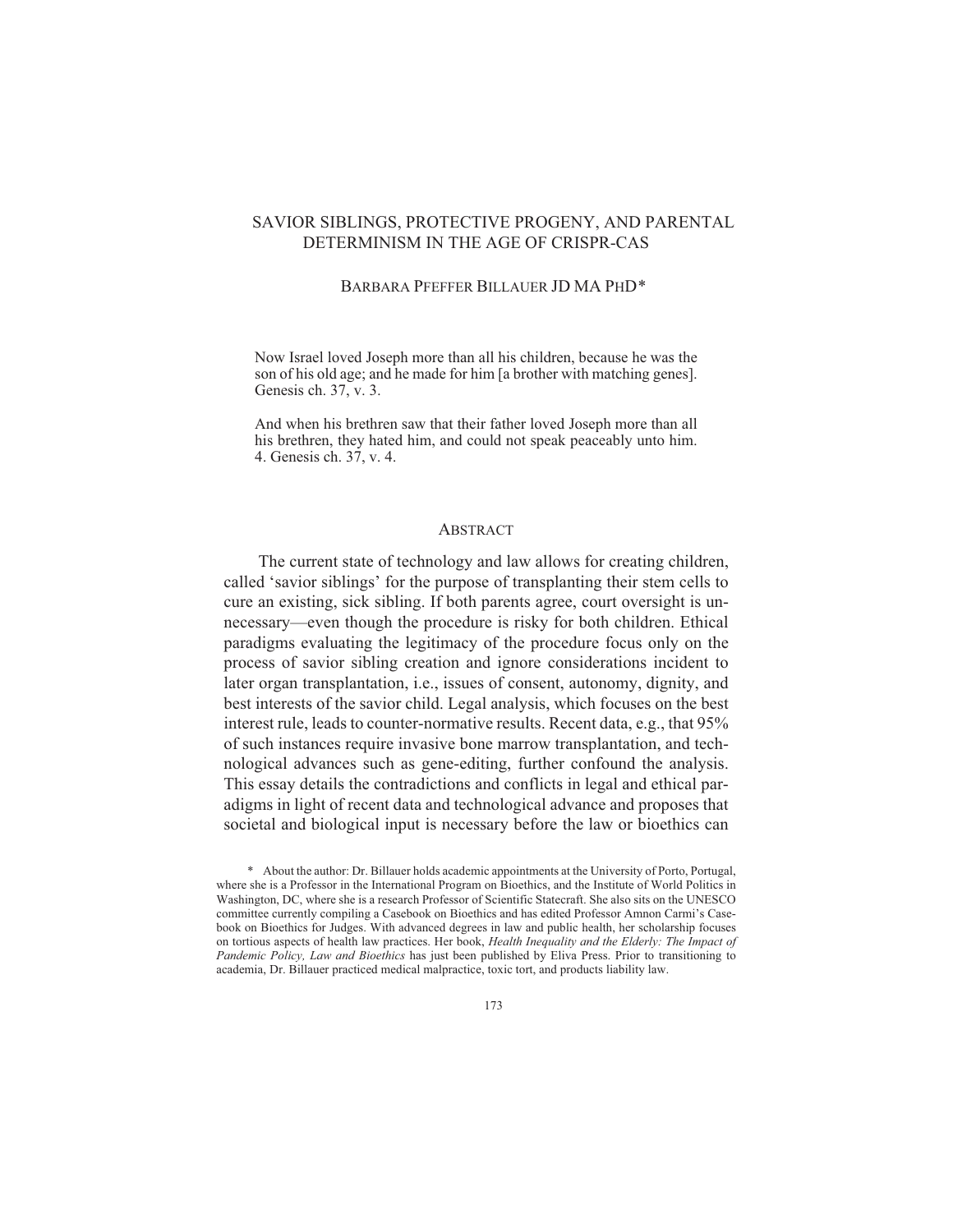# SAVIOR SIBLINGS, PROTECTIVE PROGENY, AND PARENTAL DETERMINISM IN THE AGE OF CRISPR-CAS

BARBARA PFEFFER BILLAUER JD MA PHD*

> Now Israel loved Joseph more than all his children, because he was the son of his old age; and he made for him [a brother with matching genes]. Genesis ch. 37, v. 3.
>
> And when his brethren saw that their father loved Joseph more than all his brethren, they hated him, and could not speak peaceably unto him. 4. Genesis ch. 37, v. 4.

## ABSTRACT

The current state of technology and law allows for creating children, called 'savior siblings' for the purpose of transplanting their stem cells to cure an existing, sick sibling. If both parents agree, court oversight is unnecessary—even though the procedure is risky for both children. Ethical paradigms evaluating the legitimacy of the procedure focus only on the process of savior sibling creation and ignore considerations incident to later organ transplantation, i.e., issues of consent, autonomy, dignity, and best interests of the savior child. Legal analysis, which focuses on the best interest rule, leads to counter-normative results. Recent data, e.g., that 95% of such instances require invasive bone marrow transplantation, and technological advances such as gene-editing, further confound the analysis. This essay details the contradictions and conflicts in legal and ethical paradigms in light of recent data and technological advance and proposes that societal and biological input is necessary before the law or bioethics can

\* About the author: Dr. Billauer holds academic appointments at the University of Porto, Portugal, where she is a Professor in the International Program on Bioethics, and the Institute of World Politics in Washington, DC, where she is a research Professor of Scientific Statecraft. She also sits on the UNESCO committee currently compiling a Casebook on Bioethics and has edited Professor Amnon Carmi's Casebook on Bioethics for Judges. With advanced degrees in law and public health, her scholarship focuses on tortious aspects of health law practices. Her book, *Health Inequality and the Elderly: The Impact of Pandemic Policy, Law and Bioethics* has just been published by Eliva Press. Prior to transitioning to academia, Dr. Billauer practiced medical malpractice, toxic tort, and products liability law.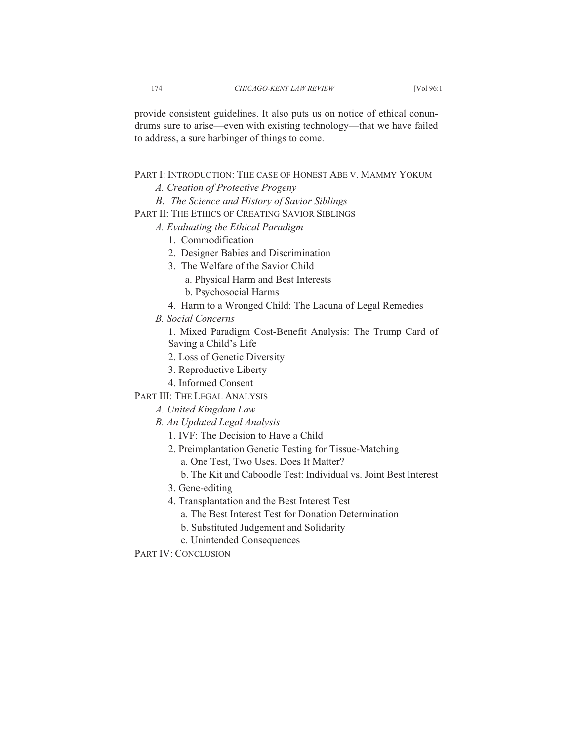provide consistent guidelines. It also puts us on notice of ethical conundrums sure to arise—even with existing technology—that we have failed to address, a sure harbinger of things to come.

PART I: INTRODUCTION: THE CASE OF HONEST ABE V. MAMMY YOKUM
- *A. Creation of Protective Progeny*
- *B. The Science and History of Savior Siblings*

PART II: THE ETHICS OF CREATING SAVIOR SIBLINGS
- *A. Evaluating the Ethical Paradigm*
  1. Commodification
  2. Designer Babies and Discrimination
  3. The Welfare of the Savior Child
     - a. Physical Harm and Best Interests
     - b. Psychosocial Harms
  4. Harm to a Wronged Child: The Lacuna of Legal Remedies
- *B. Social Concerns*
  1. Mixed Paradigm Cost-Benefit Analysis: The Trump Card of Saving a Child's Life
  2. Loss of Genetic Diversity
  3. Reproductive Liberty
  4. Informed Consent

PART III: THE LEGAL ANALYSIS
- *A. United Kingdom Law*
- *B. An Updated Legal Analysis*
  1. IVF: The Decision to Have a Child
  2. Preimplantation Genetic Testing for Tissue-Matching
     - a. One Test, Two Uses. Does It Matter?
     - b. The Kit and Caboodle Test: Individual vs. Joint Best Interest
  3. Gene-editing
  4. Transplantation and the Best Interest Test
     - a. The Best Interest Test for Donation Determination
     - b. Substituted Judgement and Solidarity
     - c. Unintended Consequences

PART IV: CONCLUSION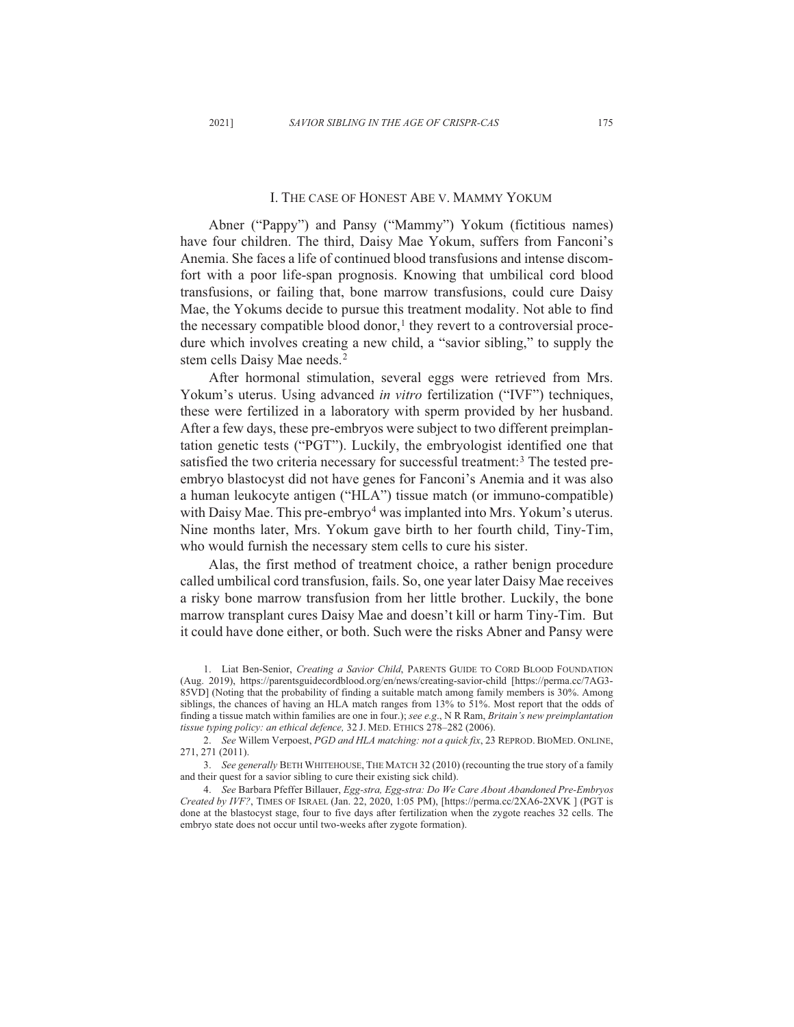## I. The case of Honest Abe v. Mammy Yokum

Abner ("Pappy") and Pansy ("Mammy") Yokum (fictitious names) have four children. The third, Daisy Mae Yokum, suffers from Fanconi's Anemia. She faces a life of continued blood transfusions and intense discomfort with a poor life-span prognosis. Knowing that umbilical cord blood transfusions, or failing that, bone marrow transfusions, could cure Daisy Mae, the Yokums decide to pursue this treatment modality. Not able to find the necessary compatible blood donor,[1] they revert to a controversial procedure which involves creating a new child, a "savior sibling," to supply the stem cells Daisy Mae needs.[2]

After hormonal stimulation, several eggs were retrieved from Mrs. Yokum's uterus. Using advanced *in vitro* fertilization ("IVF") techniques, these were fertilized in a laboratory with sperm provided by her husband. After a few days, these pre-embryos were subject to two different preimplantation genetic tests ("PGT"). Luckily, the embryologist identified one that satisfied the two criteria necessary for successful treatment:[3] The tested pre-embryo blastocyst did not have genes for Fanconi's Anemia and it was also a human leukocyte antigen ("HLA") tissue match (or immuno-compatible) with Daisy Mae. This pre-embryo[4] was implanted into Mrs. Yokum's uterus. Nine months later, Mrs. Yokum gave birth to her fourth child, Tiny-Tim, who would furnish the necessary stem cells to cure his sister.

Alas, the first method of treatment choice, a rather benign procedure called umbilical cord transfusion, fails. So, one year later Daisy Mae receives a risky bone marrow transfusion from her little brother. Luckily, the bone marrow transplant cures Daisy Mae and doesn't kill or harm Tiny-Tim. But it could have done either, or both. Such were the risks Abner and Pansy were

---

1. Liat Ben-Senior, *Creating a Savior Child*, PARENTS GUIDE TO CORD BLOOD FOUNDATION (Aug. 2019), https://parentsguidecordblood.org/en/news/creating-savior-child [https://perma.cc/7AG3-85VD] (Noting that the probability of finding a suitable match among family members is 30%. Among siblings, the chances of having an HLA match ranges from 13% to 51%. Most report that the odds of finding a tissue match within families are one in four.); *see e.g.*, N R Ram, *Britain's new preimplantation tissue typing policy: an ethical defence,* 32 J. MED. ETHICS 278–282 (2006).

2. *See* Willem Verpoest, *PGD and HLA matching: not a quick fix*, 23 REPROD. BIOMED. ONLINE, 271, 271 (2011).

3. *See generally* BETH WHITEHOUSE, THE MATCH 32 (2010) (recounting the true story of a family and their quest for a savior sibling to cure their existing sick child).

4. *See* Barbara Pfeffer Billauer, *Egg-stra, Egg-stra: Do We Care About Abandoned Pre-Embryos Created by IVF?*, TIMES OF ISRAEL (Jan. 22, 2020, 1:05 PM), [https://perma.cc/2XA6-2XVK ] (PGT is done at the blastocyst stage, four to five days after fertilization when the zygote reaches 32 cells. The embryo state does not occur until two-weeks after zygote formation).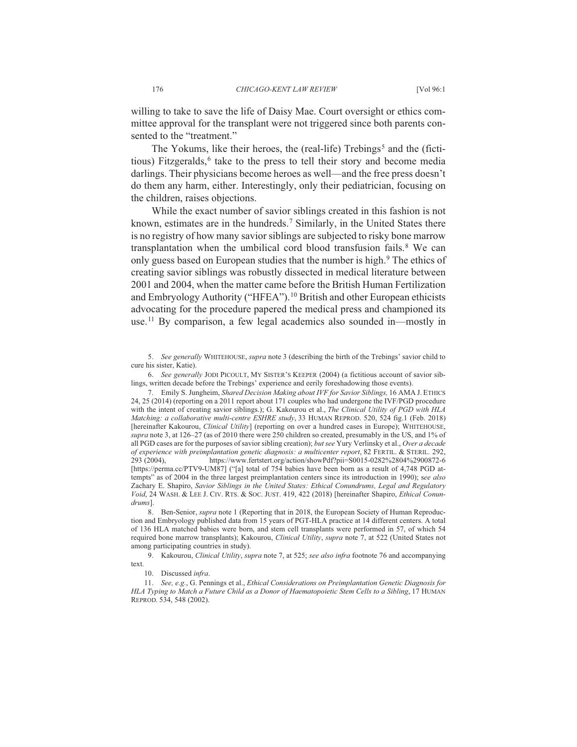willing to take to save the life of Daisy Mae. Court oversight or ethics committee approval for the transplant were not triggered since both parents consented to the "treatment."

The Yokums, like their heroes, the (real-life) Trebings[5] and the (fictitious) Fitzgeralds,[6] take to the press to tell their story and become media darlings. Their physicians become heroes as well—and the free press doesn't do them any harm, either. Interestingly, only their pediatrician, focusing on the children, raises objections.

While the exact number of savior siblings created in this fashion is not known, estimates are in the hundreds.[7] Similarly, in the United States there is no registry of how many savior siblings are subjected to risky bone marrow transplantation when the umbilical cord blood transfusion fails.[8] We can only guess based on European studies that the number is high.[9] The ethics of creating savior siblings was robustly dissected in medical literature between 2001 and 2004, when the matter came before the British Human Fertilization and Embryology Authority ("HFEA").[10] British and other European ethicists advocating for the procedure papered the medical press and championed its use.[11] By comparison, a few legal academics also sounded in—mostly in

---

5. *See generally* WHITEHOUSE, *supra* note 3 (describing the birth of the Trebings' savior child to cure his sister, Katie).

6. *See generally* JODI PICOULT, MY SISTER'S KEEPER (2004) (a fictitious account of savior siblings, written decade before the Trebings' experience and eerily foreshadowing those events).

7. Emily S. Jungheim, *Shared Decision Making about IVF for Savior Siblings,* 16 AMA J. ETHICS 24, 25 (2014) (reporting on a 2011 report about 171 couples who had undergone the IVF/PGD procedure with the intent of creating savior siblings.); G. Kakourou et al., *The Clinical Utility of PGD with HLA Matching: a collaborative multi-centre ESHRE study*, 33 HUMAN REPROD. 520, 524 fig.1 (Feb. 2018) [hereinafter Kakourou, *Clinical Utility*] (reporting on over a hundred cases in Europe); WHITEHOUSE, *supra* note 3, at 126–27 (as of 2010 there were 250 children so created, presumably in the US, and 1% of all PGD cases are for the purposes of savior sibling creation); *but see* Yury Verlinsky et al., *Over a decade of experience with preimplantation genetic diagnosis: a multicenter report*, 82 FERTIL. & STERIL. 292, 293 (2004), https://www.fertstert.org/action/showPdf?pii=S0015-0282%2804%2900872-6 [https://perma.cc/PTV9-UM87] ("[a] total of 754 babies have been born as a result of 4,748 PGD attempts" as of 2004 in the three largest preimplantation centers since its introduction in 1990); s*ee also* Zachary E. Shapiro, *Savior Siblings in the United States: Ethical Conundrums, Legal and Regulatory Void*, 24 WASH. & LEE J. CIV. RTS. & SOC. JUST. 419, 422 (2018) [hereinafter Shapiro, *Ethical Conundrums*].

8. Ben-Senior, *supra* note 1 (Reporting that in 2018, the European Society of Human Reproduction and Embryology published data from 15 years of PGT-HLA practice at 14 different centers. A total of 136 HLA matched babies were born, and stem cell transplants were performed in 57, of which 54 required bone marrow transplants); Kakourou, *Clinical Utility*, *supra* note 7, at 522 (United States not among participating countries in study).

9. Kakourou, *Clinical Utility*, *supra* note 7, at 525; *see also infra* footnote 76 and accompanying text.

10. Discussed *infra*.

11. *See, e.g.*, G. Pennings et al., *Ethical Considerations on Preimplantation Genetic Diagnosis for HLA Typing to Match a Future Child as a Donor of Haematopoietic Stem Cells to a Sibling*, 17 HUMAN REPROD. 534, 548 (2002).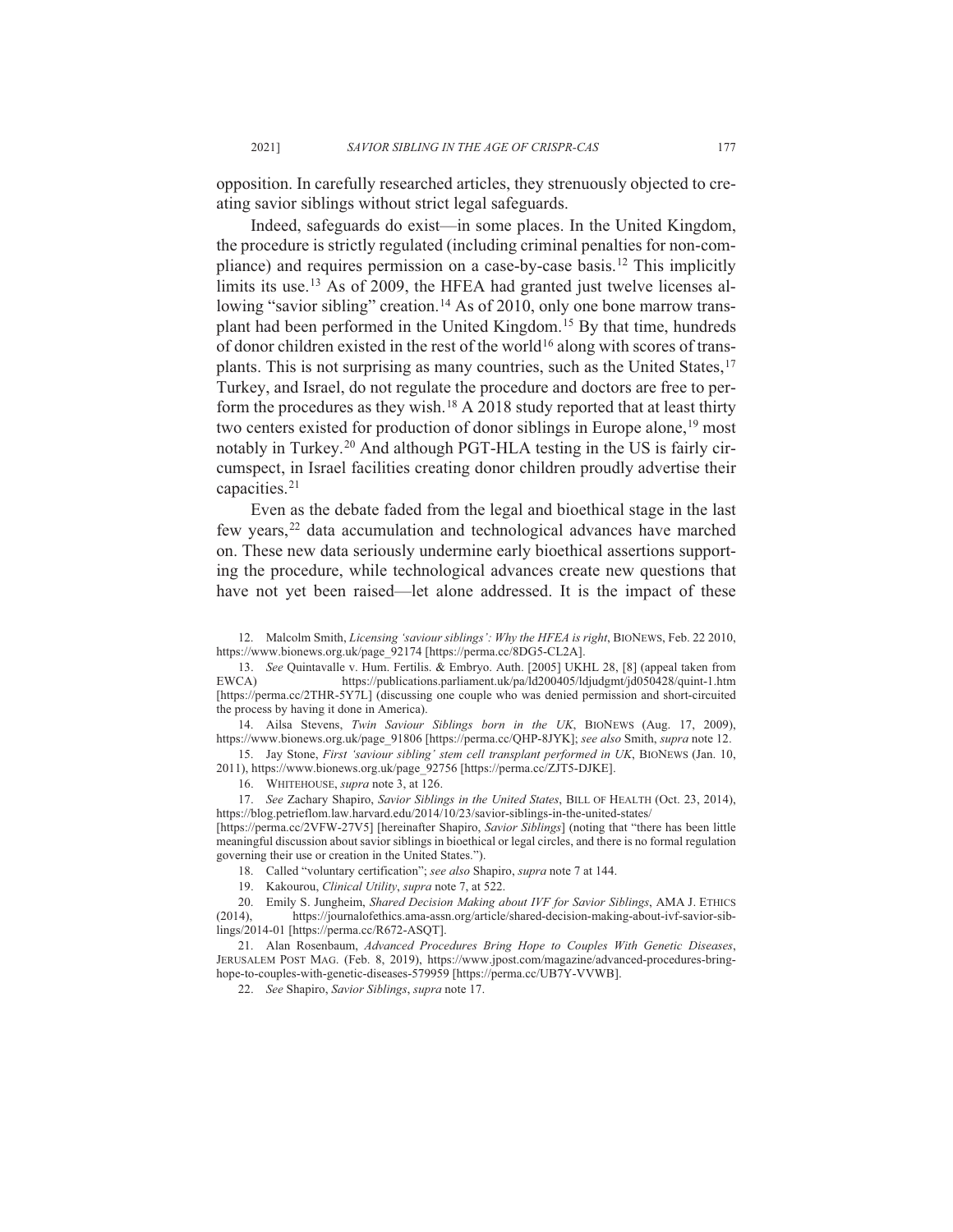opposition. In carefully researched articles, they strenuously objected to creating savior siblings without strict legal safeguards.

Indeed, safeguards do exist—in some places. In the United Kingdom, the procedure is strictly regulated (including criminal penalties for non-compliance) and requires permission on a case-by-case basis.[12] This implicitly limits its use.[13] As of 2009, the HFEA had granted just twelve licenses allowing "savior sibling" creation.[14] As of 2010, only one bone marrow transplant had been performed in the United Kingdom.[15] By that time, hundreds of donor children existed in the rest of the world[16] along with scores of transplants. This is not surprising as many countries, such as the United States,[17] Turkey, and Israel, do not regulate the procedure and doctors are free to perform the procedures as they wish.[18] A 2018 study reported that at least thirty two centers existed for production of donor siblings in Europe alone,[19] most notably in Turkey.[20] And although PGT-HLA testing in the US is fairly circumspect, in Israel facilities creating donor children proudly advertise their capacities.[21]

Even as the debate faded from the legal and bioethical stage in the last few years,[22] data accumulation and technological advances have marched on. These new data seriously undermine early bioethical assertions supporting the procedure, while technological advances create new questions that have not yet been raised—let alone addressed. It is the impact of these

12. Malcolm Smith, *Licensing 'saviour siblings': Why the HFEA is right*, BIONEWS, Feb. 22 2010, https://www.bionews.org.uk/page_92174 [https://perma.cc/8DG5-CL2A].

13. *See* Quintavalle v. Hum. Fertilis. & Embryo. Auth. [2005] UKHL 28, [8] (appeal taken from EWCA) https://publications.parliament.uk/pa/ld200405/ldjudgmt/jd050428/quint-1.htm [https://perma.cc/2THR-5Y7L] (discussing one couple who was denied permission and short-circuited the process by having it done in America).

14. Ailsa Stevens, *Twin Saviour Siblings born in the UK*, BIONEWS (Aug. 17, 2009), https://www.bionews.org.uk/page_91806 [https://perma.cc/QHP-8JYK]; *see also* Smith, *supra* note 12.

15. Jay Stone, *First 'saviour sibling' stem cell transplant performed in UK*, BIONEWS (Jan. 10, 2011), https://www.bionews.org.uk/page_92756 [https://perma.cc/ZJT5-DJKE].

16. WHITEHOUSE, *supra* note 3, at 126.

17. *See* Zachary Shapiro, *Savior Siblings in the United States*, BILL OF HEALTH (Oct. 23, 2014), https://blog.petrieflom.law.harvard.edu/2014/10/23/savior-siblings-in-the-united-states/ [https://perma.cc/2VFW-27V5] [hereinafter Shapiro, *Savior Siblings*] (noting that "there has been little meaningful discussion about savior siblings in bioethical or legal circles, and there is no formal regulation governing their use or creation in the United States.").

18. Called "voluntary certification"; *see also* Shapiro, *supra* note 7 at 144.

19. Kakourou, *Clinical Utility*, *supra* note 7, at 522.

20. Emily S. Jungheim, *Shared Decision Making about IVF for Savior Siblings*, AMA J. ETHICS (2014), https://journalofethics.ama-assn.org/article/shared-decision-making-about-ivf-savior-siblings/2014-01 [https://perma.cc/R672-ASQT].

21. Alan Rosenbaum, *Advanced Procedures Bring Hope to Couples With Genetic Diseases*, JERUSALEM POST MAG. (Feb. 8, 2019), https://www.jpost.com/magazine/advanced-procedures-bring-hope-to-couples-with-genetic-diseases-579959 [https://perma.cc/UB7Y-VVWB].

22. *See* Shapiro, *Savior Siblings*, *supra* note 17.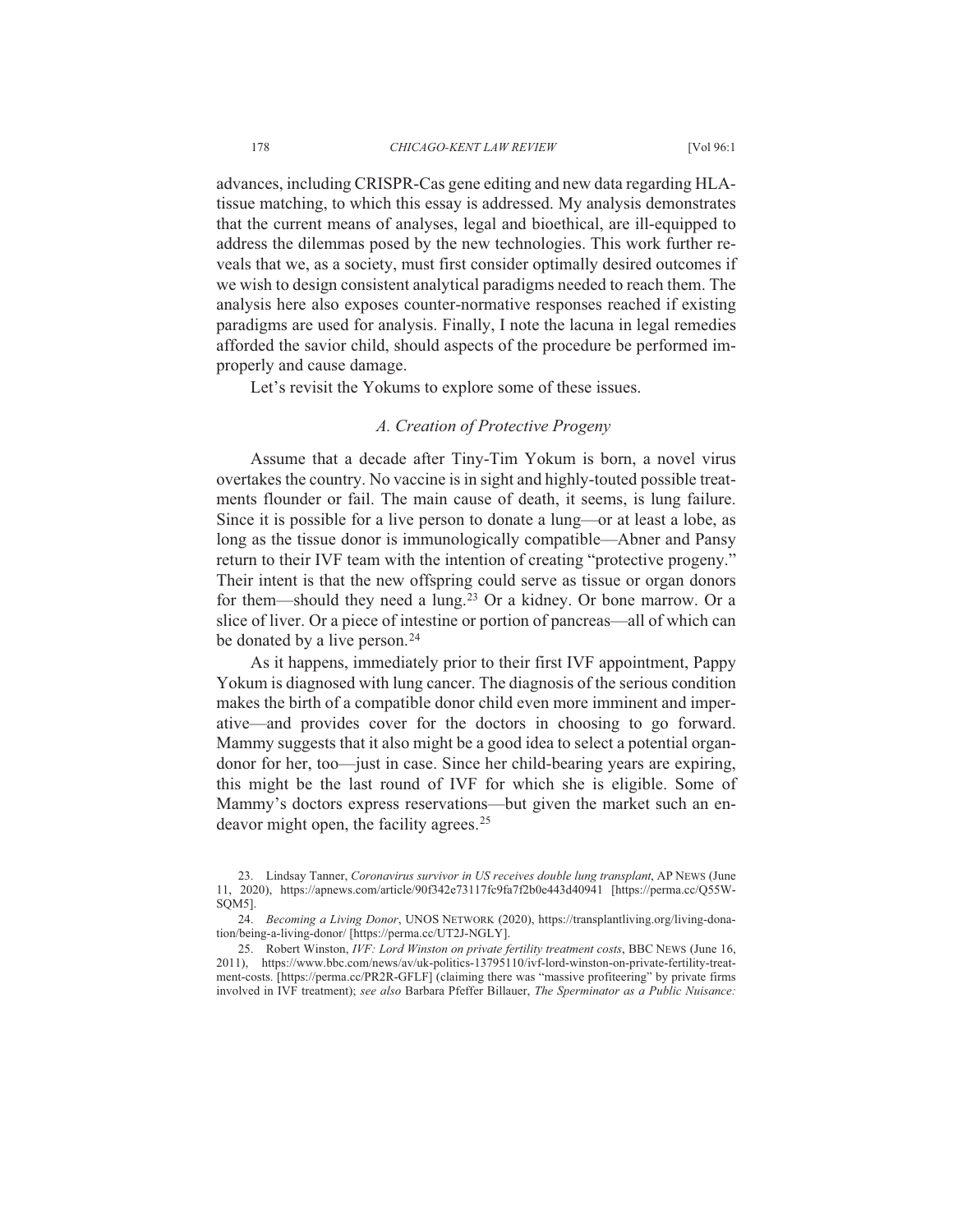advances, including CRISPR-Cas gene editing and new data regarding HLA-tissue matching, to which this essay is addressed. My analysis demonstrates that the current means of analyses, legal and bioethical, are ill-equipped to address the dilemmas posed by the new technologies. This work further reveals that we, as a society, must first consider optimally desired outcomes if we wish to design consistent analytical paradigms needed to reach them. The analysis here also exposes counter-normative responses reached if existing paradigms are used for analysis. Finally, I note the lacuna in legal remedies afforded the savior child, should aspects of the procedure be performed improperly and cause damage.

Let's revisit the Yokums to explore some of these issues.

### *A. Creation of Protective Progeny*

Assume that a decade after Tiny-Tim Yokum is born, a novel virus overtakes the country. No vaccine is in sight and highly-touted possible treatments flounder or fail. The main cause of death, it seems, is lung failure. Since it is possible for a live person to donate a lung—or at least a lobe, as long as the tissue donor is immunologically compatible—Abner and Pansy return to their IVF team with the intention of creating "protective progeny." Their intent is that the new offspring could serve as tissue or organ donors for them—should they need a lung.[23] Or a kidney. Or bone marrow. Or a slice of liver. Or a piece of intestine or portion of pancreas—all of which can be donated by a live person.[24]

As it happens, immediately prior to their first IVF appointment, Pappy Yokum is diagnosed with lung cancer. The diagnosis of the serious condition makes the birth of a compatible donor child even more imminent and imperative—and provides cover for the doctors in choosing to go forward. Mammy suggests that it also might be a good idea to select a potential organ-donor for her, too—just in case. Since her child-bearing years are expiring, this might be the last round of IVF for which she is eligible. Some of Mammy's doctors express reservations—but given the market such an endeavor might open, the facility agrees.[25]

---

23. Lindsay Tanner, *Coronavirus survivor in US receives double lung transplant*, AP NEWS (June 11, 2020), https://apnews.com/article/90f342e73117fc9fa7f2b0e443d40941 [https://perma.cc/Q55W-SQM5].

24. *Becoming a Living Donor*, UNOS NETWORK (2020), https://transplantliving.org/living-donation/being-a-living-donor/ [https://perma.cc/UT2J-NGLY].

25. Robert Winston, *IVF: Lord Winston on private fertility treatment costs*, BBC NEWS (June 16, 2011), https://www.bbc.com/news/av/uk-politics-13795110/ivf-lord-winston-on-private-fertility-treatment-costs. [https://perma.cc/PR2R-GFLF] (claiming there was "massive profiteering" by private firms involved in IVF treatment); *see also* Barbara Pfeffer Billauer, *The Sperminator as a Public Nuisance:*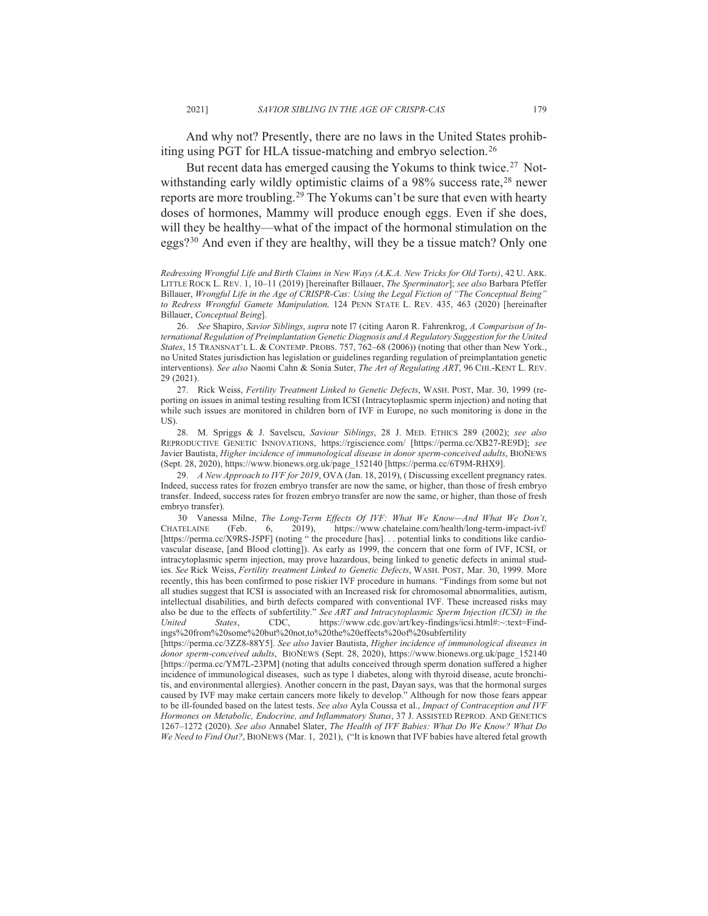And why not? Presently, there are no laws in the United States prohibiting using PGT for HLA tissue-matching and embryo selection.[26]

But recent data has emerged causing the Yokums to think twice.[27] Notwithstanding early wildly optimistic claims of a 98% success rate,[28] newer reports are more troubling.[29] The Yokums can't be sure that even with hearty doses of hormones, Mammy will produce enough eggs. Even if she does, will they be healthy—what of the impact of the hormonal stimulation on the eggs?[30] And even if they are healthy, will they be a tissue match? Only one

*Redressing Wrongful Life and Birth Claims in New Ways (A.K.A. New Tricks for Old Torts)*, 42 U. ARK. LITTLE ROCK L. REV. 1, 10–11 (2019) [hereinafter Billauer, *The Sperminator*]; *see also* Barbara Pfeffer Billauer, *Wrongful Life in the Age of CRISPR-Cas: Using the Legal Fiction of "The Conceptual Being" to Redress Wrongful Gamete Manipulation,* 124 PENN STATE L. REV. 435, 463 (2020) [hereinafter Billauer, *Conceptual Being*].

26. *See* Shapiro, *Savior Siblings*, *supra* note l7 (citing Aaron R. Fahrenkrog, *A Comparison of International Regulation of Preimplantation Genetic Diagnosis and A Regulatory Suggestion for the United States*, 15 TRANSNAT'L L. & CONTEMP. PROBS. 757, 762–68 (2006)) (noting that other than New York., no United States jurisdiction has legislation or guidelines regarding regulation of preimplantation genetic interventions). *See also* Naomi Cahn & Sonia Suter, *The Art of Regulating ART*, 96 CHI.-KENT L. REV. 29 (2021).

27. Rick Weiss, *Fertility Treatment Linked to Genetic Defects*, WASH. POST, Mar. 30, 1999 (reporting on issues in animal testing resulting from ICSI (Intracytoplasmic sperm injection) and noting that while such issues are monitored in children born of IVF in Europe, no such monitoring is done in the US).

28. M. Spriggs & J. Savelscu, *Saviour Siblings*, 28 J. MED. ETHICS 289 (2002); *see also* REPRODUCTIVE GENETIC INNOVATIONS, https://rgiscience.com/ [https://perma.cc/XB27-RE9D]; *see* Javier Bautista, *Higher incidence of immunological disease in donor sperm-conceived adults*, BIONEWS (Sept. 28, 2020), https://www.bionews.org.uk/page_152140 [https://perma.cc/6T9M-RHX9].

29. *A New Approach to IVF for 2019*, OVA (Jan. 18, 2019), ( Discussing excellent pregnancy rates. Indeed, success rates for frozen embryo transfer are now the same, or higher, than those of fresh embryo transfer. Indeed, success rates for frozen embryo transfer are now the same, or higher, than those of fresh embryo transfer).

30. Vanessa Milne, *The Long-Term Effects Of IVF: What We Know—And What We Don't*, CHATELAINE (Feb. 6, 2019), https://www.chatelaine.com/health/long-term-impact-ivf/ [https://perma.cc/X9RS-J5PF] (noting " the procedure [has]. . . potential links to conditions like cardiovascular disease, [and Blood clotting]). As early as 1999, the concern that one form of IVF, ICSI, or intracytoplasmic sperm injection, may prove hazardous, being linked to genetic defects in animal studies. *See* Rick Weiss, *Fertility treatment Linked to Genetic Defects*, WASH. POST, Mar. 30, 1999. More recently, this has been confirmed to pose riskier IVF procedure in humans. "Findings from some but not all studies suggest that ICSI is associated with an Increased risk for chromosomal abnormalities, autism, intellectual disabilities, and birth defects compared with conventional IVF. These increased risks may also be due to the effects of subfertility." *See ART and Intracytoplasmic Sperm Injection (ICSI) in the United States*, CDC, https://www.cdc.gov/art/key-findings/icsi.html#:~:text=Findings%20from%20some%20but%20not,to%20the%20effects%20of%20subfertility [https://perma.cc/3ZZ8-88Y5]. *See also* Javier Bautista, *Higher incidence of immunological diseases in donor sperm-conceived adults*, BIONEWS (Sept. 28, 2020), https://www.bionews.org.uk/page_152140 [https://perma.cc/YM7L-23PM] (noting that adults conceived through sperm donation suffered a higher incidence of immunological diseases, such as type 1 diabetes, along with thyroid disease, acute bronchitis, and environmental allergies). Another concern in the past, Dayan says, was that the hormonal surges caused by IVF may make certain cancers more likely to develop." Although for now those fears appear to be ill-founded based on the latest tests. *See also* Ayla Coussa et al., *Impact of Contraception and IVF Hormones on Metabolic, Endocrine, and Inflammatory Status*, 37 J. ASSISTED REPROD. AND GENETICS 1267–1272 (2020). *See also* Annabel Slater, *The Health of IVF Babies: What Do We Know? What Do We Need to Find Out?*, BIONEWS (Mar. 1, 2021), ("It is known that IVF babies have altered fetal growth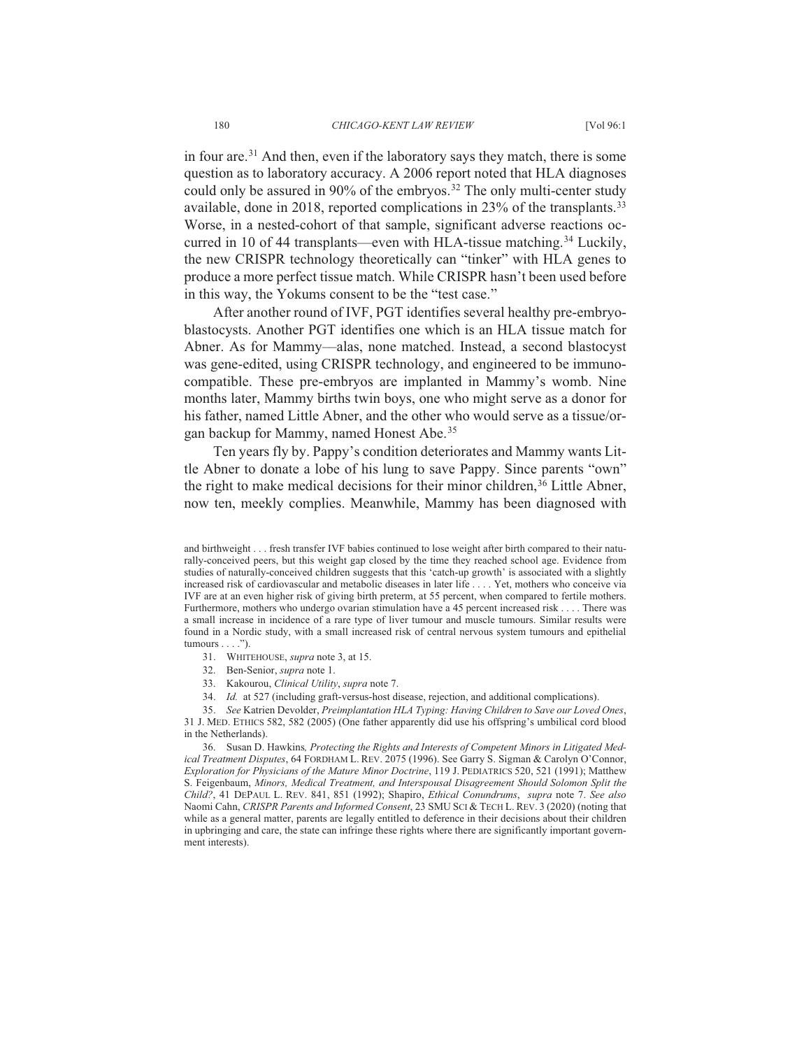in four are.[31] And then, even if the laboratory says they match, there is some question as to laboratory accuracy. A 2006 report noted that HLA diagnoses could only be assured in 90% of the embryos.[32] The only multi-center study available, done in 2018, reported complications in 23% of the transplants.[33] Worse, in a nested-cohort of that sample, significant adverse reactions occurred in 10 of 44 transplants—even with HLA-tissue matching.[34] Luckily, the new CRISPR technology theoretically can "tinker" with HLA genes to produce a more perfect tissue match. While CRISPR hasn't been used before in this way, the Yokums consent to be the "test case."

After another round of IVF, PGT identifies several healthy pre-embryoblastocysts. Another PGT identifies one which is an HLA tissue match for Abner. As for Mammy—alas, none matched. Instead, a second blastocyst was gene-edited, using CRISPR technology, and engineered to be immunocompatible. These pre-embryos are implanted in Mammy's womb. Nine months later, Mammy births twin boys, one who might serve as a donor for his father, named Little Abner, and the other who would serve as a tissue/organ backup for Mammy, named Honest Abe.[35]

Ten years fly by. Pappy's condition deteriorates and Mammy wants Little Abner to donate a lobe of his lung to save Pappy. Since parents "own" the right to make medical decisions for their minor children,[36] Little Abner, now ten, meekly complies. Meanwhile, Mammy has been diagnosed with

---

and birthweight . . . fresh transfer IVF babies continued to lose weight after birth compared to their naturally-conceived peers, but this weight gap closed by the time they reached school age. Evidence from studies of naturally-conceived children suggests that this 'catch-up growth' is associated with a slightly increased risk of cardiovascular and metabolic diseases in later life . . . . Yet, mothers who conceive via IVF are at an even higher risk of giving birth preterm, at 55 percent, when compared to fertile mothers. Furthermore, mothers who undergo ovarian stimulation have a 45 percent increased risk . . . . There was a small increase in incidence of a rare type of liver tumour and muscle tumours. Similar results were found in a Nordic study, with a small increased risk of central nervous system tumours and epithelial tumours . . . .").

31. WHITEHOUSE, *supra* note 3, at 15.

32. Ben-Senior, *supra* note 1.

33. Kakourou, *Clinical Utility*, *supra* note 7.

34. *Id.* at 527 (including graft-versus-host disease, rejection, and additional complications).

35. *See* Katrien Devolder, *Preimplantation HLA Typing: Having Children to Save our Loved Ones*, 31 J. MED. ETHICS 582, 582 (2005) (One father apparently did use his offspring's umbilical cord blood in the Netherlands).

36. Susan D. Hawkins*, Protecting the Rights and Interests of Competent Minors in Litigated Medical Treatment Disputes*, 64 FORDHAM L. REV. 2075 (1996). See Garry S. Sigman & Carolyn O'Connor, *Exploration for Physicians of the Mature Minor Doctrine*, 119 J. PEDIATRICS 520, 521 (1991); Matthew S. Feigenbaum, *Minors, Medical Treatment, and Interspousal Disagreement Should Solomon Split the Child?*, 41 DEPAUL L. REV. 841, 851 (1992); Shapiro, *Ethical Conundrums*, *supra* note 7. *See also* Naomi Cahn, *CRISPR Parents and Informed Consent*, 23 SMU SCI & TECH L. REV. 3 (2020) (noting that while as a general matter, parents are legally entitled to deference in their decisions about their children in upbringing and care, the state can infringe these rights where there are significantly important government interests).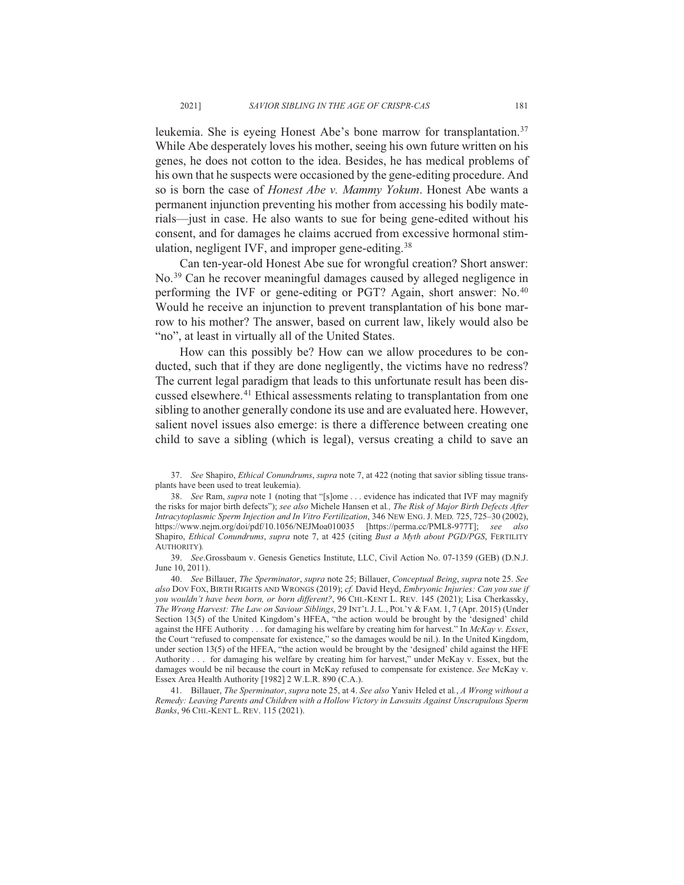leukemia. She is eyeing Honest Abe's bone marrow for transplantation.[37] While Abe desperately loves his mother, seeing his own future written on his genes, he does not cotton to the idea. Besides, he has medical problems of his own that he suspects were occasioned by the gene-editing procedure. And so is born the case of *Honest Abe v. Mammy Yokum*. Honest Abe wants a permanent injunction preventing his mother from accessing his bodily materials—just in case. He also wants to sue for being gene-edited without his consent, and for damages he claims accrued from excessive hormonal stimulation, negligent IVF, and improper gene-editing.[38]

Can ten-year-old Honest Abe sue for wrongful creation? Short answer: No.[39] Can he recover meaningful damages caused by alleged negligence in performing the IVF or gene-editing or PGT? Again, short answer: No.[40] Would he receive an injunction to prevent transplantation of his bone marrow to his mother? The answer, based on current law, likely would also be "no", at least in virtually all of the United States.

How can this possibly be? How can we allow procedures to be conducted, such that if they are done negligently, the victims have no redress? The current legal paradigm that leads to this unfortunate result has been discussed elsewhere.[41] Ethical assessments relating to transplantation from one sibling to another generally condone its use and are evaluated here. However, salient novel issues also emerge: is there a difference between creating one child to save a sibling (which is legal), versus creating a child to save an

---

37. *See* Shapiro, *Ethical Conundrums*, *supra* note 7, at 422 (noting that savior sibling tissue transplants have been used to treat leukemia).

38. *See* Ram, *supra* note 1 (noting that "[s]ome . . . evidence has indicated that IVF may magnify the risks for major birth defects"); *see also* Michele Hansen et al*.*, *The Risk of Major Birth Defects After Intracytoplasmic Sperm Injection and In Vitro Fertilization*, 346 NEW ENG. J. MED. 725, 725–30 (2002), https://www.nejm.org/doi/pdf/10.1056/NEJMoa010035 [https://perma.cc/PML8-977T]; *see also* Shapiro, *Ethical Conundrums*, *supra* note 7, at 425 (citing *Bust a Myth about PGD/PGS*, FERTILITY AUTHORITY).

39. *See*.Grossbaum v. Genesis Genetics Institute, LLC, Civil Action No. 07-1359 (GEB) (D.N.J. June 10, 2011).

40. *See* Billauer, *The Sperminator*, *supra* note 25; Billauer, *Conceptual Being*, *supra* note 25. *See also* DOV FOX, BIRTH RIGHTS AND WRONGS (2019); *cf.* David Heyd, *Embryonic Injuries: Can you sue if you wouldn't have been born, or born different?*, 96 CHI.-KENT L. REV. 145 (2021); Lisa Cherkassky, *The Wrong Harvest: The Law on Saviour Siblings*, 29 INT'L J. L., POL'Y & FAM. 1, 7 (Apr. 2015) (Under Section 13(5) of the United Kingdom's HFEA, "the action would be brought by the 'designed' child against the HFE Authority . . . for damaging his welfare by creating him for harvest." In *McKay v. Essex*, the Court "refused to compensate for existence," so the damages would be nil.). In the United Kingdom, under section 13(5) of the HFEA, "the action would be brought by the 'designed' child against the HFE Authority . . . for damaging his welfare by creating him for harvest," under McKay v. Essex, but the damages would be nil because the court in McKay refused to compensate for existence. *See* McKay v. Essex Area Health Authority [1982] 2 W.L.R. 890 (C.A.).

41. Billauer, *The Sperminator*, *supra* note 25, at 4. *See also* Yaniv Heled et al*.*, *A Wrong without a Remedy: Leaving Parents and Children with a Hollow Victory in Lawsuits Against Unscrupulous Sperm Banks*, 96 CHI.-KENT L. REV. 115 (2021).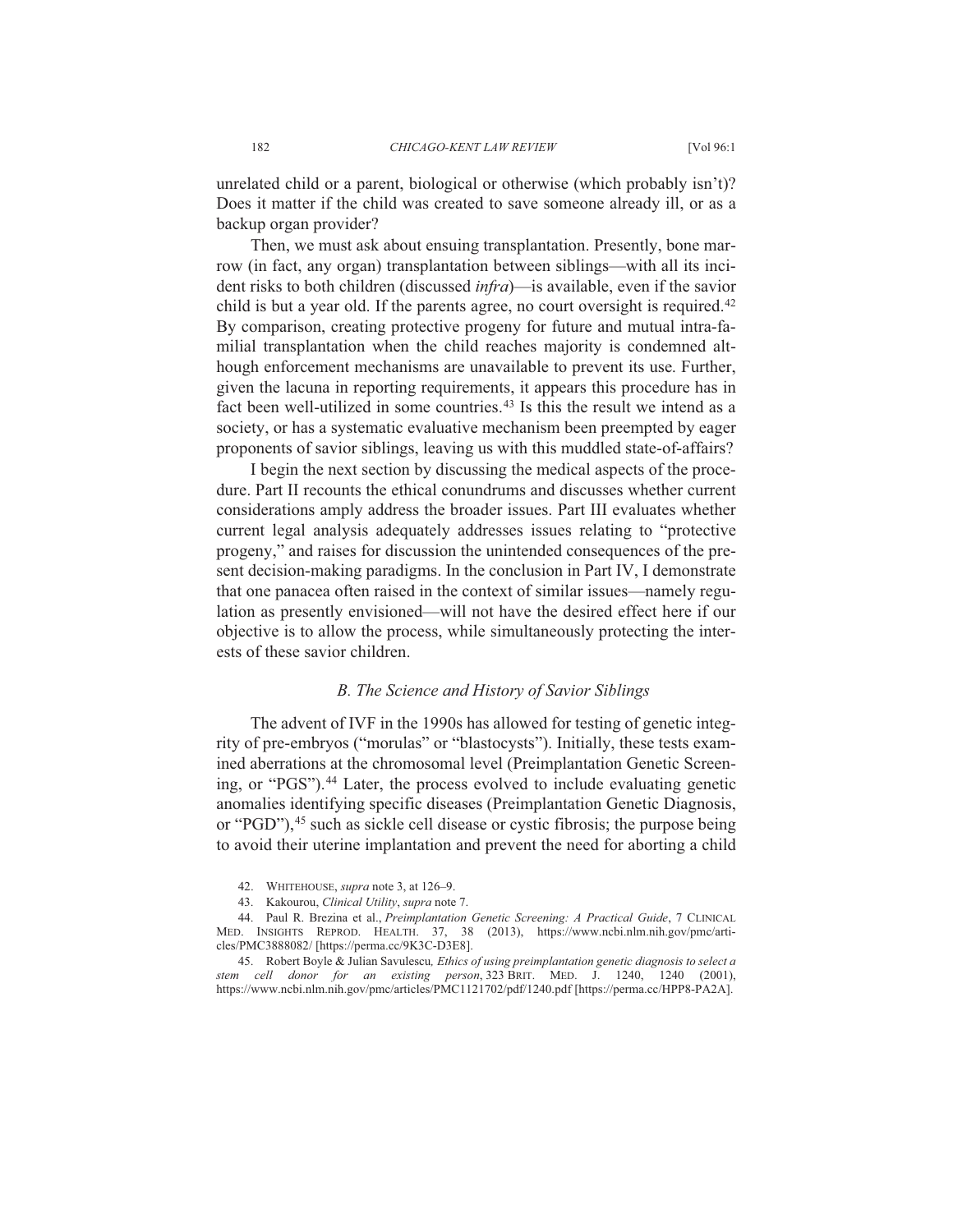unrelated child or a parent, biological or otherwise (which probably isn't)? Does it matter if the child was created to save someone already ill, or as a backup organ provider?

Then, we must ask about ensuing transplantation. Presently, bone marrow (in fact, any organ) transplantation between siblings—with all its incident risks to both children (discussed *infra*)—is available, even if the savior child is but a year old. If the parents agree, no court oversight is required.[42] By comparison, creating protective progeny for future and mutual intra-familial transplantation when the child reaches majority is condemned although enforcement mechanisms are unavailable to prevent its use. Further, given the lacuna in reporting requirements, it appears this procedure has in fact been well-utilized in some countries.[43] Is this the result we intend as a society, or has a systematic evaluative mechanism been preempted by eager proponents of savior siblings, leaving us with this muddled state-of-affairs?

I begin the next section by discussing the medical aspects of the procedure. Part II recounts the ethical conundrums and discusses whether current considerations amply address the broader issues. Part III evaluates whether current legal analysis adequately addresses issues relating to "protective progeny," and raises for discussion the unintended consequences of the present decision-making paradigms. In the conclusion in Part IV, I demonstrate that one panacea often raised in the context of similar issues—namely regulation as presently envisioned—will not have the desired effect here if our objective is to allow the process, while simultaneously protecting the interests of these savior children.

### *B. The Science and History of Savior Siblings*

The advent of IVF in the 1990s has allowed for testing of genetic integrity of pre-embryos ("morulas" or "blastocysts"). Initially, these tests examined aberrations at the chromosomal level (Preimplantation Genetic Screening, or "PGS").[44] Later, the process evolved to include evaluating genetic anomalies identifying specific diseases (Preimplantation Genetic Diagnosis, or "PGD"),[45] such as sickle cell disease or cystic fibrosis; the purpose being to avoid their uterine implantation and prevent the need for aborting a child

---

42. WHITEHOUSE, *supra* note 3, at 126–9.

43. Kakourou, *Clinical Utility*, *supra* note 7.

44. Paul R. Brezina et al., *Preimplantation Genetic Screening: A Practical Guide*, 7 CLINICAL MED. INSIGHTS REPROD. HEALTH. 37, 38 (2013), https://www.ncbi.nlm.nih.gov/pmc/articles/PMC3888082/ [https://perma.cc/9K3C-D3E8].

45. Robert Boyle & Julian Savulescu*, Ethics of using preimplantation genetic diagnosis to select a stem cell donor for an existing person*, 323 BRIT. MED. J. 1240, 1240 (2001), https://www.ncbi.nlm.nih.gov/pmc/articles/PMC1121702/pdf/1240.pdf [https://perma.cc/HPP8-PA2A].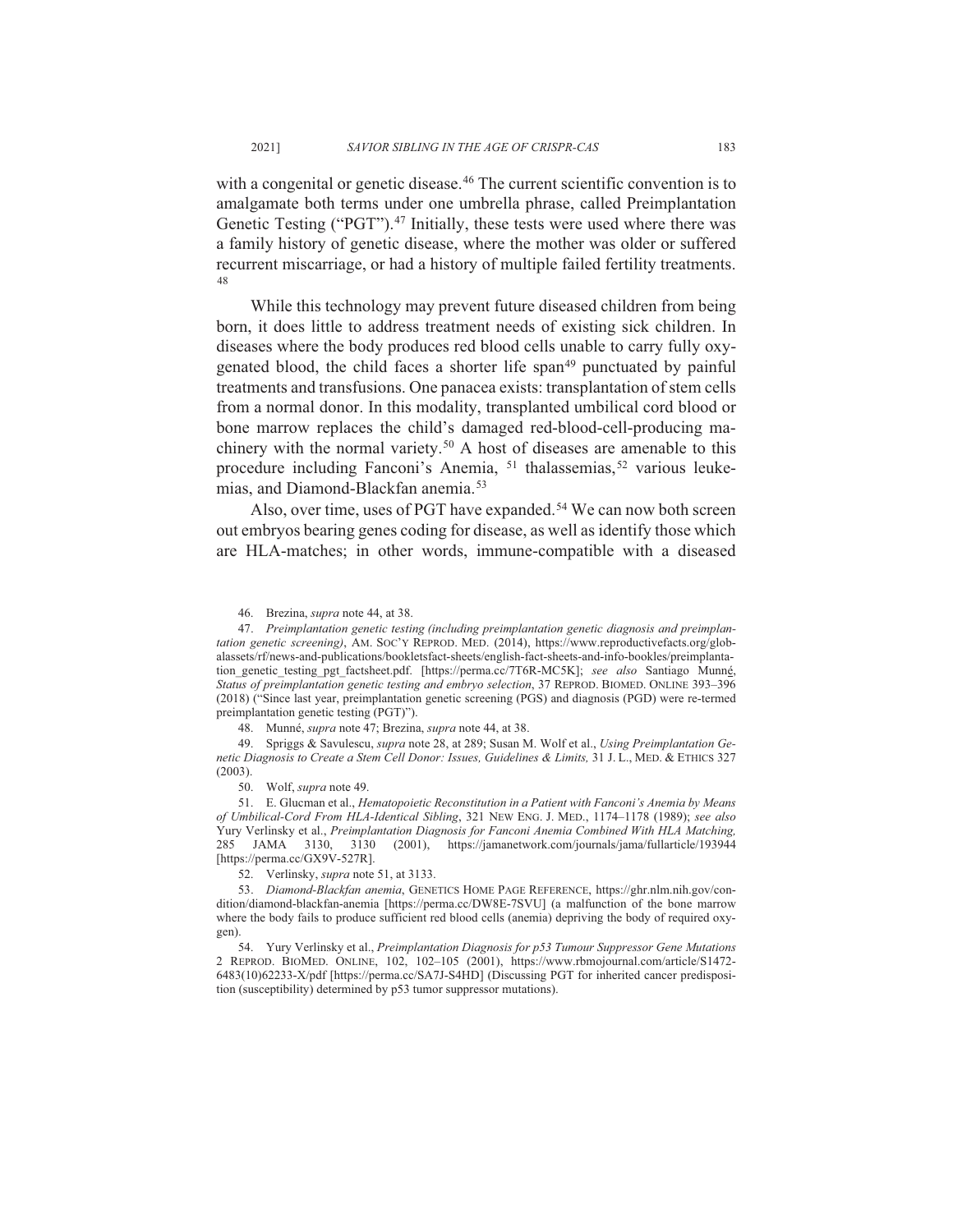with a congenital or genetic disease.[46] The current scientific convention is to amalgamate both terms under one umbrella phrase, called Preimplantation Genetic Testing ("PGT").[47] Initially, these tests were used where there was a family history of genetic disease, where the mother was older or suffered recurrent miscarriage, or had a history of multiple failed fertility treatments.[48]

While this technology may prevent future diseased children from being born, it does little to address treatment needs of existing sick children. In diseases where the body produces red blood cells unable to carry fully oxygenated blood, the child faces a shorter life span[49] punctuated by painful treatments and transfusions. One panacea exists: transplantation of stem cells from a normal donor. In this modality, transplanted umbilical cord blood or bone marrow replaces the child's damaged red-blood-cell-producing machinery with the normal variety.[50] A host of diseases are amenable to this procedure including Fanconi's Anemia, [51] thalassemias,[52] various leukemias, and Diamond-Blackfan anemia.[53]

Also, over time, uses of PGT have expanded.[54] We can now both screen out embryos bearing genes coding for disease, as well as identify those which are HLA-matches; in other words, immune-compatible with a diseased

---

46. Brezina, *supra* note 44, at 38.

47. *Preimplantation genetic testing (including preimplantation genetic diagnosis and preimplantation genetic screening)*, AM. SOC'Y REPROD. MED. (2014), https://www.reproductivefacts.org/globalassets/rf/news-and-publications/bookletsfact-sheets/english-fact-sheets-and-info-bookles/preimplantation_genetic_testing_pgt_factsheet.pdf. [https://perma.cc/7T6R-MC5K]; *see also* Santiago Munné, *Status of preimplantation genetic testing and embryo selection*, 37 REPROD. BIOMED. ONLINE 393–396 (2018) ("Since last year, preimplantation genetic screening (PGS) and diagnosis (PGD) were re-termed preimplantation genetic testing (PGT)").

48. Munné, *supra* note 47; Brezina, *supra* note 44, at 38.

49. Spriggs & Savulescu, *supra* note 28, at 289; Susan M. Wolf et al., *Using Preimplantation Genetic Diagnosis to Create a Stem Cell Donor: Issues, Guidelines & Limits,* 31 J. L., MED. & ETHICS 327 (2003).

50. Wolf, *supra* note 49.

51. E. Glucman et al., *Hematopoietic Reconstitution in a Patient with Fanconi's Anemia by Means of Umbilical-Cord From HLA-Identical Sibling*, 321 NEW ENG. J. MED., 1174–1178 (1989); *see also* Yury Verlinsky et al., *Preimplantation Diagnosis for Fanconi Anemia Combined With HLA Matching,* 285 JAMA 3130, 3130 (2001), https://jamanetwork.com/journals/jama/fullarticle/193944 [https://perma.cc/GX9V-527R].

52. Verlinsky, *supra* note 51, at 3133.

53. *Diamond-Blackfan anemia*, GENETICS HOME PAGE REFERENCE, https://ghr.nlm.nih.gov/condition/diamond-blackfan-anemia [https://perma.cc/DW8E-7SVU] (a malfunction of the bone marrow where the body fails to produce sufficient red blood cells (anemia) depriving the body of required oxygen).

54. Yury Verlinsky et al., *Preimplantation Diagnosis for p53 Tumour Suppressor Gene Mutations* 2 REPROD. BIOMED. ONLINE, 102, 102–105 (2001), https://www.rbmojournal.com/article/S1472-6483(10)62233-X/pdf [https://perma.cc/SA7J-S4HD] (Discussing PGT for inherited cancer predisposition (susceptibility) determined by p53 tumor suppressor mutations).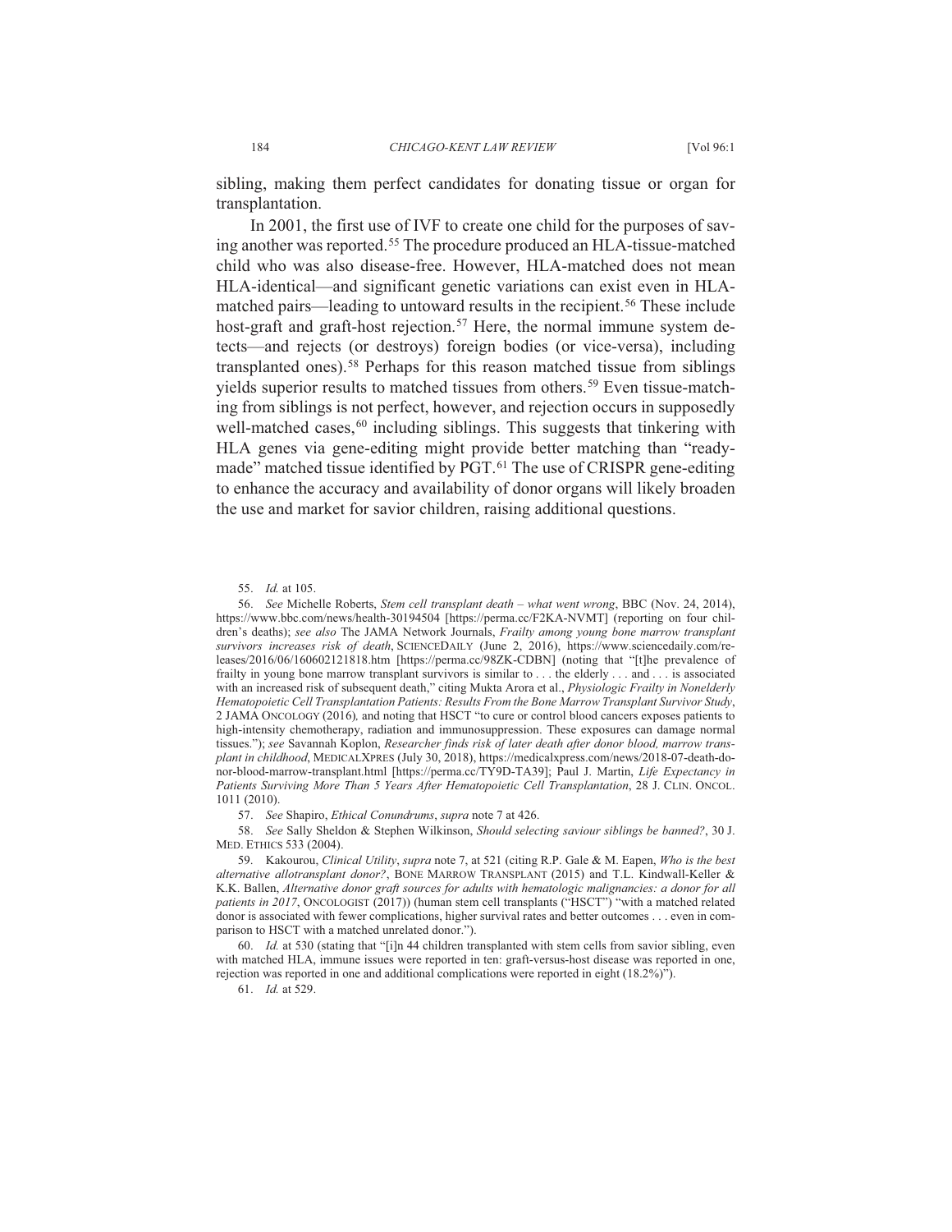sibling, making them perfect candidates for donating tissue or organ for transplantation.

In 2001, the first use of IVF to create one child for the purposes of saving another was reported.[55] The procedure produced an HLA-tissue-matched child who was also disease-free. However, HLA-matched does not mean HLA-identical—and significant genetic variations can exist even in HLA-matched pairs—leading to untoward results in the recipient.[56] These include host-graft and graft-host rejection.[57] Here, the normal immune system detects—and rejects (or destroys) foreign bodies (or vice-versa), including transplanted ones).[58] Perhaps for this reason matched tissue from siblings yields superior results to matched tissues from others.[59] Even tissue-matching from siblings is not perfect, however, and rejection occurs in supposedly well-matched cases,[60] including siblings. This suggests that tinkering with HLA genes via gene-editing might provide better matching than "ready-made" matched tissue identified by PGT.[61] The use of CRISPR gene-editing to enhance the accuracy and availability of donor organs will likely broaden the use and market for savior children, raising additional questions.

---

55. *Id.* at 105.

56. *See* Michelle Roberts, *Stem cell transplant death – what went wrong*, BBC (Nov. 24, 2014), https://www.bbc.com/news/health-30194504 [https://perma.cc/F2KA-NVMT] (reporting on four children's deaths); *see also* The JAMA Network Journals, *Frailty among young bone marrow transplant survivors increases risk of death*, SCIENCEDAILY (June 2, 2016), https://www.sciencedaily.com/releases/2016/06/160602121818.htm [https://perma.cc/98ZK-CDBN] (noting that "[t]he prevalence of frailty in young bone marrow transplant survivors is similar to . . . the elderly . . . and . . . is associated with an increased risk of subsequent death," citing Mukta Arora et al., *Physiologic Frailty in Nonelderly Hematopoietic Cell Transplantation Patients: Results From the Bone Marrow Transplant Survivor Study*, 2 JAMA ONCOLOGY (2016), and noting that HSCT "to cure or control blood cancers exposes patients to high-intensity chemotherapy, radiation and immunosuppression. These exposures can damage normal tissues."); *see* Savannah Koplon, *Researcher finds risk of later death after donor blood, marrow transplant in childhood*, MEDICALXPRES (July 30, 2018), https://medicalxpress.com/news/2018-07-death-donor-blood-marrow-transplant.html [https://perma.cc/TY9D-TA39]; Paul J. Martin, *Life Expectancy in Patients Surviving More Than 5 Years After Hematopoietic Cell Transplantation*, 28 J. CLIN. ONCOL. 1011 (2010).

57. *See* Shapiro, *Ethical Conundrums*, *supra* note 7 at 426.

58. *See* Sally Sheldon & Stephen Wilkinson, *Should selecting saviour siblings be banned?*, 30 J. MED. ETHICS 533 (2004).

59. Kakourou, *Clinical Utility*, *supra* note 7, at 521 (citing R.P. Gale & M. Eapen, *Who is the best alternative allotransplant donor?*, BONE MARROW TRANSPLANT (2015) and T.L. Kindwall-Keller & K.K. Ballen, *Alternative donor graft sources for adults with hematologic malignancies: a donor for all patients in 2017*, ONCOLOGIST (2017)) (human stem cell transplants ("HSCT") "with a matched related donor is associated with fewer complications, higher survival rates and better outcomes . . . even in comparison to HSCT with a matched unrelated donor.").

60. *Id.* at 530 (stating that "[i]n 44 children transplanted with stem cells from savior sibling, even with matched HLA, immune issues were reported in ten: graft-versus-host disease was reported in one, rejection was reported in one and additional complications were reported in eight (18.2%)").

61. *Id.* at 529.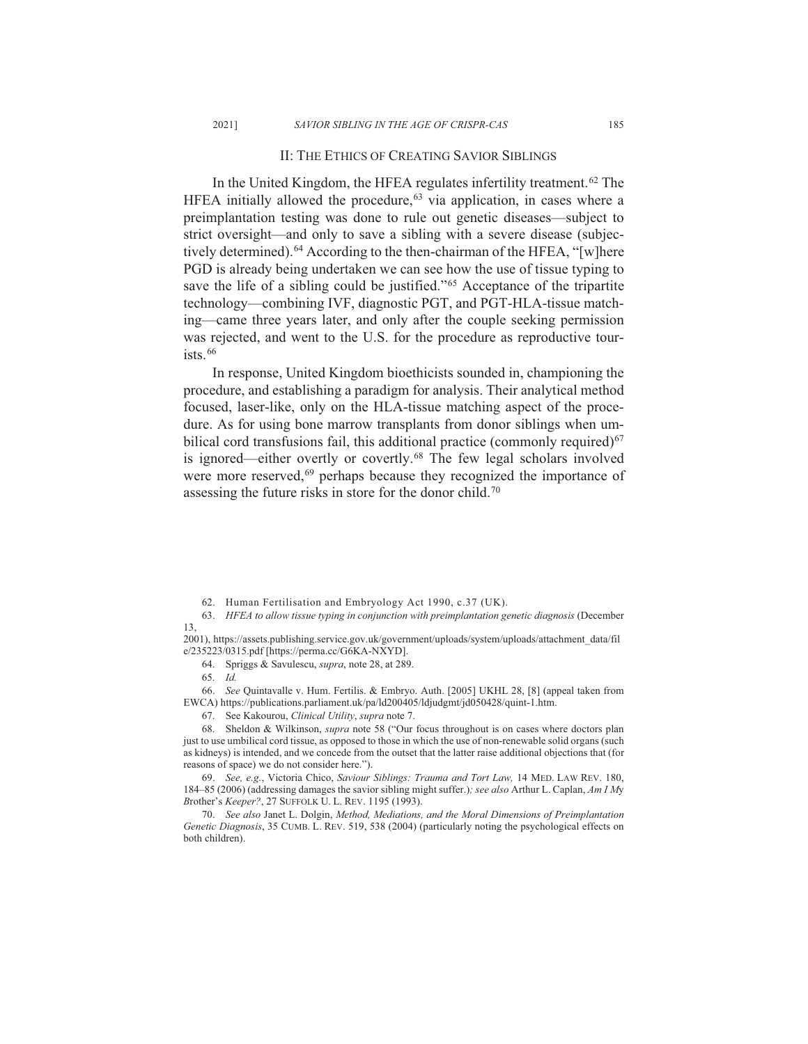## II: THE ETHICS OF CREATING SAVIOR SIBLINGS

In the United Kingdom, the HFEA regulates infertility treatment.[62] The HFEA initially allowed the procedure,[63] via application, in cases where a preimplantation testing was done to rule out genetic diseases—subject to strict oversight—and only to save a sibling with a severe disease (subjectively determined).[64] According to the then-chairman of the HFEA, "[w]here PGD is already being undertaken we can see how the use of tissue typing to save the life of a sibling could be justified."[65] Acceptance of the tripartite technology—combining IVF, diagnostic PGT, and PGT-HLA-tissue matching—came three years later, and only after the couple seeking permission was rejected, and went to the U.S. for the procedure as reproductive tourists.[66]

In response, United Kingdom bioethicists sounded in, championing the procedure, and establishing a paradigm for analysis. Their analytical method focused, laser-like, only on the HLA-tissue matching aspect of the procedure. As for using bone marrow transplants from donor siblings when umbilical cord transfusions fail, this additional practice (commonly required)[67] is ignored—either overtly or covertly.[68] The few legal scholars involved were more reserved,[69] perhaps because they recognized the importance of assessing the future risks in store for the donor child.[70]

62. Human Fertilisation and Embryology Act 1990, c.37 (UK).

63. *HFEA to allow tissue typing in conjunction with preimplantation genetic diagnosis* (December 13, 2001), https://assets.publishing.service.gov.uk/government/uploads/system/uploads/attachment_data/file/235223/0315.pdf [https://perma.cc/G6KA-NXYD].

64. Spriggs & Savulescu, *supra*, note 28, at 289.

65. *Id.*

66. *See* Quintavalle v. Hum. Fertilis. & Embryo. Auth. [2005] UKHL 28, [8] (appeal taken from EWCA) https://publications.parliament.uk/pa/ld200405/ldjudgmt/jd050428/quint-1.htm.

67. See Kakourou, *Clinical Utility*, *supra* note 7.

68. Sheldon & Wilkinson, *supra* note 58 ("Our focus throughout is on cases where doctors plan just to use umbilical cord tissue, as opposed to those in which the use of non-renewable solid organs (such as kidneys) is intended, and we concede from the outset that the latter raise additional objections that (for reasons of space) we do not consider here.").

69. *See, e.g.*, Victoria Chico, *Saviour Siblings: Trauma and Tort Law,* 14 MED. LAW REV. 180, 184–85 (2006) (addressing damages the savior sibling might suffer.)*; see also* Arthur L. Caplan, *Am I My Brother's Keeper?*, 27 SUFFOLK U. L. REV. 1195 (1993).

70. *See also* Janet L. Dolgin, *Method, Mediations, and the Moral Dimensions of Preimplantation Genetic Diagnosis*, 35 CUMB. L. REV. 519, 538 (2004) (particularly noting the psychological effects on both children).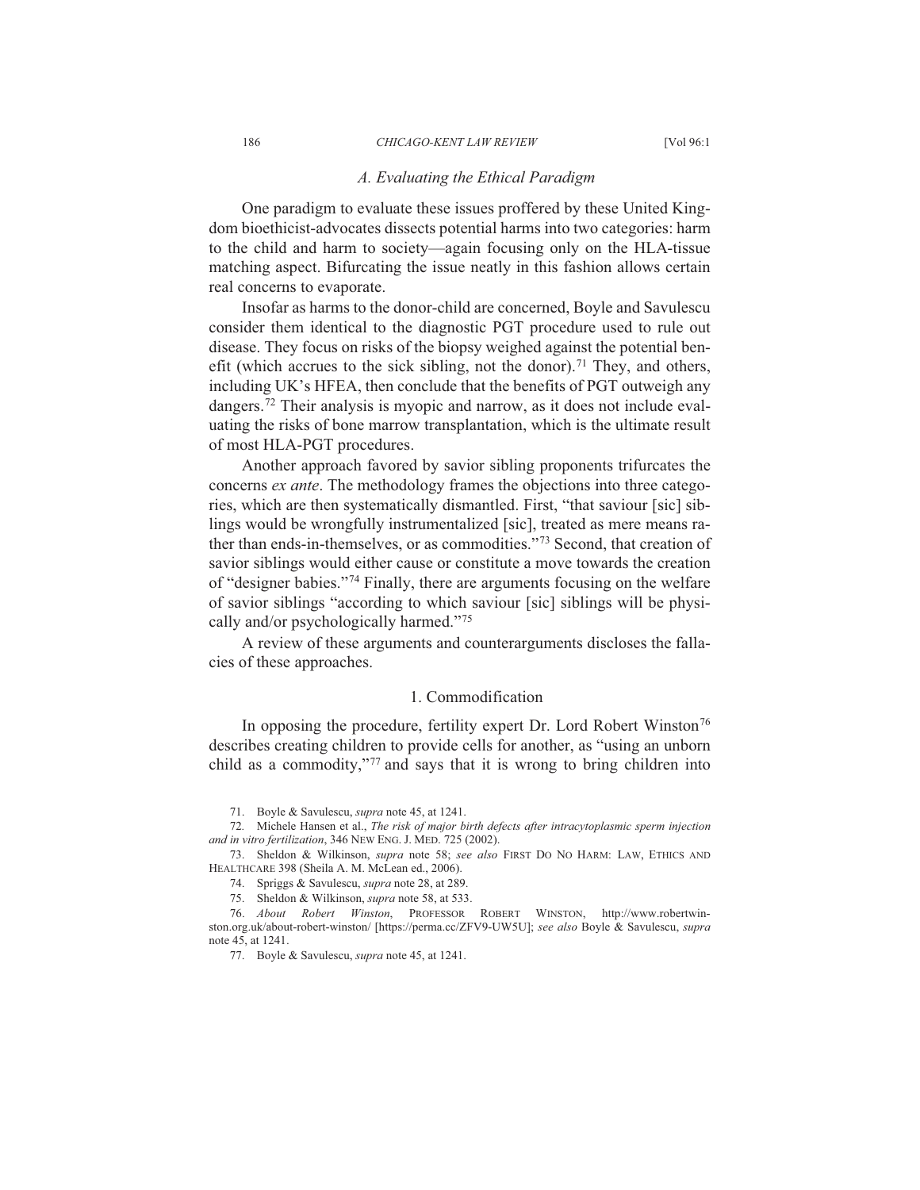### *A. Evaluating the Ethical Paradigm*

One paradigm to evaluate these issues proffered by these United Kingdom bioethicist-advocates dissects potential harms into two categories: harm to the child and harm to society—again focusing only on the HLA-tissue matching aspect. Bifurcating the issue neatly in this fashion allows certain real concerns to evaporate.

Insofar as harms to the donor-child are concerned, Boyle and Savulescu consider them identical to the diagnostic PGT procedure used to rule out disease. They focus on risks of the biopsy weighed against the potential benefit (which accrues to the sick sibling, not the donor).[71] They, and others, including UK's HFEA, then conclude that the benefits of PGT outweigh any dangers.[72] Their analysis is myopic and narrow, as it does not include evaluating the risks of bone marrow transplantation, which is the ultimate result of most HLA-PGT procedures.

Another approach favored by savior sibling proponents trifurcates the concerns *ex ante*. The methodology frames the objections into three categories, which are then systematically dismantled. First, "that saviour [sic] siblings would be wrongfully instrumentalized [sic], treated as mere means rather than ends-in-themselves, or as commodities."[73] Second, that creation of savior siblings would either cause or constitute a move towards the creation of "designer babies."[74] Finally, there are arguments focusing on the welfare of savior siblings "according to which saviour [sic] siblings will be physically and/or psychologically harmed."[75]

A review of these arguments and counterarguments discloses the fallacies of these approaches.

#### 1. Commodification

In opposing the procedure, fertility expert Dr. Lord Robert Winston[76] describes creating children to provide cells for another, as "using an unborn child as a commodity,"[77] and says that it is wrong to bring children into

---

71. Boyle & Savulescu, *supra* note 45, at 1241.

72. Michele Hansen et al., *The risk of major birth defects after intracytoplasmic sperm injection and in vitro fertilization*, 346 NEW ENG. J. MED. 725 (2002).

73. Sheldon & Wilkinson, *supra* note 58; *see also* FIRST DO NO HARM: LAW, ETHICS AND HEALTHCARE 398 (Sheila A. M. McLean ed., 2006).

74. Spriggs & Savulescu, *supra* note 28, at 289.

75. Sheldon & Wilkinson, *supra* note 58, at 533.

76. *About Robert Winston*, PROFESSOR ROBERT WINSTON, http://www.robertwinston.org.uk/about-robert-winston/ [https://perma.cc/ZFV9-UW5U]; *see also* Boyle & Savulescu, *supra* note 45, at 1241.

77. Boyle & Savulescu, *supra* note 45, at 1241.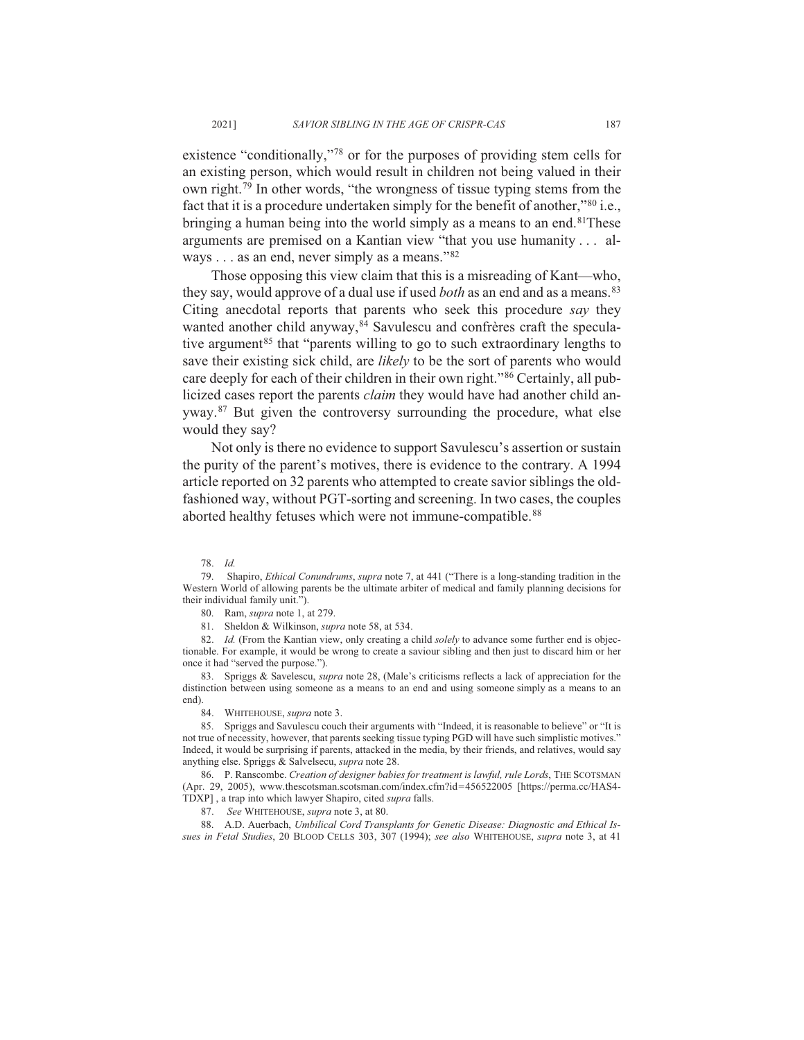existence "conditionally,"[78] or for the purposes of providing stem cells for an existing person, which would result in children not being valued in their own right.[79] In other words, "the wrongness of tissue typing stems from the fact that it is a procedure undertaken simply for the benefit of another,"[80] i.e., bringing a human being into the world simply as a means to an end.[81]These arguments are premised on a Kantian view "that you use humanity . . . always . . . as an end, never simply as a means."[82]

Those opposing this view claim that this is a misreading of Kant—who, they say, would approve of a dual use if used *both* as an end and as a means.[83] Citing anecdotal reports that parents who seek this procedure *say* they wanted another child anyway,[84] Savulescu and confrères craft the speculative argument[85] that "parents willing to go to such extraordinary lengths to save their existing sick child, are *likely* to be the sort of parents who would care deeply for each of their children in their own right."[86] Certainly, all publicized cases report the parents *claim* they would have had another child anyway.[87] But given the controversy surrounding the procedure, what else would they say?

Not only is there no evidence to support Savulescu's assertion or sustain the purity of the parent's motives, there is evidence to the contrary. A 1994 article reported on 32 parents who attempted to create savior siblings the old-fashioned way, without PGT-sorting and screening. In two cases, the couples aborted healthy fetuses which were not immune-compatible.[88]

78. *Id.*

79. Shapiro, *Ethical Conundrums*, *supra* note 7, at 441 ("There is a long-standing tradition in the Western World of allowing parents be the ultimate arbiter of medical and family planning decisions for their individual family unit.").

80. Ram, *supra* note 1, at 279.

81. Sheldon & Wilkinson, *supra* note 58, at 534.

82. *Id.* (From the Kantian view, only creating a child *solely* to advance some further end is objectionable. For example, it would be wrong to create a saviour sibling and then just to discard him or her once it had "served the purpose.").

83. Spriggs & Savelescu, *supra* note 28, (Male's criticisms reflects a lack of appreciation for the distinction between using someone as a means to an end and using someone simply as a means to an end).

84. WHITEHOUSE, *supra* note 3.

85. Spriggs and Savulescu couch their arguments with "Indeed, it is reasonable to believe" or "It is not true of necessity, however, that parents seeking tissue typing PGD will have such simplistic motives." Indeed, it would be surprising if parents, attacked in the media, by their friends, and relatives, would say anything else. Spriggs & Salvelsecu, *supra* note 28.

86. P. Ranscombe. *Creation of designer babies for treatment is lawful, rule Lords*, THE SCOTSMAN (Apr. 29, 2005), www.thescotsman.scotsman.com/index.cfm?id=456522005 [https://perma.cc/HAS4-TDXP] , a trap into which lawyer Shapiro, cited *supra* falls.

87. *See* WHITEHOUSE, *supra* note 3, at 80.

88. A.D. Auerbach, *Umbilical Cord Transplants for Genetic Disease: Diagnostic and Ethical Issues in Fetal Studies*, 20 BLOOD CELLS 303, 307 (1994); *see also* WHITEHOUSE, *supra* note 3, at 41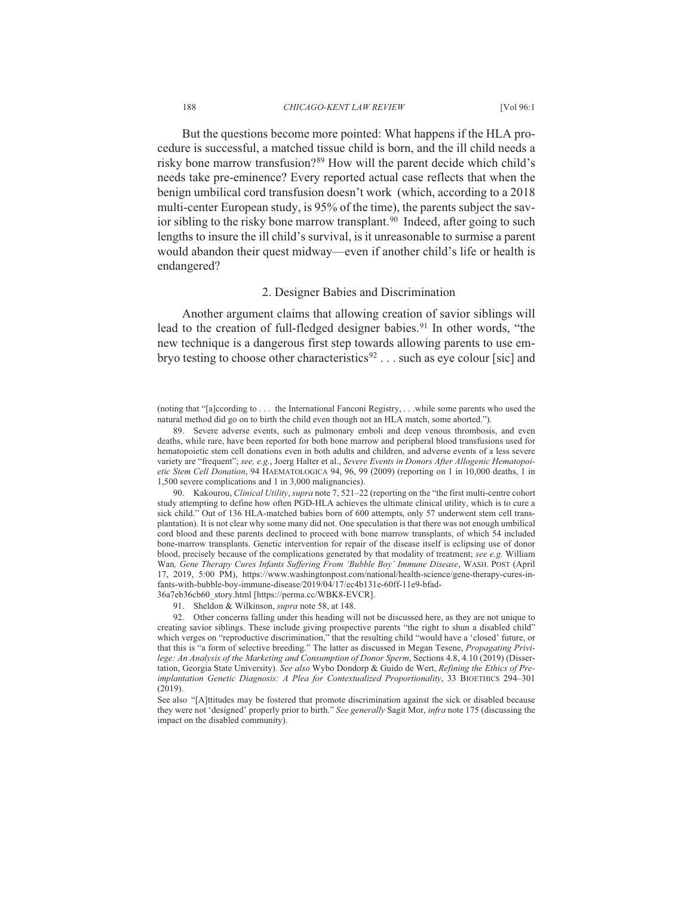But the questions become more pointed: What happens if the HLA procedure is successful, a matched tissue child is born, and the ill child needs a risky bone marrow transfusion?[89] How will the parent decide which child's needs take pre-eminence? Every reported actual case reflects that when the benign umbilical cord transfusion doesn't work (which, according to a 2018 multi-center European study, is 95% of the time), the parents subject the savior sibling to the risky bone marrow transplant.[90] Indeed, after going to such lengths to insure the ill child's survival, is it unreasonable to surmise a parent would abandon their quest midway—even if another child's life or health is endangered?

### 2. Designer Babies and Discrimination

Another argument claims that allowing creation of savior siblings will lead to the creation of full-fledged designer babies.[91] In other words, "the new technique is a dangerous first step towards allowing parents to use embryo testing to choose other characteristics[92] . . . such as eye colour [sic] and

---

(noting that "[a]ccording to . . . the International Fanconi Registry, . . .while some parents who used the natural method did go on to birth the child even though not an HLA match, some aborted.").

89. Severe adverse events, such as pulmonary emboli and deep venous thrombosis, and even deaths, while rare, have been reported for both bone marrow and peripheral blood transfusions used for hematopoietic stem cell donations even in both adults and children, and adverse events of a less severe variety are "frequent"; *see, e.g.*, Joerg Halter et al., *Severe Events in Donors After Allogenic Hematopoietic Stem Cell Donation*, 94 HAEMATOLOGICA 94, 96, 99 (2009) (reporting on 1 in 10,000 deaths, 1 in 1,500 severe complications and 1 in 3,000 malignancies).

90. Kakourou, *Clinical Utility*, *supra* note 7, 521–22 (reporting on the "the first multi-centre cohort study attempting to define how often PGD-HLA achieves the ultimate clinical utility, which is to cure a sick child." Out of 136 HLA-matched babies born of 600 attempts, only 57 underwent stem cell transplantation). It is not clear why some many did not. One speculation is that there was not enough umbilical cord blood and these parents declined to proceed with bone marrow transplants, of which 54 included bone-marrow transplants. Genetic intervention for repair of the disease itself is eclipsing use of donor blood, precisely because of the complications generated by that modality of treatment; *see e.g.* William Wan*, Gene Therapy Cures Infants Suffering From 'Bubble Boy' Immune Disease*, WASH. POST (April 17, 2019, 5:00 PM), https://www.washingtonpost.com/national/health-science/gene-therapy-cures-infants-with-bubble-boy-immune-disease/2019/04/17/ec4b131e-60ff-11e9-bfad-36a7eb36cb60_story.html [https://perma.cc/WBK8-EVCR].

91. Sheldon & Wilkinson, *supra* note 58, at 148.

92. Other concerns falling under this heading will not be discussed here, as they are not unique to creating savior siblings. These include giving prospective parents "the right to shun a disabled child" which verges on "reproductive discrimination," that the resulting child "would have a 'closed' future, or that this is "a form of selective breeding." The latter as discussed in Megan Tesene, *Propagating Privilege: An Analysis of the Marketing and Consumption of Donor Sperm*, Sections 4.8, 4.10 (2019) (Dissertation, Georgia State University). *See also* Wybo Dondorp & Guido de Wert, *Refining the Ethics of Preimplantation Genetic Diagnosis: A Plea for Contextualized Proportionality*, 33 BIOETHICS 294–301 (2019).

See also "[A]ttitudes may be fostered that promote discrimination against the sick or disabled because they were not 'designed' properly prior to birth." *See generally* Sagit Mor, *infra* note 175 (discussing the impact on the disabled community).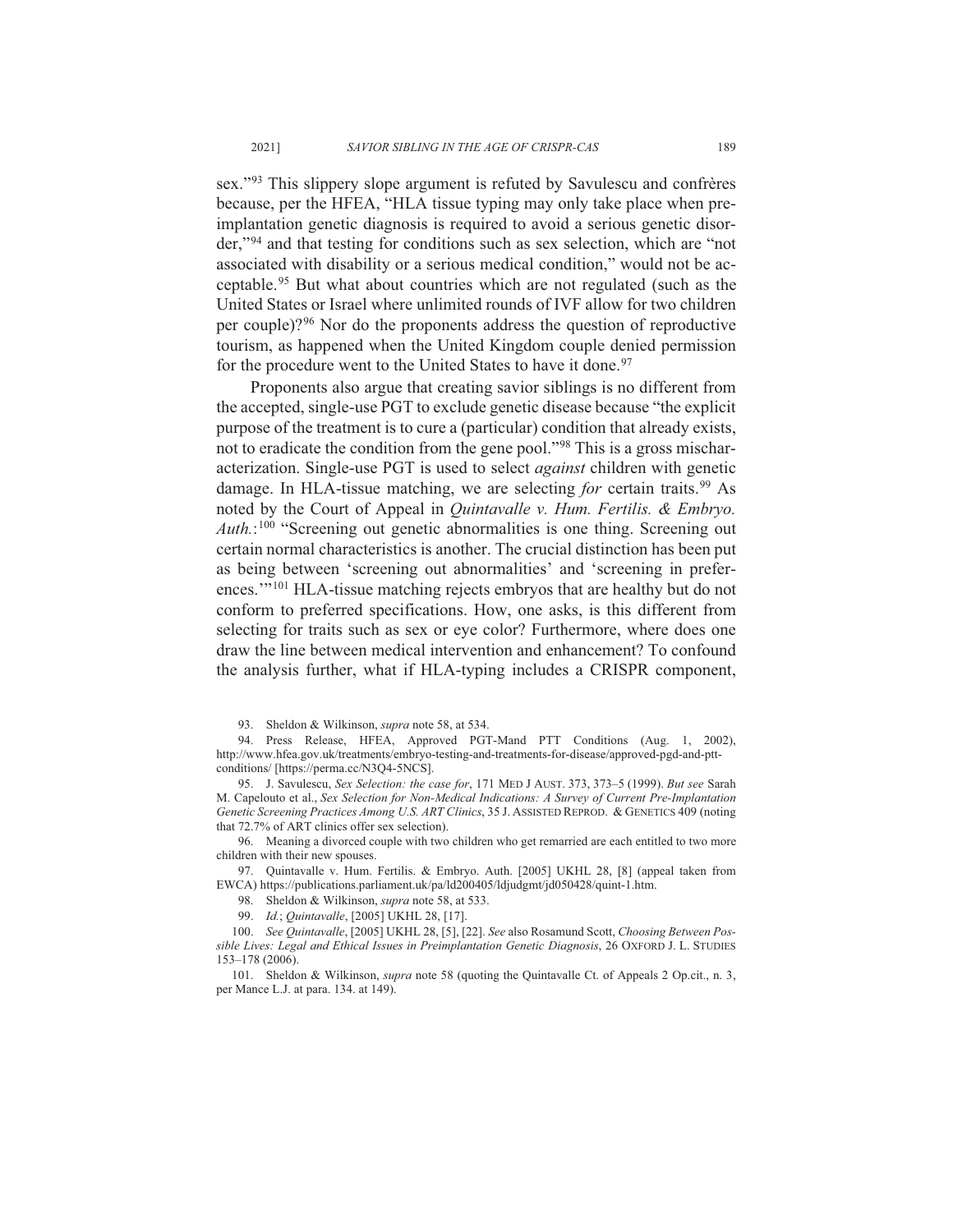sex."[93] This slippery slope argument is refuted by Savulescu and confrères because, per the HFEA, "HLA tissue typing may only take place when preimplantation genetic diagnosis is required to avoid a serious genetic disorder,"[94] and that testing for conditions such as sex selection, which are "not associated with disability or a serious medical condition," would not be acceptable.[95] But what about countries which are not regulated (such as the United States or Israel where unlimited rounds of IVF allow for two children per couple)?[96] Nor do the proponents address the question of reproductive tourism, as happened when the United Kingdom couple denied permission for the procedure went to the United States to have it done.[97]

Proponents also argue that creating savior siblings is no different from the accepted, single-use PGT to exclude genetic disease because "the explicit purpose of the treatment is to cure a (particular) condition that already exists, not to eradicate the condition from the gene pool."[98] This is a gross mischaracterization. Single-use PGT is used to select *against* children with genetic damage. In HLA-tissue matching, we are selecting *for* certain traits.[99] As noted by the Court of Appeal in *Quintavalle v. Hum. Fertilis. & Embryo. Auth.*:[100] "Screening out genetic abnormalities is one thing. Screening out certain normal characteristics is another. The crucial distinction has been put as being between 'screening out abnormalities' and 'screening in preferences.'"[101] HLA-tissue matching rejects embryos that are healthy but do not conform to preferred specifications. How, one asks, is this different from selecting for traits such as sex or eye color? Furthermore, where does one draw the line between medical intervention and enhancement? To confound the analysis further, what if HLA-typing includes a CRISPR component,

---

93. Sheldon & Wilkinson, *supra* note 58, at 534.

94. Press Release, HFEA, Approved PGT-Mand PTT Conditions (Aug. 1, 2002), http://www.hfea.gov.uk/treatments/embryo-testing-and-treatments-for-disease/approved-pgd-and-ptt-conditions/ [https://perma.cc/N3Q4-5NCS].

95. J. Savulescu, *Sex Selection: the case for*, 171 MED J AUST. 373, 373–5 (1999). *But see* Sarah M. Capelouto et al., *Sex Selection for Non-Medical Indications: A Survey of Current Pre-Implantation Genetic Screening Practices Among U.S. ART Clinics*, 35 J. ASSISTED REPROD. & GENETICS 409 (noting that 72.7% of ART clinics offer sex selection).

96. Meaning a divorced couple with two children who get remarried are each entitled to two more children with their new spouses.

97. Quintavalle v. Hum. Fertilis. & Embryo. Auth. [2005] UKHL 28, [8] (appeal taken from EWCA) https://publications.parliament.uk/pa/ld200405/ldjudgmt/jd050428/quint-1.htm.

98. Sheldon & Wilkinson, *supra* note 58, at 533.

99. *Id.*; *Quintavalle*, [2005] UKHL 28, [17].

100. *See Quintavalle*, [2005] UKHL 28, [5], [22]. *See* also Rosamund Scott, *Choosing Between Possible Lives: Legal and Ethical Issues in Preimplantation Genetic Diagnosis*, 26 OXFORD J. L. STUDIES 153–178 (2006).

101. Sheldon & Wilkinson, *supra* note 58 (quoting the Quintavalle Ct. of Appeals 2 Op.cit., n. 3, per Mance L.J. at para. 134. at 149).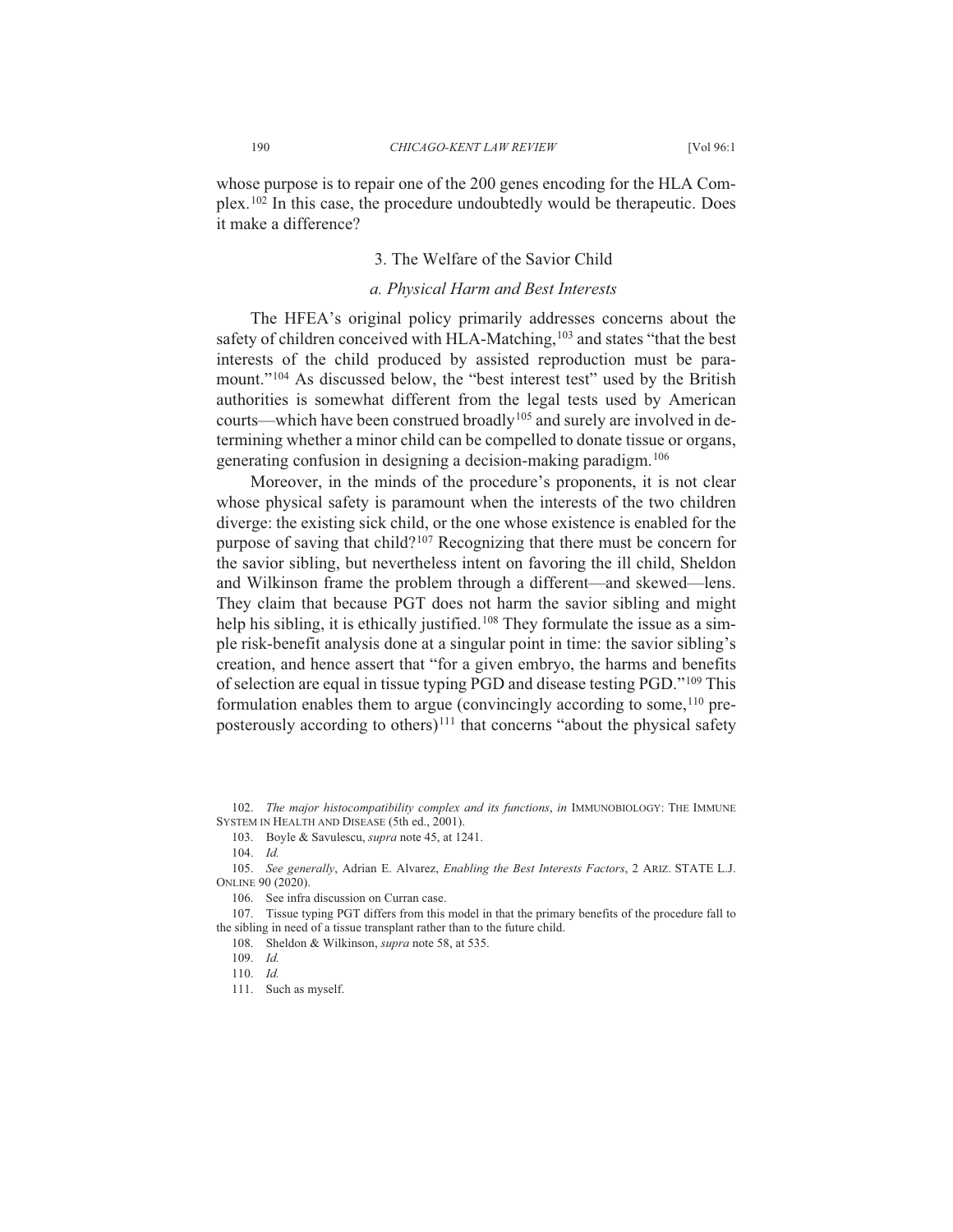whose purpose is to repair one of the 200 genes encoding for the HLA Complex.[102] In this case, the procedure undoubtedly would be therapeutic. Does it make a difference?

### 3. The Welfare of the Savior Child

#### *a. Physical Harm and Best Interests*

The HFEA's original policy primarily addresses concerns about the safety of children conceived with HLA-Matching,[103] and states "that the best interests of the child produced by assisted reproduction must be paramount."[104] As discussed below, the "best interest test" used by the British authorities is somewhat different from the legal tests used by American courts—which have been construed broadly[105] and surely are involved in determining whether a minor child can be compelled to donate tissue or organs, generating confusion in designing a decision-making paradigm.[106]

Moreover, in the minds of the procedure's proponents, it is not clear whose physical safety is paramount when the interests of the two children diverge: the existing sick child, or the one whose existence is enabled for the purpose of saving that child?[107] Recognizing that there must be concern for the savior sibling, but nevertheless intent on favoring the ill child, Sheldon and Wilkinson frame the problem through a different—and skewed—lens. They claim that because PGT does not harm the savior sibling and might help his sibling, it is ethically justified.[108] They formulate the issue as a simple risk-benefit analysis done at a singular point in time: the savior sibling's creation, and hence assert that "for a given embryo, the harms and benefits of selection are equal in tissue typing PGD and disease testing PGD."[109] This formulation enables them to argue (convincingly according to some,[110] preposterously according to others)[111] that concerns "about the physical safety

---

102. *The major histocompatibility complex and its functions*, *in* IMMUNOBIOLOGY: THE IMMUNE SYSTEM IN HEALTH AND DISEASE (5th ed., 2001).

103. Boyle & Savulescu, *supra* note 45, at 1241.

104. *Id.*

105. *See generally*, Adrian E. Alvarez, *Enabling the Best Interests Factors*, 2 ARIZ. STATE L.J. ONLINE 90 (2020).

106. See infra discussion on Curran case.

107. Tissue typing PGT differs from this model in that the primary benefits of the procedure fall to the sibling in need of a tissue transplant rather than to the future child.

108. Sheldon & Wilkinson, *supra* note 58, at 535.

109. *Id.*

110. *Id.*

111. Such as myself.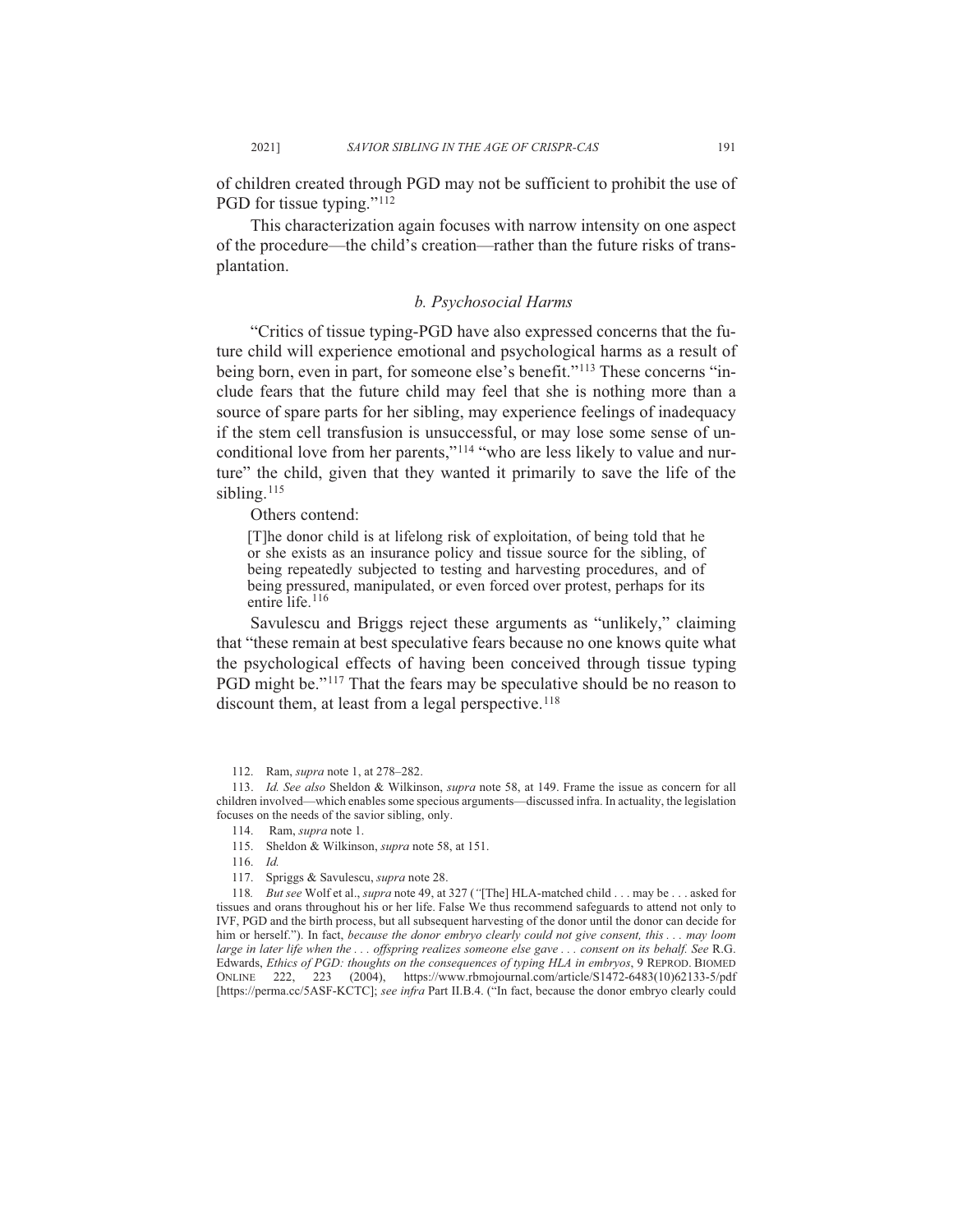of children created through PGD may not be sufficient to prohibit the use of PGD for tissue typing."[112]

This characterization again focuses with narrow intensity on one aspect of the procedure—the child's creation—rather than the future risks of transplantation.

### *b. Psychosocial Harms*

"Critics of tissue typing-PGD have also expressed concerns that the future child will experience emotional and psychological harms as a result of being born, even in part, for someone else's benefit."[113] These concerns "include fears that the future child may feel that she is nothing more than a source of spare parts for her sibling, may experience feelings of inadequacy if the stem cell transfusion is unsuccessful, or may lose some sense of unconditional love from her parents,"[114] "who are less likely to value and nurture" the child, given that they wanted it primarily to save the life of the sibling.[115]

Others contend:

> [T]he donor child is at lifelong risk of exploitation, of being told that he or she exists as an insurance policy and tissue source for the sibling, of being repeatedly subjected to testing and harvesting procedures, and of being pressured, manipulated, or even forced over protest, perhaps for its entire life.[116]

Savulescu and Briggs reject these arguments as "unlikely," claiming that "these remain at best speculative fears because no one knows quite what the psychological effects of having been conceived through tissue typing PGD might be."[117] That the fears may be speculative should be no reason to discount them, at least from a legal perspective.[118]

---

112. Ram, *supra* note 1, at 278–282.

113. *Id. See also* Sheldon & Wilkinson, *supra* note 58, at 149. Frame the issue as concern for all children involved—which enables some specious arguments—discussed infra. In actuality, the legislation focuses on the needs of the savior sibling, only.

114. Ram, *supra* note 1.

115. Sheldon & Wilkinson, *supra* note 58, at 151.

116. *Id.*

117. Spriggs & Savulescu, *supra* note 28.

118. *But see* Wolf et al., *supra* note 49, at 327 ("[The] HLA-matched child . . . may be . . . asked for tissues and orans throughout his or her life. False We thus recommend safeguards to attend not only to IVF, PGD and the birth process, but all subsequent harvesting of the donor until the donor can decide for him or herself."). In fact, *because the donor embryo clearly could not give consent, this . . . may loom large in later life when the . . . offspring realizes someone else gave . . . consent on its behalf. See* R.G. Edwards, *Ethics of PGD: thoughts on the consequences of typing HLA in embryos*, 9 REPROD. BIOMED ONLINE 222, 223 (2004), https://www.rbmojournal.com/article/S1472-6483(10)62133-5/pdf [https://perma.cc/5ASF-KCTC]; *see infra* Part II.B.4. ("In fact, because the donor embryo clearly could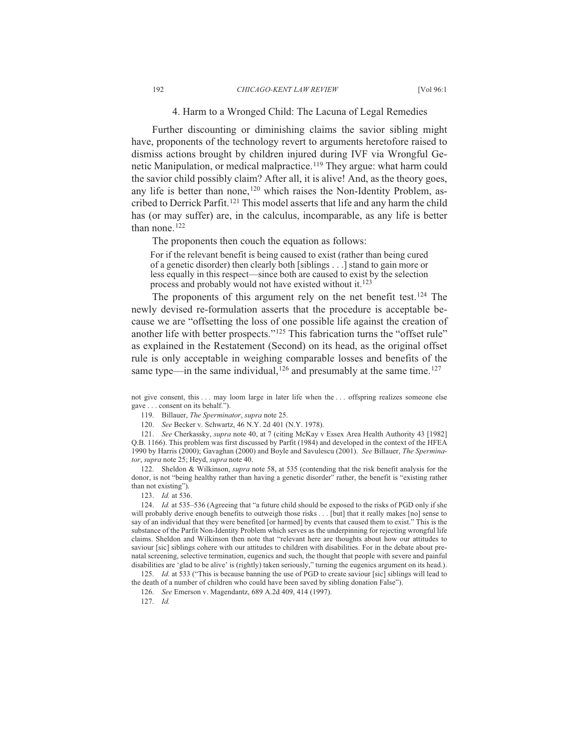### 4. Harm to a Wronged Child: The Lacuna of Legal Remedies

Further discounting or diminishing claims the savior sibling might have, proponents of the technology revert to arguments heretofore raised to dismiss actions brought by children injured during IVF via Wrongful Genetic Manipulation, or medical malpractice.[119] They argue: what harm could the savior child possibly claim? After all, it is alive! And, as the theory goes, any life is better than none,[120] which raises the Non-Identity Problem, ascribed to Derrick Parfit.[121] This model asserts that life and any harm the child has (or may suffer) are, in the calculus, incomparable, as any life is better than none.[122]

The proponents then couch the equation as follows:

> For if the relevant benefit is being caused to exist (rather than being cured of a genetic disorder) then clearly both [siblings . . .] stand to gain more or less equally in this respect—since both are caused to exist by the selection process and probably would not have existed without it.[123]

The proponents of this argument rely on the net benefit test.[124] The newly devised re-formulation asserts that the procedure is acceptable because we are "offsetting the loss of one possible life against the creation of another life with better prospects."[125] This fabrication turns the "offset rule" as explained in the Restatement (Second) on its head, as the original offset rule is only acceptable in weighing comparable losses and benefits of the same type—in the same individual,[126] and presumably at the same time.[127]

---

not give consent, this . . . may loom large in later life when the . . . offspring realizes someone else gave . . . consent on its behalf.").

119. Billauer, *The Sperminator*, *supra* note 25.

120. *See* Becker v. Schwartz, 46 N.Y. 2d 401 (N.Y. 1978).

121. *See* Cherkassky, *supra* note 40, at 7 (citing McKay v Essex Area Health Authority 43 [1982] Q.B. 1166). This problem was first discussed by Parfit (1984) and developed in the context of the HFEA 1990 by Harris (2000); Gavaghan (2000) and Boyle and Savulescu (2001). *See* Billauer, *The Sperminator*, *supra* note 25; Heyd, *supra* note 40.

122. Sheldon & Wilkinson, *supra* note 58, at 535 (contending that the risk benefit analysis for the donor, is not "being healthy rather than having a genetic disorder" rather, the benefit is "existing rather than not existing").

123. *Id.* at 536.

124. *Id.* at 535–536 (Agreeing that "a future child should be exposed to the risks of PGD only if she will probably derive enough benefits to outweigh those risks . . . [but] that it really makes [no] sense to say of an individual that they were benefited [or harmed] by events that caused them to exist." This is the substance of the Parfit Non-Identity Problem which serves as the underpinning for rejecting wrongful life claims. Sheldon and Wilkinson then note that "relevant here are thoughts about how our attitudes to saviour [sic] siblings cohere with our attitudes to children with disabilities. For in the debate about prenatal screening, selective termination, eugenics and such, the thought that people with severe and painful disabilities are 'glad to be alive' is (rightly) taken seriously," turning the eugenics argument on its head.).

125. *Id.* at 533 ("This is because banning the use of PGD to create saviour [sic] siblings will lead to the death of a number of children who could have been saved by sibling donation False").

126. *See* Emerson v. Magendantz, 689 A.2d 409, 414 (1997).

127. *Id.*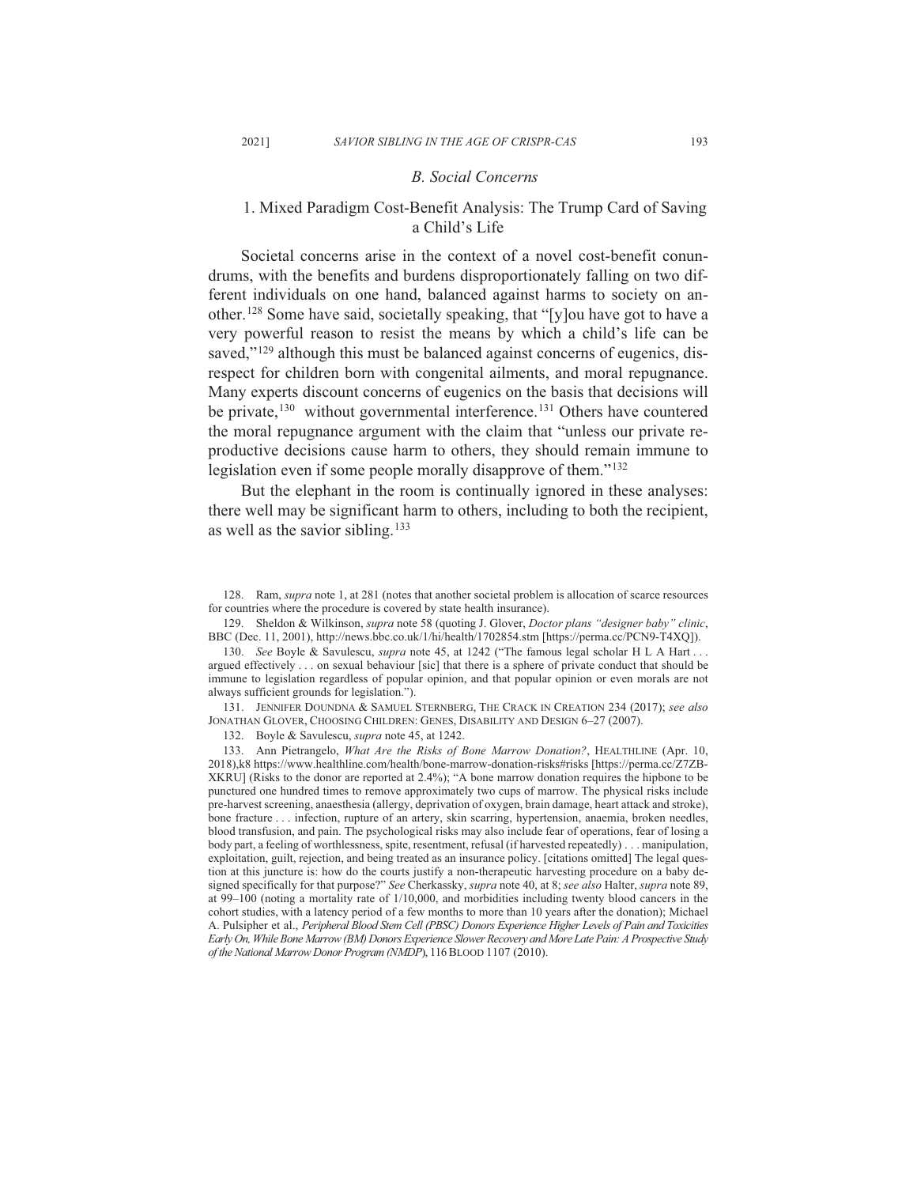### *B. Social Concerns*

#### 1. Mixed Paradigm Cost-Benefit Analysis: The Trump Card of Saving a Child's Life

Societal concerns arise in the context of a novel cost-benefit conundrums, with the benefits and burdens disproportionately falling on two different individuals on one hand, balanced against harms to society on another.[128] Some have said, societally speaking, that "[y]ou have got to have a very powerful reason to resist the means by which a child's life can be saved,"[129] although this must be balanced against concerns of eugenics, disrespect for children born with congenital ailments, and moral repugnance. Many experts discount concerns of eugenics on the basis that decisions will be private,[130] without governmental interference.[131] Others have countered the moral repugnance argument with the claim that "unless our private reproductive decisions cause harm to others, they should remain immune to legislation even if some people morally disapprove of them."[132]

But the elephant in the room is continually ignored in these analyses: there well may be significant harm to others, including to both the recipient, as well as the savior sibling.[133]

---

128. Ram, *supra* note 1, at 281 (notes that another societal problem is allocation of scarce resources for countries where the procedure is covered by state health insurance).

129. Sheldon & Wilkinson, *supra* note 58 (quoting J. Glover, *Doctor plans "designer baby" clinic*, BBC (Dec. 11, 2001), http://news.bbc.co.uk/1/hi/health/1702854.stm [https://perma.cc/PCN9-T4XQ]).

130. *See* Boyle & Savulescu, *supra* note 45, at 1242 ("The famous legal scholar H L A Hart . . . argued effectively . . . on sexual behaviour [sic] that there is a sphere of private conduct that should be immune to legislation regardless of popular opinion, and that popular opinion or even morals are not always sufficient grounds for legislation.").

131. JENNIFER DOUNDNA & SAMUEL STERNBERG, THE CRACK IN CREATION 234 (2017); *see also* JONATHAN GLOVER, CHOOSING CHILDREN: GENES, DISABILITY AND DESIGN 6–27 (2007).

132. Boyle & Savulescu, *supra* note 45, at 1242.

133. Ann Pietrangelo, *What Are the Risks of Bone Marrow Donation?*, HEALTHLINE (Apr. 10, 2018),k8 https://www.healthline.com/health/bone-marrow-donation-risks#risks [https://perma.cc/Z7ZB-XKRU] (Risks to the donor are reported at 2.4%); "A bone marrow donation requires the hipbone to be punctured one hundred times to remove approximately two cups of marrow. The physical risks include pre-harvest screening, anaesthesia (allergy, deprivation of oxygen, brain damage, heart attack and stroke), bone fracture . . . infection, rupture of an artery, skin scarring, hypertension, anaemia, broken needles, blood transfusion, and pain. The psychological risks may also include fear of operations, fear of losing a body part, a feeling of worthlessness, spite, resentment, refusal (if harvested repeatedly) . . . manipulation, exploitation, guilt, rejection, and being treated as an insurance policy. [citations omitted] The legal question at this juncture is: how do the courts justify a non-therapeutic harvesting procedure on a baby designed specifically for that purpose?" *See* Cherkassky, *supra* note 40, at 8; *see also* Halter, *supra* note 89, at 99–100 (noting a mortality rate of 1/10,000, and morbidities including twenty blood cancers in the cohort studies, with a latency period of a few months to more than 10 years after the donation); Michael A. Pulsipher et al., *Peripheral Blood Stem Cell (PBSC) Donors Experience Higher Levels of Pain and Toxicities Early On, While Bone Marrow (BM) Donors Experience Slower Recovery and More Late Pain: A Prospective Study of the National Marrow Donor Program (NMDP)*, 116 BLOOD 1107 (2010).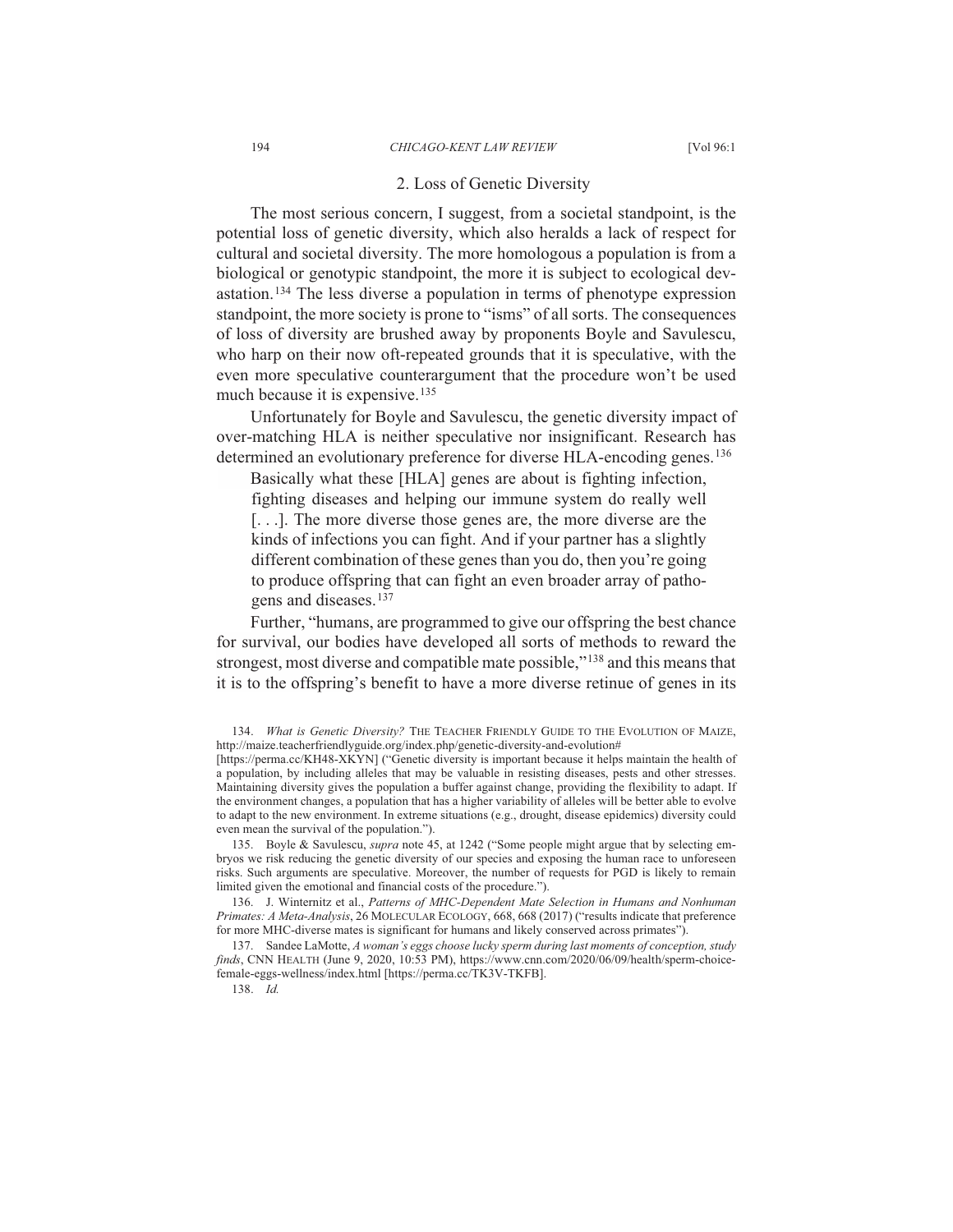## 2. Loss of Genetic Diversity

The most serious concern, I suggest, from a societal standpoint, is the potential loss of genetic diversity, which also heralds a lack of respect for cultural and societal diversity. The more homologous a population is from a biological or genotypic standpoint, the more it is subject to ecological devastation.[134] The less diverse a population in terms of phenotype expression standpoint, the more society is prone to "isms" of all sorts. The consequences of loss of diversity are brushed away by proponents Boyle and Savulescu, who harp on their now oft-repeated grounds that it is speculative, with the even more speculative counterargument that the procedure won't be used much because it is expensive.[135]

Unfortunately for Boyle and Savulescu, the genetic diversity impact of over-matching HLA is neither speculative nor insignificant. Research has determined an evolutionary preference for diverse HLA-encoding genes.[136]

> Basically what these [HLA] genes are about is fighting infection, fighting diseases and helping our immune system do really well [. . .]. The more diverse those genes are, the more diverse are the kinds of infections you can fight. And if your partner has a slightly different combination of these genes than you do, then you're going to produce offspring that can fight an even broader array of pathogens and diseases.[137]

Further, "humans, are programmed to give our offspring the best chance for survival, our bodies have developed all sorts of methods to reward the strongest, most diverse and compatible mate possible,"[138] and this means that it is to the offspring's benefit to have a more diverse retinue of genes in its

---

134. *What is Genetic Diversity?* THE TEACHER FRIENDLY GUIDE TO THE EVOLUTION OF MAIZE, http://maize.teacherfriendlyguide.org/index.php/genetic-diversity-and-evolution# [https://perma.cc/KH48-XKYN] ("Genetic diversity is important because it helps maintain the health of a population, by including alleles that may be valuable in resisting diseases, pests and other stresses. Maintaining diversity gives the population a buffer against change, providing the flexibility to adapt. If the environment changes, a population that has a higher variability of alleles will be better able to evolve to adapt to the new environment. In extreme situations (e.g., drought, disease epidemics) diversity could even mean the survival of the population.").

135. Boyle & Savulescu, *supra* note 45, at 1242 ("Some people might argue that by selecting embryos we risk reducing the genetic diversity of our species and exposing the human race to unforeseen risks. Such arguments are speculative. Moreover, the number of requests for PGD is likely to remain limited given the emotional and financial costs of the procedure.").

136. J. Winternitz et al., *Patterns of MHC-Dependent Mate Selection in Humans and Nonhuman Primates: A Meta-Analysis*, 26 MOLECULAR ECOLOGY, 668, 668 (2017) ("results indicate that preference for more MHC-diverse mates is significant for humans and likely conserved across primates").

137. Sandee LaMotte, *A woman's eggs choose lucky sperm during last moments of conception, study finds*, CNN HEALTH (June 9, 2020, 10:53 PM), https://www.cnn.com/2020/06/09/health/sperm-choice-female-eggs-wellness/index.html [https://perma.cc/TK3V-TKFB].

138. *Id.*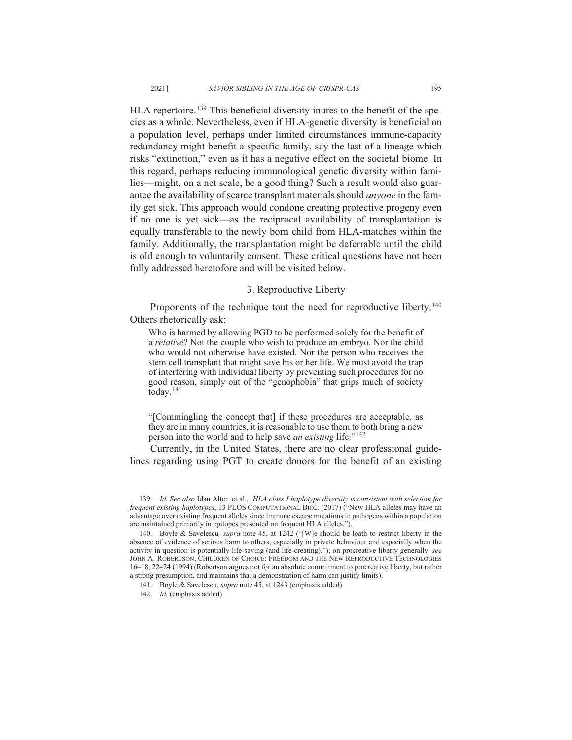HLA repertoire.[139] This beneficial diversity inures to the benefit of the species as a whole. Nevertheless, even if HLA-genetic diversity is beneficial on a population level, perhaps under limited circumstances immune-capacity redundancy might benefit a specific family, say the last of a lineage which risks "extinction," even as it has a negative effect on the societal biome. In this regard, perhaps reducing immunological genetic diversity within families—might, on a net scale, be a good thing? Such a result would also guarantee the availability of scarce transplant materials should *anyone* in the family get sick. This approach would condone creating protective progeny even if no one is yet sick—as the reciprocal availability of transplantation is equally transferable to the newly born child from HLA-matches within the family. Additionally, the transplantation might be deferrable until the child is old enough to voluntarily consent. These critical questions have not been fully addressed heretofore and will be visited below.

### 3. Reproductive Liberty

Proponents of the technique tout the need for reproductive liberty.[140] Others rhetorically ask:

> Who is harmed by allowing PGD to be performed solely for the benefit of a *relative*? Not the couple who wish to produce an embryo. Nor the child who would not otherwise have existed. Nor the person who receives the stem cell transplant that might save his or her life. We must avoid the trap of interfering with individual liberty by preventing such procedures for no good reason, simply out of the "genophobia" that grips much of society today.[141]
>
> "[Commingling the concept that] if these procedures are acceptable, as they are in many countries, it is reasonable to use them to both bring a new person into the world and to help save *an existing* life."[142]

Currently, in the United States, there are no clear professional guidelines regarding using PGT to create donors for the benefit of an existing

---

139. *Id. See also* Idan Alter et al., *HLA class I haplotype diversity is consistent with selection for frequent existing haplotypes*, 13 PLOS COMPUTATIONAL BIOL. (2017) ("New HLA alleles may have an advantage over existing frequent alleles since immune escape mutations in pathogens within a population are maintained primarily in epitopes presented on frequent HLA alleles.").

140. Boyle & Savelescu*, supra* note 45, at 1242 ("[W]e should be loath to restrict liberty in the absence of evidence of serious harm to others, especially in private behaviour and especially when the activity in question is potentially life-saving (and life-creating)."); on procreative liberty generally, *see* JOHN A. ROBERTSON, CHILDREN OF CHOICE: FREEDOM AND THE NEW REPRODUCTIVE TECHNOLOGIES 16–18, 22–24 (1994) (Robertson argues not for an absolute commitment to procreative liberty, but rather a strong presumption, and maintains that a demonstration of harm can justify limits).

141. Boyle & Savelescu, *supra* note 45, at 1243 (emphasis added).

142. *Id.* (emphasis added).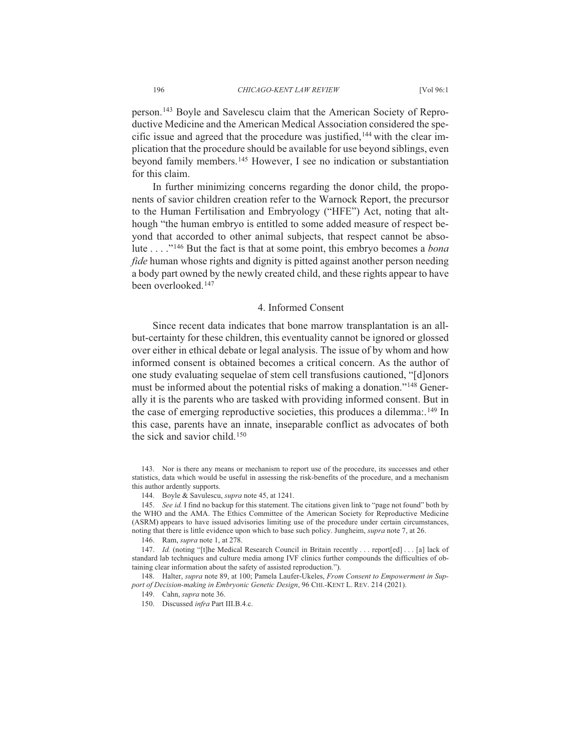person.[143] Boyle and Savelescu claim that the American Society of Reproductive Medicine and the American Medical Association considered the specific issue and agreed that the procedure was justified,[144] with the clear implication that the procedure should be available for use beyond siblings, even beyond family members.[145] However, I see no indication or substantiation for this claim.

In further minimizing concerns regarding the donor child, the proponents of savior children creation refer to the Warnock Report, the precursor to the Human Fertilisation and Embryology ("HFE") Act, noting that although "the human embryo is entitled to some added measure of respect beyond that accorded to other animal subjects, that respect cannot be absolute . . . ."[146] But the fact is that at some point, this embryo becomes a *bona fide* human whose rights and dignity is pitted against another person needing a body part owned by the newly created child, and these rights appear to have been overlooked.[147]

### 4. Informed Consent

Since recent data indicates that bone marrow transplantation is an all-but-certainty for these children, this eventuality cannot be ignored or glossed over either in ethical debate or legal analysis. The issue of by whom and how informed consent is obtained becomes a critical concern. As the author of one study evaluating sequelae of stem cell transfusions cautioned, "[d]onors must be informed about the potential risks of making a donation."[148] Generally it is the parents who are tasked with providing informed consent. But in the case of emerging reproductive societies, this produces a dilemma:.[149] In this case, parents have an innate, inseparable conflict as advocates of both the sick and savior child.[150]

143. Nor is there any means or mechanism to report use of the procedure, its successes and other statistics, data which would be useful in assessing the risk-benefits of the procedure, and a mechanism this author ardently supports.

144. Boyle & Savulescu, *supra* note 45, at 1241.

145. *See id.* I find no backup for this statement. The citations given link to "page not found" both by the WHO and the AMA. The Ethics Committee of the American Society for Reproductive Medicine (ASRM) appears to have issued advisories limiting use of the procedure under certain circumstances, noting that there is little evidence upon which to base such policy. Jungheim, *supra* note 7, at 26.

146. Ram, *supra* note 1, at 278.

147. *Id.* (noting "[t]he Medical Research Council in Britain recently . . . report[ed] . . . [a] lack of standard lab techniques and culture media among IVF clinics further compounds the difficulties of obtaining clear information about the safety of assisted reproduction.").

148. Halter, *supra* note 89, at 100; Pamela Laufer-Ukeles, *From Consent to Empowerment in Support of Decision-making in Embryonic Genetic Design*, 96 CHI.-KENT L. REV. 214 (2021).

149. Cahn, *supra* note 36.

150. Discussed *infra* Part III.B.4.c.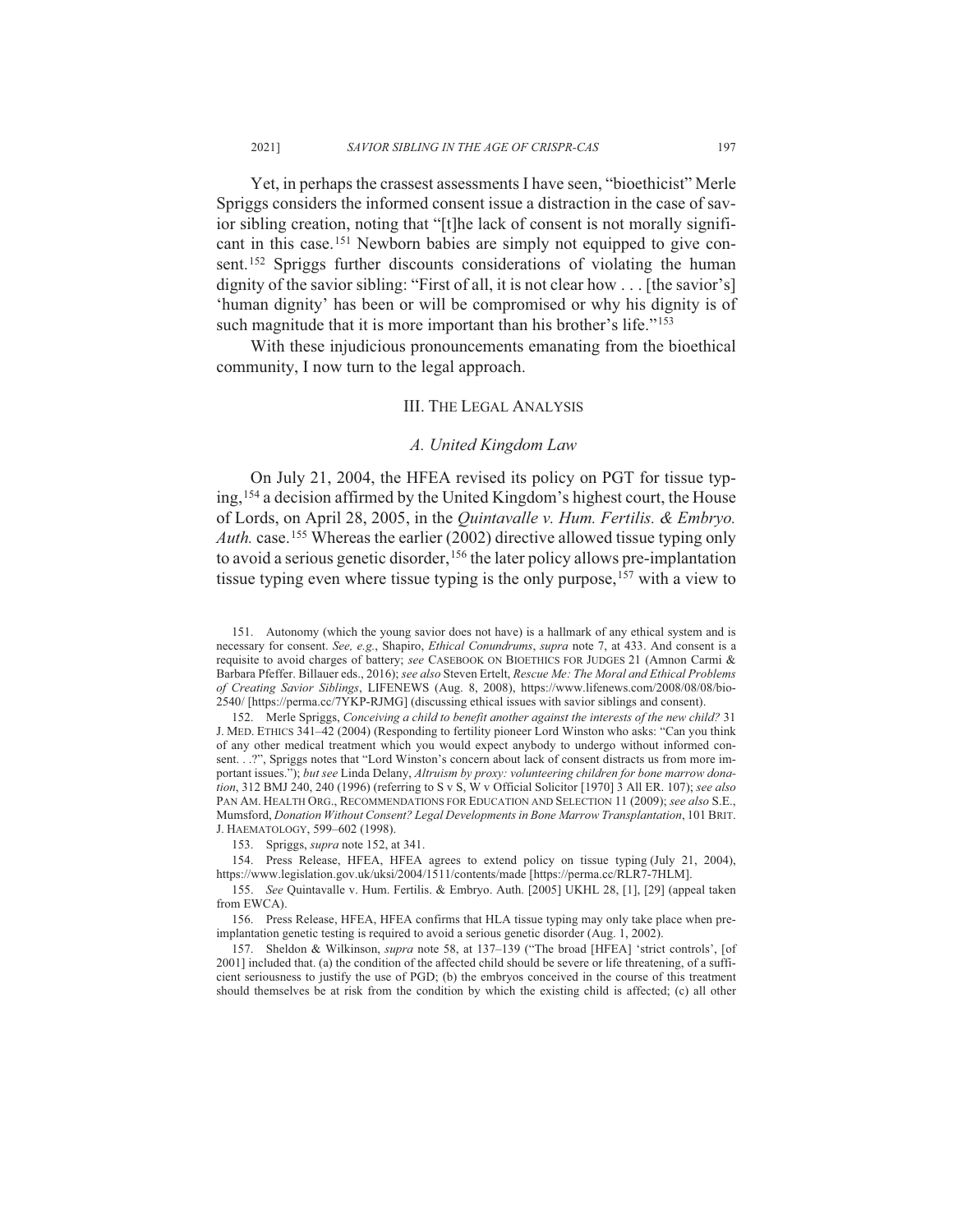Yet, in perhaps the crassest assessments I have seen, "bioethicist" Merle Spriggs considers the informed consent issue a distraction in the case of savior sibling creation, noting that "[t]he lack of consent is not morally significant in this case.[151] Newborn babies are simply not equipped to give consent.[152] Spriggs further discounts considerations of violating the human dignity of the savior sibling: "First of all, it is not clear how . . . [the savior's] 'human dignity' has been or will be compromised or why his dignity is of such magnitude that it is more important than his brother's life."[153]

With these injudicious pronouncements emanating from the bioethical community, I now turn to the legal approach.

## III. THE LEGAL ANALYSIS

### *A. United Kingdom Law*

On July 21, 2004, the HFEA revised its policy on PGT for tissue typing,[154] a decision affirmed by the United Kingdom's highest court, the House of Lords, on April 28, 2005, in the *Quintavalle v. Hum. Fertilis. & Embryo. Auth.* case.[155] Whereas the earlier (2002) directive allowed tissue typing only to avoid a serious genetic disorder,[156] the later policy allows pre-implantation tissue typing even where tissue typing is the only purpose,[157] with a view to

---

151. Autonomy (which the young savior does not have) is a hallmark of any ethical system and is necessary for consent. *See, e.g.*, Shapiro, *Ethical Conundrums*, *supra* note 7, at 433. And consent is a requisite to avoid charges of battery; *see* CASEBOOK ON BIOETHICS FOR JUDGES 21 (Amnon Carmi & Barbara Pfeffer. Billauer eds., 2016); *see also* Steven Ertelt, *Rescue Me: The Moral and Ethical Problems of Creating Savior Siblings*, LIFENEWS (Aug. 8, 2008), https://www.lifenews.com/2008/08/08/bio-2540/ [https://perma.cc/7YKP-RJMG] (discussing ethical issues with savior siblings and consent).

152. Merle Spriggs, *Conceiving a child to benefit another against the interests of the new child?* 31 J. MED. ETHICS 341–42 (2004) (Responding to fertility pioneer Lord Winston who asks: "Can you think of any other medical treatment which you would expect anybody to undergo without informed consent. . .?", Spriggs notes that "Lord Winston's concern about lack of consent distracts us from more important issues."); *but see* Linda Delany, *Altruism by proxy: volunteering children for bone marrow donation*, 312 BMJ 240, 240 (1996) (referring to S v S, W v Official Solicitor [1970] 3 All ER. 107); *see also* PAN AM. HEALTH ORG., RECOMMENDATIONS FOR EDUCATION AND SELECTION 11 (2009); *see also* S.E., Mumsford, *Donation Without Consent? Legal Developments in Bone Marrow Transplantation*, 101 BRIT. J. HAEMATOLOGY, 599–602 (1998).

153. Spriggs, *supra* note 152, at 341.

154. Press Release, HFEA, HFEA agrees to extend policy on tissue typing (July 21, 2004), https://www.legislation.gov.uk/uksi/2004/1511/contents/made [https://perma.cc/RLR7-7HLM].

155. *See* Quintavalle v. Hum. Fertilis. & Embryo. Auth. [2005] UKHL 28, [1], [29] (appeal taken from EWCA).

156. Press Release, HFEA, HFEA confirms that HLA tissue typing may only take place when pre-implantation genetic testing is required to avoid a serious genetic disorder (Aug. 1, 2002).

157. Sheldon & Wilkinson, *supra* note 58, at 137–139 ("The broad [HFEA] 'strict controls', [of 2001] included that. (a) the condition of the affected child should be severe or life threatening, of a sufficient seriousness to justify the use of PGD; (b) the embryos conceived in the course of this treatment should themselves be at risk from the condition by which the existing child is affected; (c) all other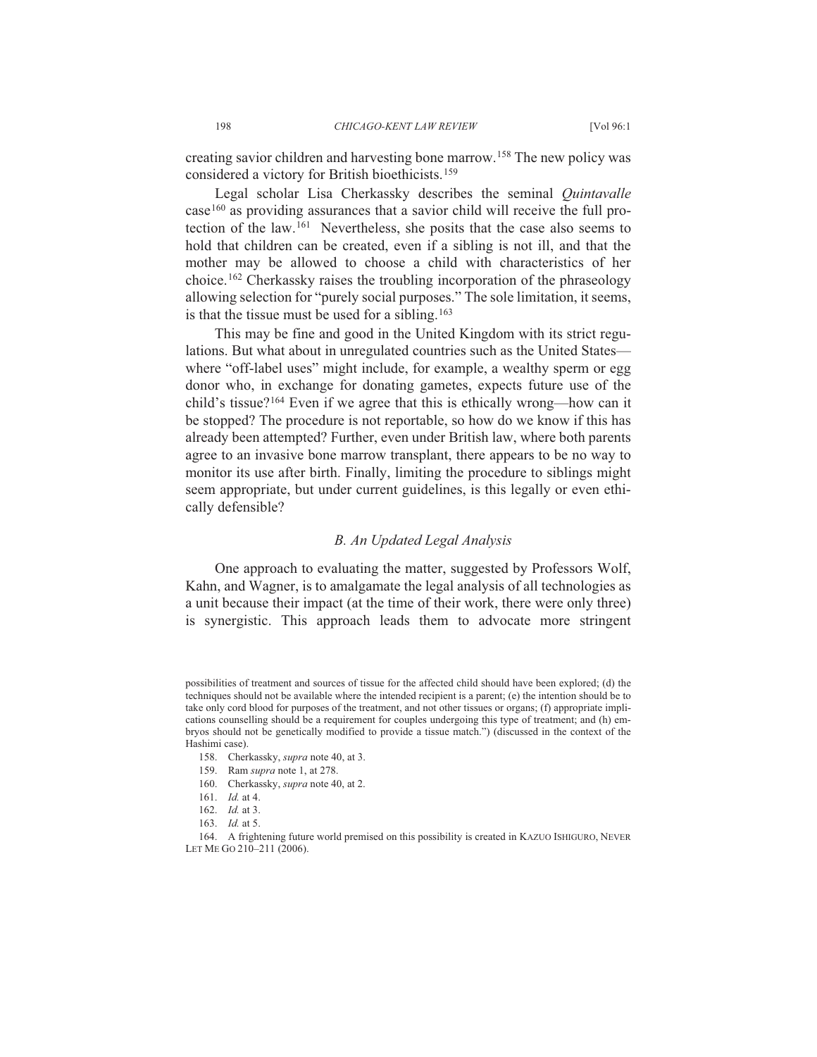creating savior children and harvesting bone marrow.[158] The new policy was considered a victory for British bioethicists.[159]

Legal scholar Lisa Cherkassky describes the seminal *Quintavalle* case[160] as providing assurances that a savior child will receive the full protection of the law.[161] Nevertheless, she posits that the case also seems to hold that children can be created, even if a sibling is not ill, and that the mother may be allowed to choose a child with characteristics of her choice.[162] Cherkassky raises the troubling incorporation of the phraseology allowing selection for "purely social purposes." The sole limitation, it seems, is that the tissue must be used for a sibling.[163]

This may be fine and good in the United Kingdom with its strict regulations. But what about in unregulated countries such as the United States—where "off-label uses" might include, for example, a wealthy sperm or egg donor who, in exchange for donating gametes, expects future use of the child's tissue?[164] Even if we agree that this is ethically wrong—how can it be stopped? The procedure is not reportable, so how do we know if this has already been attempted? Further, even under British law, where both parents agree to an invasive bone marrow transplant, there appears to be no way to monitor its use after birth. Finally, limiting the procedure to siblings might seem appropriate, but under current guidelines, is this legally or even ethically defensible?

### *B. An Updated Legal Analysis*

One approach to evaluating the matter, suggested by Professors Wolf, Kahn, and Wagner, is to amalgamate the legal analysis of all technologies as a unit because their impact (at the time of their work, there were only three) is synergistic. This approach leads them to advocate more stringent

---

possibilities of treatment and sources of tissue for the affected child should have been explored; (d) the techniques should not be available where the intended recipient is a parent; (e) the intention should be to take only cord blood for purposes of the treatment, and not other tissues or organs; (f) appropriate implications counselling should be a requirement for couples undergoing this type of treatment; and (h) embryos should not be genetically modified to provide a tissue match.") (discussed in the context of the Hashimi case).

158. Cherkassky, *supra* note 40, at 3.

159. Ram *supra* note 1, at 278.

160. Cherkassky, *supra* note 40, at 2.

161. *Id.* at 4.

162. *Id.* at 3.

163. *Id.* at 5.

164. A frightening future world premised on this possibility is created in KAZUO ISHIGURO, NEVER LET ME GO 210–211 (2006).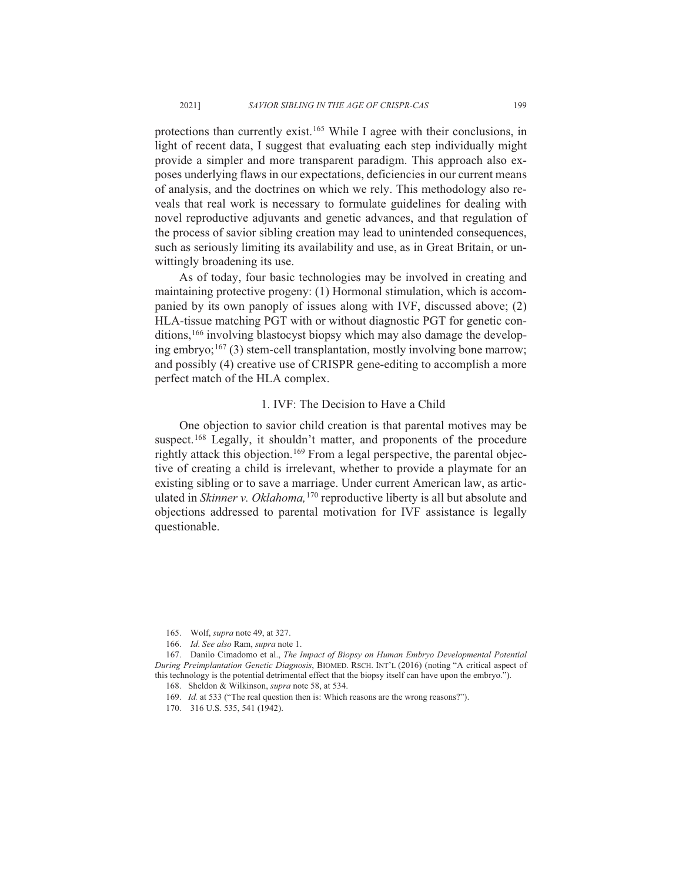protections than currently exist.[165] While I agree with their conclusions, in light of recent data, I suggest that evaluating each step individually might provide a simpler and more transparent paradigm. This approach also exposes underlying flaws in our expectations, deficiencies in our current means of analysis, and the doctrines on which we rely. This methodology also reveals that real work is necessary to formulate guidelines for dealing with novel reproductive adjuvants and genetic advances, and that regulation of the process of savior sibling creation may lead to unintended consequences, such as seriously limiting its availability and use, as in Great Britain, or unwittingly broadening its use.

As of today, four basic technologies may be involved in creating and maintaining protective progeny: (1) Hormonal stimulation, which is accompanied by its own panoply of issues along with IVF, discussed above; (2) HLA-tissue matching PGT with or without diagnostic PGT for genetic conditions,[166] involving blastocyst biopsy which may also damage the developing embryo;[167] (3) stem-cell transplantation, mostly involving bone marrow; and possibly (4) creative use of CRISPR gene-editing to accomplish a more perfect match of the HLA complex.

### 1. IVF: The Decision to Have a Child

One objection to savior child creation is that parental motives may be suspect.[168] Legally, it shouldn't matter, and proponents of the procedure rightly attack this objection.[169] From a legal perspective, the parental objective of creating a child is irrelevant, whether to provide a playmate for an existing sibling or to save a marriage. Under current American law, as articulated in *Skinner v. Oklahoma,*[170] reproductive liberty is all but absolute and objections addressed to parental motivation for IVF assistance is legally questionable.

165. Wolf, *supra* note 49, at 327.

166. *Id*. *See also* Ram, *supra* note 1.

167. Danilo Cimadomo et al., *The Impact of Biopsy on Human Embryo Developmental Potential During Preimplantation Genetic Diagnosis*, BIOMED. RSCH. INT'L (2016) (noting "A critical aspect of this technology is the potential detrimental effect that the biopsy itself can have upon the embryo.").

168. Sheldon & Wilkinson, *supra* note 58, at 534.

169. *Id.* at 533 ("The real question then is: Which reasons are the wrong reasons?").

170. 316 U.S. 535, 541 (1942).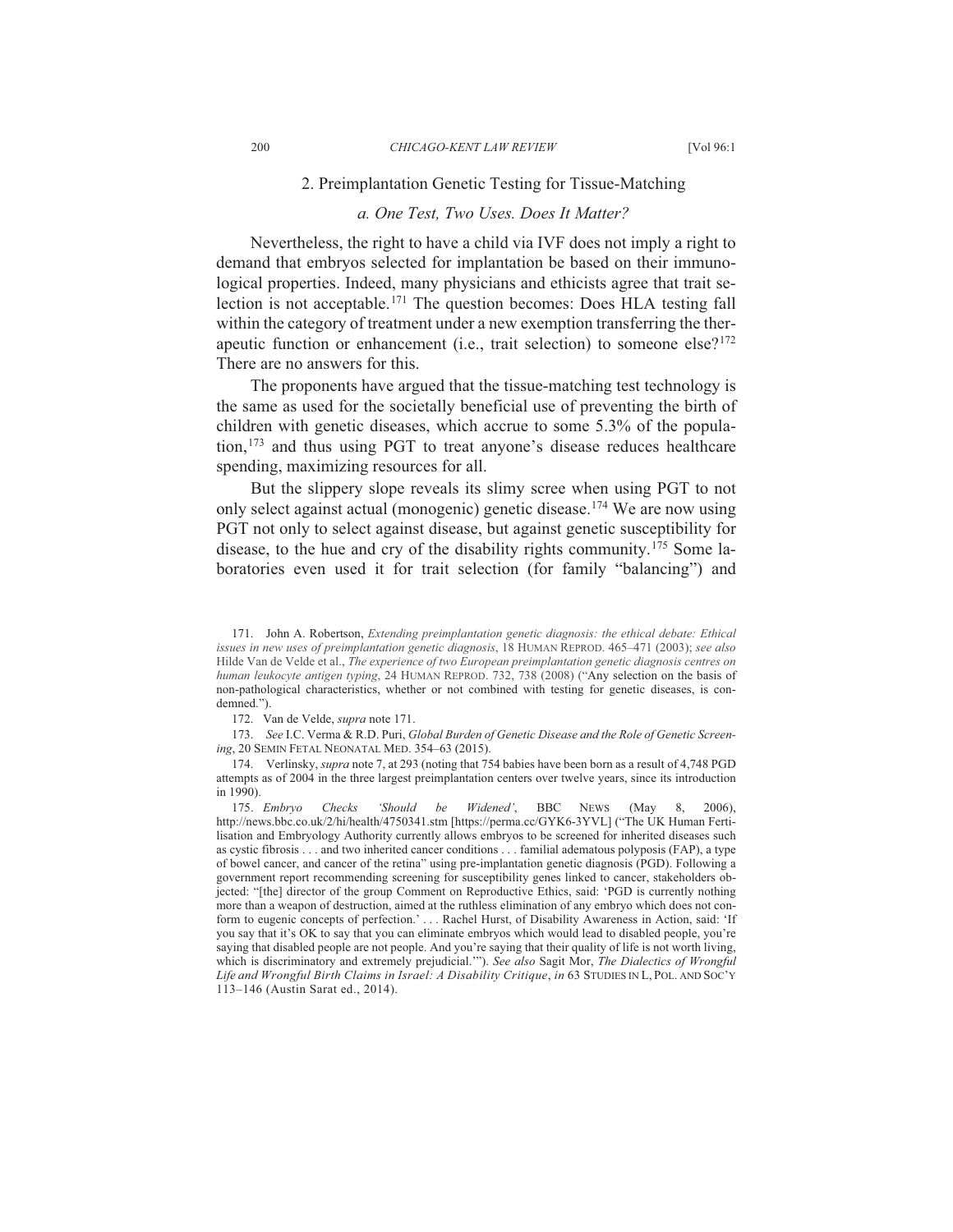### 2. Preimplantation Genetic Testing for Tissue-Matching

#### *a. One Test, Two Uses. Does It Matter?*

Nevertheless, the right to have a child via IVF does not imply a right to demand that embryos selected for implantation be based on their immunological properties. Indeed, many physicians and ethicists agree that trait selection is not acceptable.[171] The question becomes: Does HLA testing fall within the category of treatment under a new exemption transferring the therapeutic function or enhancement (i.e., trait selection) to someone else?[172] There are no answers for this.

The proponents have argued that the tissue-matching test technology is the same as used for the societally beneficial use of preventing the birth of children with genetic diseases, which accrue to some 5.3% of the population,[173] and thus using PGT to treat anyone's disease reduces healthcare spending, maximizing resources for all.

But the slippery slope reveals its slimy scree when using PGT to not only select against actual (monogenic) genetic disease.[174] We are now using PGT not only to select against disease, but against genetic susceptibility for disease, to the hue and cry of the disability rights community.[175] Some laboratories even used it for trait selection (for family "balancing") and

---

171. John A. Robertson, *Extending preimplantation genetic diagnosis: the ethical debate: Ethical issues in new uses of preimplantation genetic diagnosis*, 18 HUMAN REPROD. 465–471 (2003); *see also* Hilde Van de Velde et al., *The experience of two European preimplantation genetic diagnosis centres on human leukocyte antigen typing*, 24 HUMAN REPROD. 732, 738 (2008) ("Any selection on the basis of non-pathological characteristics, whether or not combined with testing for genetic diseases, is condemned.").

172. Van de Velde, *supra* note 171.

173. *See* I.C. Verma & R.D. Puri, *Global Burden of Genetic Disease and the Role of Genetic Screening*, 20 SEMIN FETAL NEONATAL MED. 354–63 (2015).

174. Verlinsky, *supra* note 7, at 293 (noting that 754 babies have been born as a result of 4,748 PGD attempts as of 2004 in the three largest preimplantation centers over twelve years, since its introduction in 1990).

175. *Embryo Checks 'Should be Widened'*, BBC NEWS (May 8, 2006), http://news.bbc.co.uk/2/hi/health/4750341.stm [https://perma.cc/GYK6-3YVL] ("The UK Human Fertilisation and Embryology Authority currently allows embryos to be screened for inherited diseases such as cystic fibrosis . . . and two inherited cancer conditions . . . familial adematous polyposis (FAP), a type of bowel cancer, and cancer of the retina" using pre-implantation genetic diagnosis (PGD). Following a government report recommending screening for susceptibility genes linked to cancer, stakeholders objected: "[the] director of the group Comment on Reproductive Ethics, said: 'PGD is currently nothing more than a weapon of destruction, aimed at the ruthless elimination of any embryo which does not conform to eugenic concepts of perfection.' . . . Rachel Hurst, of Disability Awareness in Action, said: 'If you say that it's OK to say that you can eliminate embryos which would lead to disabled people, you're saying that disabled people are not people. And you're saying that their quality of life is not worth living, which is discriminatory and extremely prejudicial.'"). *See also* Sagit Mor, *The Dialectics of Wrongful Life and Wrongful Birth Claims in Israel: A Disability Critique*, *in* 63 STUDIES IN L, POL. AND SOC'Y 113–146 (Austin Sarat ed., 2014).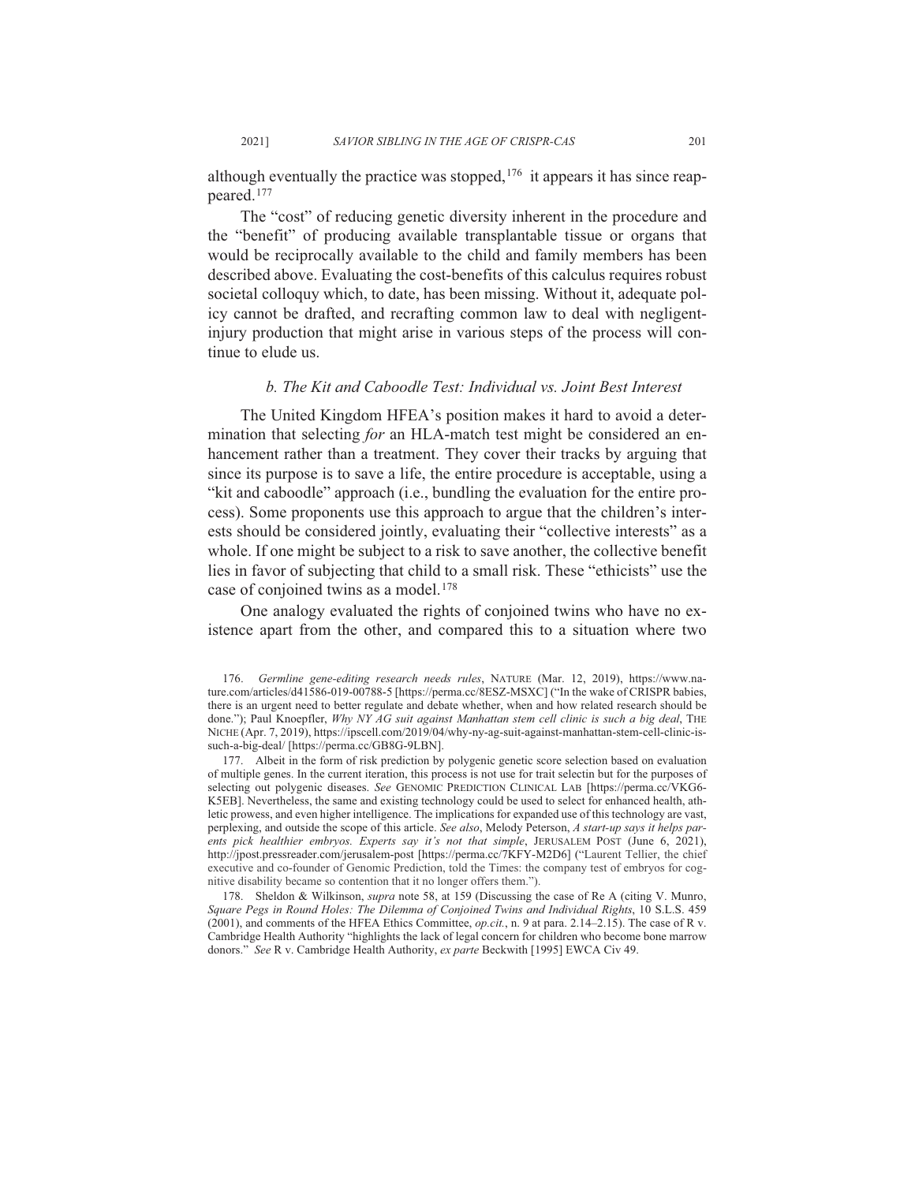although eventually the practice was stopped,[176] it appears it has since reappeared.[177]

The "cost" of reducing genetic diversity inherent in the procedure and the "benefit" of producing available transplantable tissue or organs that would be reciprocally available to the child and family members has been described above. Evaluating the cost-benefits of this calculus requires robust societal colloquy which, to date, has been missing. Without it, adequate policy cannot be drafted, and recrafting common law to deal with negligent-injury production that might arise in various steps of the process will continue to elude us.

### *b. The Kit and Caboodle Test: Individual vs. Joint Best Interest*

The United Kingdom HFEA's position makes it hard to avoid a determination that selecting *for* an HLA-match test might be considered an enhancement rather than a treatment. They cover their tracks by arguing that since its purpose is to save a life, the entire procedure is acceptable, using a "kit and caboodle" approach (i.e., bundling the evaluation for the entire process). Some proponents use this approach to argue that the children's interests should be considered jointly, evaluating their "collective interests" as a whole. If one might be subject to a risk to save another, the collective benefit lies in favor of subjecting that child to a small risk. These "ethicists" use the case of conjoined twins as a model.[178]

One analogy evaluated the rights of conjoined twins who have no existence apart from the other, and compared this to a situation where two

---

176. *Germline gene-editing research needs rules*, NATURE (Mar. 12, 2019), https://www.nature.com/articles/d41586-019-00788-5 [https://perma.cc/8ESZ-MSXC] ("In the wake of CRISPR babies, there is an urgent need to better regulate and debate whether, when and how related research should be done."); Paul Knoepfler, *Why NY AG suit against Manhattan stem cell clinic is such a big deal*, THE NICHE (Apr. 7, 2019), https://ipscell.com/2019/04/why-ny-ag-suit-against-manhattan-stem-cell-clinic-is-such-a-big-deal/ [https://perma.cc/GB8G-9LBN].

177. Albeit in the form of risk prediction by polygenic genetic score selection based on evaluation of multiple genes. In the current iteration, this process is not use for trait selectin but for the purposes of selecting out polygenic diseases. *See* GENOMIC PREDICTION CLINICAL LAB [https://perma.cc/VKG6-K5EB]. Nevertheless, the same and existing technology could be used to select for enhanced health, athletic prowess, and even higher intelligence. The implications for expanded use of this technology are vast, perplexing, and outside the scope of this article. *See also*, Melody Peterson, *A start-up says it helps parents pick healthier embryos. Experts say it's not that simple*, JERUSALEM POST (June 6, 2021), http://jpost.pressreader.com/jerusalem-post [https://perma.cc/7KFY-M2D6] ("Laurent Tellier, the chief executive and co-founder of Genomic Prediction, told the Times: the company test of embryos for cognitive disability became so contention that it no longer offers them.").

178. Sheldon & Wilkinson, *supra* note 58, at 159 (Discussing the case of Re A (citing V. Munro, *Square Pegs in Round Holes: The Dilemma of Conjoined Twins and Individual Rights*, 10 S.L.S. 459 (2001), and comments of the HFEA Ethics Committee, *op.cit.*, n. 9 at para. 2.14–2.15). The case of R v. Cambridge Health Authority "highlights the lack of legal concern for children who become bone marrow donors." *See* R v. Cambridge Health Authority, *ex parte* Beckwith [1995] EWCA Civ 49.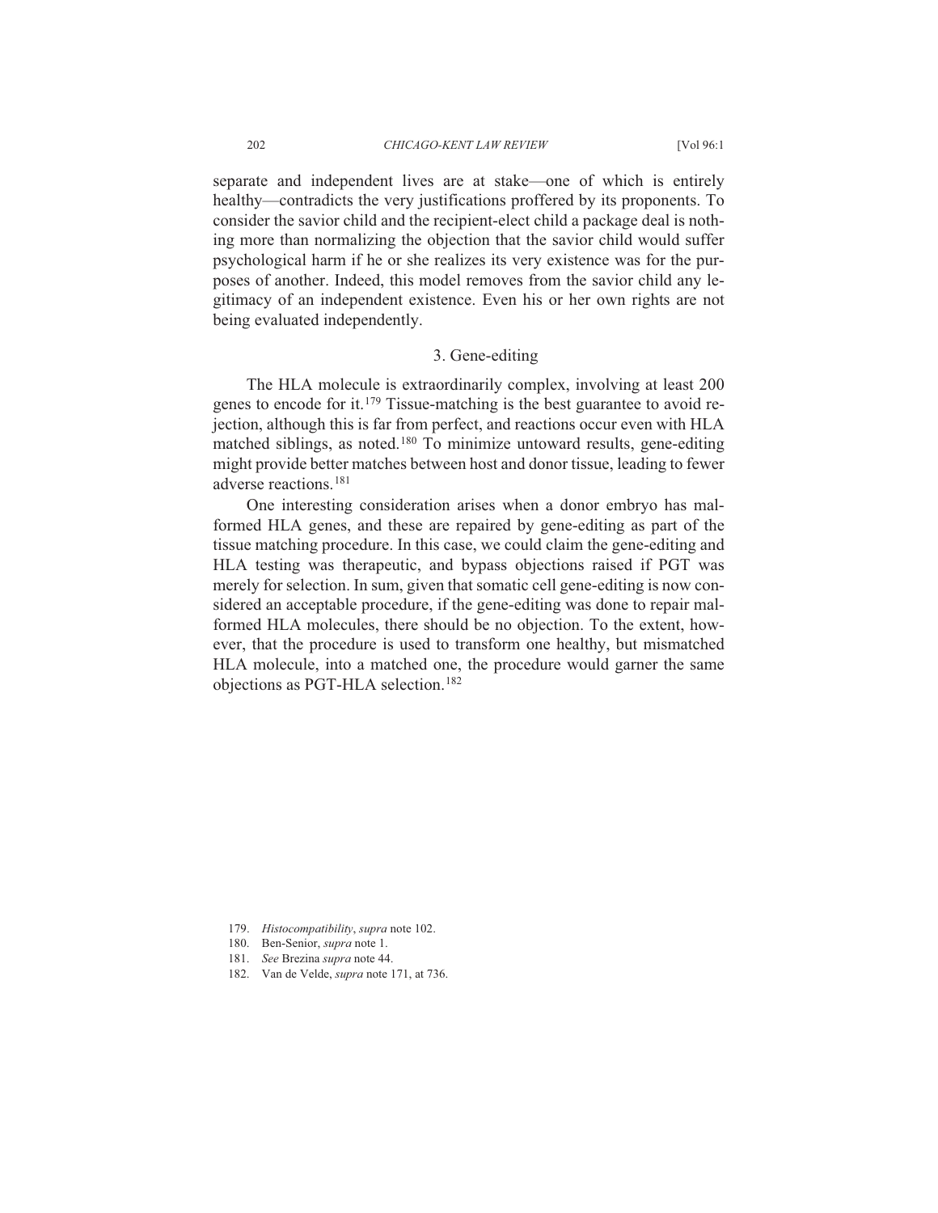separate and independent lives are at stake—one of which is entirely healthy—contradicts the very justifications proffered by its proponents. To consider the savior child and the recipient-elect child a package deal is nothing more than normalizing the objection that the savior child would suffer psychological harm if he or she realizes its very existence was for the purposes of another. Indeed, this model removes from the savior child any legitimacy of an independent existence. Even his or her own rights are not being evaluated independently.

### 3. Gene-editing

The HLA molecule is extraordinarily complex, involving at least 200 genes to encode for it.[179] Tissue-matching is the best guarantee to avoid rejection, although this is far from perfect, and reactions occur even with HLA matched siblings, as noted.[180] To minimize untoward results, gene-editing might provide better matches between host and donor tissue, leading to fewer adverse reactions.[181]

One interesting consideration arises when a donor embryo has malformed HLA genes, and these are repaired by gene-editing as part of the tissue matching procedure. In this case, we could claim the gene-editing and HLA testing was therapeutic, and bypass objections raised if PGT was merely for selection. In sum, given that somatic cell gene-editing is now considered an acceptable procedure, if the gene-editing was done to repair malformed HLA molecules, there should be no objection. To the extent, however, that the procedure is used to transform one healthy, but mismatched HLA molecule, into a matched one, the procedure would garner the same objections as PGT-HLA selection.[182]

179. *Histocompatibility*, *supra* note 102.

180. Ben-Senior, *supra* note 1.

181. *See* Brezina *supra* note 44.

182. Van de Velde, *supra* note 171, at 736.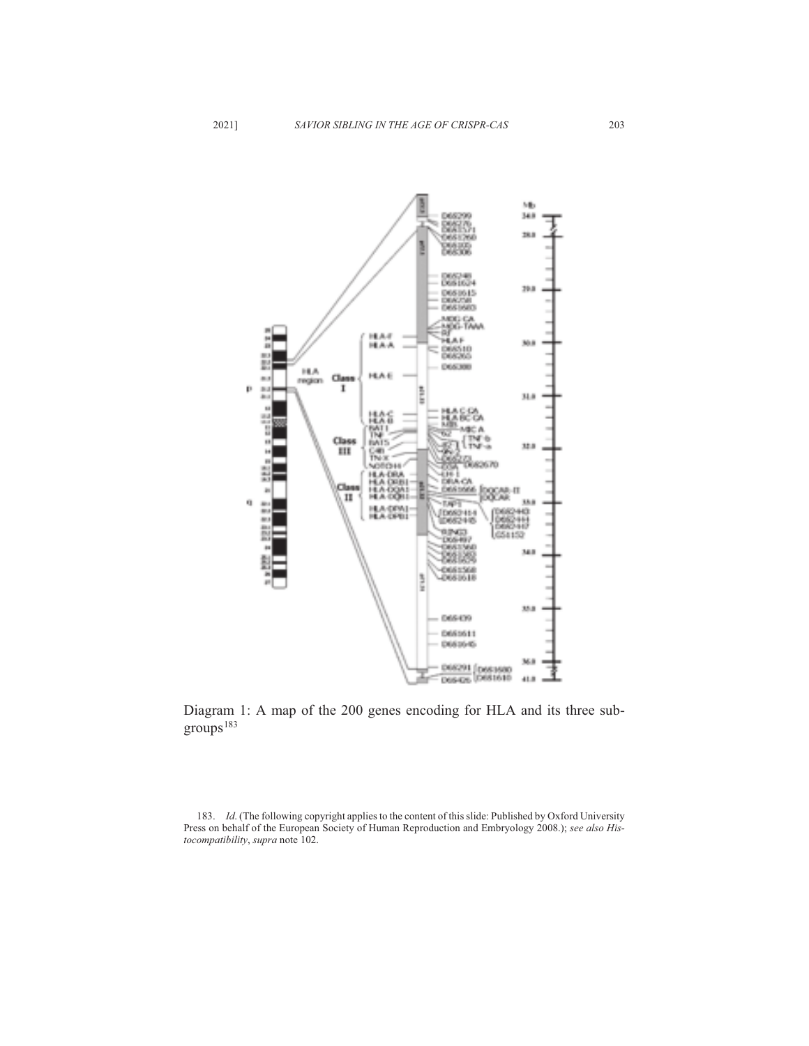Diagram 1: A map of the 200 genes encoding for HLA and its three subgroups[183]

183. *Id.* (The following copyright applies to the content of this slide: Published by Oxford University Press on behalf of the European Society of Human Reproduction and Embryology 2008.); *see also Histocompatibility*, *supra* note 102.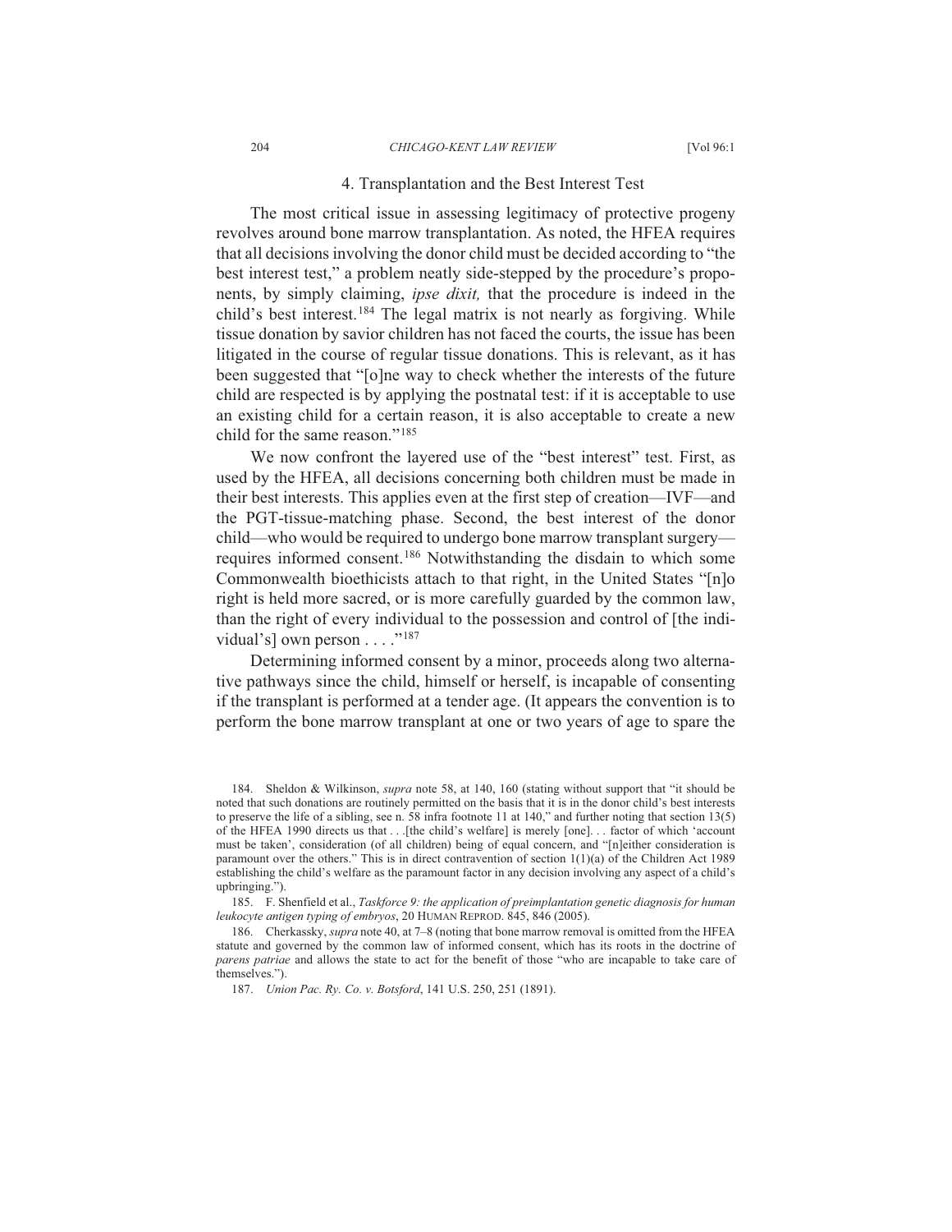### 4. Transplantation and the Best Interest Test

The most critical issue in assessing legitimacy of protective progeny revolves around bone marrow transplantation. As noted, the HFEA requires that all decisions involving the donor child must be decided according to "the best interest test," a problem neatly side-stepped by the procedure's proponents, by simply claiming, *ipse dixit,* that the procedure is indeed in the child's best interest.[184] The legal matrix is not nearly as forgiving. While tissue donation by savior children has not faced the courts, the issue has been litigated in the course of regular tissue donations. This is relevant, as it has been suggested that "[o]ne way to check whether the interests of the future child are respected is by applying the postnatal test: if it is acceptable to use an existing child for a certain reason, it is also acceptable to create a new child for the same reason."[185]

We now confront the layered use of the "best interest" test. First, as used by the HFEA, all decisions concerning both children must be made in their best interests. This applies even at the first step of creation—IVF—and the PGT-tissue-matching phase. Second, the best interest of the donor child—who would be required to undergo bone marrow transplant surgery—requires informed consent.[186] Notwithstanding the disdain to which some Commonwealth bioethicists attach to that right, in the United States "[n]o right is held more sacred, or is more carefully guarded by the common law, than the right of every individual to the possession and control of [the individual's] own person . . . ."[187]

Determining informed consent by a minor, proceeds along two alternative pathways since the child, himself or herself, is incapable of consenting if the transplant is performed at a tender age. (It appears the convention is to perform the bone marrow transplant at one or two years of age to spare the

---

184. Sheldon & Wilkinson, *supra* note 58, at 140, 160 (stating without support that "it should be noted that such donations are routinely permitted on the basis that it is in the donor child's best interests to preserve the life of a sibling, see n. 58 infra footnote 11 at 140," and further noting that section 13(5) of the HFEA 1990 directs us that . . .[the child's welfare] is merely [one]. . . factor of which 'account must be taken', consideration (of all children) being of equal concern, and "[n]either consideration is paramount over the others." This is in direct contravention of section 1(1)(a) of the Children Act 1989 establishing the child's welfare as the paramount factor in any decision involving any aspect of a child's upbringing.").

185. F. Shenfield et al., *Taskforce 9: the application of preimplantation genetic diagnosis for human leukocyte antigen typing of embryos*, 20 HUMAN REPROD. 845, 846 (2005).

186. Cherkassky, *supra* note 40, at 7–8 (noting that bone marrow removal is omitted from the HFEA statute and governed by the common law of informed consent, which has its roots in the doctrine of *parens patriae* and allows the state to act for the benefit of those "who are incapable to take care of themselves.").

187. *Union Pac. Ry. Co. v. Botsford*, 141 U.S. 250, 251 (1891).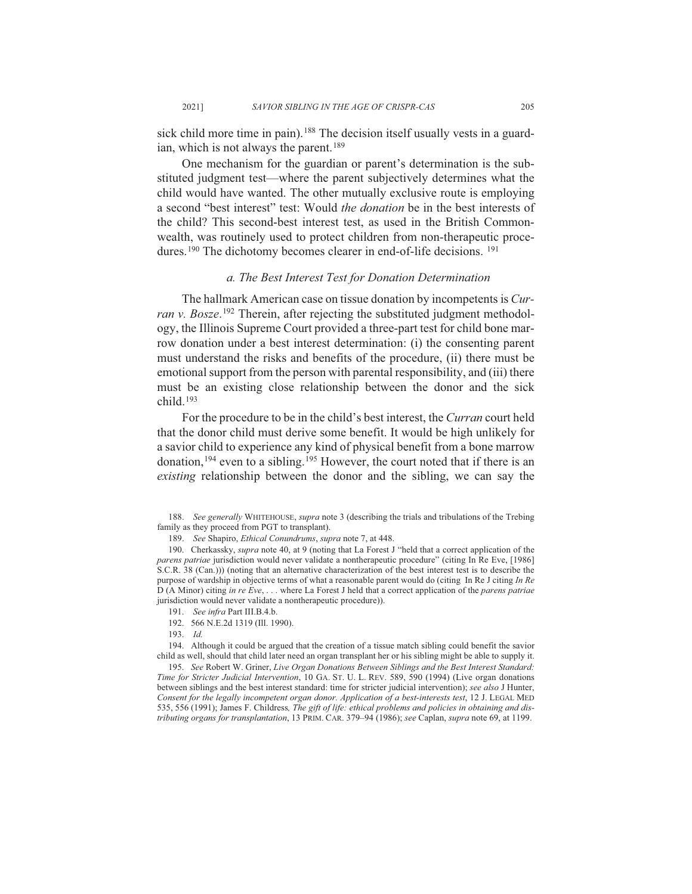sick child more time in pain).[188] The decision itself usually vests in a guardian, which is not always the parent.[189]

One mechanism for the guardian or parent's determination is the substituted judgment test—where the parent subjectively determines what the child would have wanted. The other mutually exclusive route is employing a second "best interest" test: Would *the donation* be in the best interests of the child? This second-best interest test, as used in the British Commonwealth, was routinely used to protect children from non-therapeutic procedures.[190] The dichotomy becomes clearer in end-of-life decisions. [191]

### *a. The Best Interest Test for Donation Determination*

The hallmark American case on tissue donation by incompetents is *Curran v. Bosze*.[192] Therein, after rejecting the substituted judgment methodology, the Illinois Supreme Court provided a three-part test for child bone marrow donation under a best interest determination: (i) the consenting parent must understand the risks and benefits of the procedure, (ii) there must be emotional support from the person with parental responsibility, and (iii) there must be an existing close relationship between the donor and the sick child.[193]

For the procedure to be in the child's best interest, the *Curran* court held that the donor child must derive some benefit. It would be high unlikely for a savior child to experience any kind of physical benefit from a bone marrow donation,[194] even to a sibling.[195] However, the court noted that if there is an *existing* relationship between the donor and the sibling, we can say the

---

188. *See generally* WHITEHOUSE, *supra* note 3 (describing the trials and tribulations of the Trebing family as they proceed from PGT to transplant).

189. *See* Shapiro, *Ethical Conundrums*, *supra* note 7, at 448.

190. Cherkassky, *supra* note 40, at 9 (noting that La Forest J "held that a correct application of the *parens patriae* jurisdiction would never validate a nontherapeutic procedure" (citing In Re Eve, [1986] S.C.R. 38 (Can.))) (noting that an alternative characterization of the best interest test is to describe the purpose of wardship in objective terms of what a reasonable parent would do (citing In Re J citing *In Re* D (A Minor) citing *in re Eve*, . . . where La Forest J held that a correct application of the *parens patriae* jurisdiction would never validate a nontherapeutic procedure)).

191. *See infra* Part III.B.4.b.

192. 566 N.E.2d 1319 (Ill. 1990).

193. *Id.*

194. Although it could be argued that the creation of a tissue match sibling could benefit the savior child as well, should that child later need an organ transplant her or his sibling might be able to supply it.

195. *See* Robert W. Griner, *Live Organ Donations Between Siblings and the Best Interest Standard: Time for Stricter Judicial Intervention*, 10 GA. ST. U. L. REV. 589, 590 (1994) (Live organ donations between siblings and the best interest standard: time for stricter judicial intervention); *see also* J Hunter, *Consent for the legally incompetent organ donor. Application of a best-interests test*, 12 J. LEGAL MED 535, 556 (1991); James F. Childress*, The gift of life: ethical problems and policies in obtaining and distributing organs for transplantation*, 13 PRIM. CAR. 379–94 (1986); *see* Caplan, *supra* note 69, at 1199.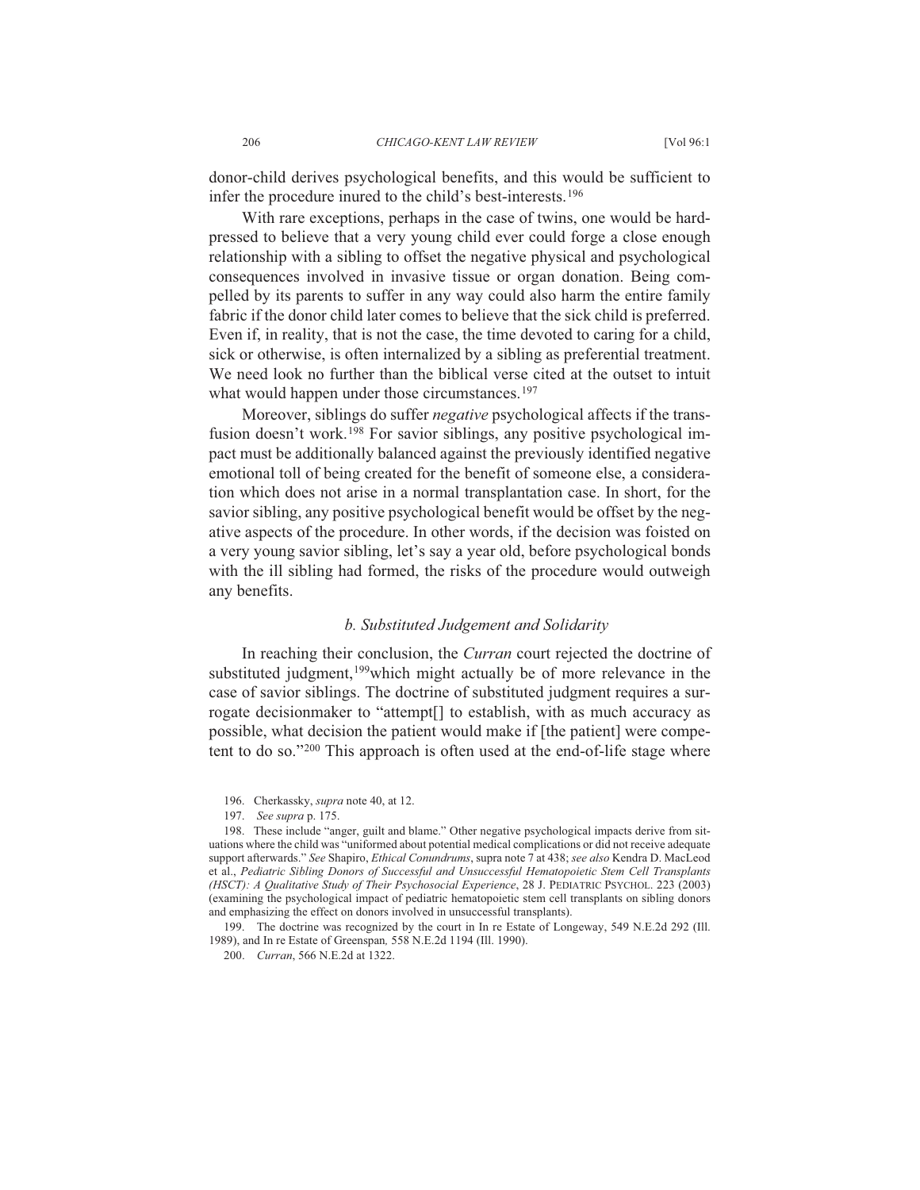donor-child derives psychological benefits, and this would be sufficient to infer the procedure inured to the child's best-interests.[196]

With rare exceptions, perhaps in the case of twins, one would be hard-pressed to believe that a very young child ever could forge a close enough relationship with a sibling to offset the negative physical and psychological consequences involved in invasive tissue or organ donation. Being compelled by its parents to suffer in any way could also harm the entire family fabric if the donor child later comes to believe that the sick child is preferred. Even if, in reality, that is not the case, the time devoted to caring for a child, sick or otherwise, is often internalized by a sibling as preferential treatment. We need look no further than the biblical verse cited at the outset to intuit what would happen under those circumstances.[197]

Moreover, siblings do suffer *negative* psychological affects if the transfusion doesn't work.[198] For savior siblings, any positive psychological impact must be additionally balanced against the previously identified negative emotional toll of being created for the benefit of someone else, a consideration which does not arise in a normal transplantation case. In short, for the savior sibling, any positive psychological benefit would be offset by the negative aspects of the procedure. In other words, if the decision was foisted on a very young savior sibling, let's say a year old, before psychological bonds with the ill sibling had formed, the risks of the procedure would outweigh any benefits.

### *b. Substituted Judgement and Solidarity*

In reaching their conclusion, the *Curran* court rejected the doctrine of substituted judgment,[199]which might actually be of more relevance in the case of savior siblings. The doctrine of substituted judgment requires a surrogate decisionmaker to "attempt[] to establish, with as much accuracy as possible, what decision the patient would make if [the patient] were competent to do so."[200] This approach is often used at the end-of-life stage where

196. Cherkassky, *supra* note 40, at 12.

197. *See supra* p. 175.

198. These include "anger, guilt and blame." Other negative psychological impacts derive from situations where the child was "uninformed about potential medical complications or did not receive adequate support afterwards." *See* Shapiro, *Ethical Conundrums*, supra note 7 at 438; *see also* Kendra D. MacLeod et al., *Pediatric Sibling Donors of Successful and Unsuccessful Hematopoietic Stem Cell Transplants (HSCT): A Qualitative Study of Their Psychosocial Experience*, 28 J. PEDIATRIC PSYCHOL. 223 (2003) (examining the psychological impact of pediatric hematopoietic stem cell transplants on sibling donors and emphasizing the effect on donors involved in unsuccessful transplants).

199. The doctrine was recognized by the court in In re Estate of Longeway, 549 N.E.2d 292 (Ill. 1989), and In re Estate of Greenspan*,* 558 N.E.2d 1194 (Ill. 1990).

200. *Curran*, 566 N.E.2d at 1322.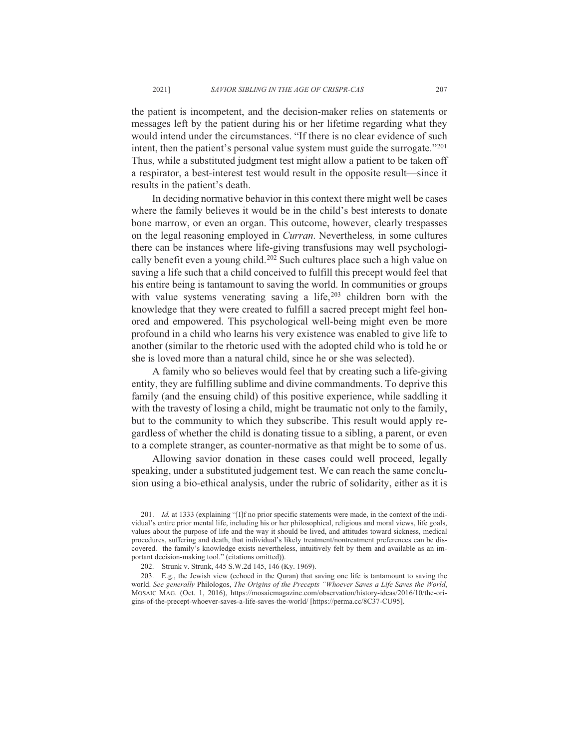the patient is incompetent, and the decision-maker relies on statements or messages left by the patient during his or her lifetime regarding what they would intend under the circumstances. "If there is no clear evidence of such intent, then the patient's personal value system must guide the surrogate."[201] Thus, while a substituted judgment test might allow a patient to be taken off a respirator, a best-interest test would result in the opposite result—since it results in the patient's death.

In deciding normative behavior in this context there might well be cases where the family believes it would be in the child's best interests to donate bone marrow, or even an organ. This outcome, however, clearly trespasses on the legal reasoning employed in *Curran*. Nevertheless*,* in some cultures there can be instances where life-giving transfusions may well psychologically benefit even a young child.[202] Such cultures place such a high value on saving a life such that a child conceived to fulfill this precept would feel that his entire being is tantamount to saving the world. In communities or groups with value systems venerating saving a life,[203] children born with the knowledge that they were created to fulfill a sacred precept might feel honored and empowered. This psychological well-being might even be more profound in a child who learns his very existence was enabled to give life to another (similar to the rhetoric used with the adopted child who is told he or she is loved more than a natural child, since he or she was selected).

A family who so believes would feel that by creating such a life-giving entity, they are fulfilling sublime and divine commandments. To deprive this family (and the ensuing child) of this positive experience, while saddling it with the travesty of losing a child, might be traumatic not only to the family, but to the community to which they subscribe. This result would apply regardless of whether the child is donating tissue to a sibling, a parent, or even to a complete stranger, as counter-normative as that might be to some of us.

Allowing savior donation in these cases could well proceed, legally speaking, under a substituted judgement test. We can reach the same conclusion using a bio-ethical analysis, under the rubric of solidarity, either as it is

---

201. *Id.* at 1333 (explaining "[I]f no prior specific statements were made, in the context of the individual's entire prior mental life, including his or her philosophical, religious and moral views, life goals, values about the purpose of life and the way it should be lived, and attitudes toward sickness, medical procedures, suffering and death, that individual's likely treatment/nontreatment preferences can be discovered. the family's knowledge exists nevertheless, intuitively felt by them and available as an important decision-making tool." (citations omitted)).

202. Strunk v. Strunk, 445 S.W.2d 145, 146 (Ky. 1969).

203. E.g., the Jewish view (echoed in the Quran) that saving one life is tantamount to saving the world. *See generally* Philologos, *The Origins of the Precepts "Whoever Saves a Life Saves the World*, MOSAIC MAG. (Oct. 1, 2016), https://mosaicmagazine.com/observation/history-ideas/2016/10/the-origins-of-the-precept-whoever-saves-a-life-saves-the-world/ [https://perma.cc/8C37-CU95].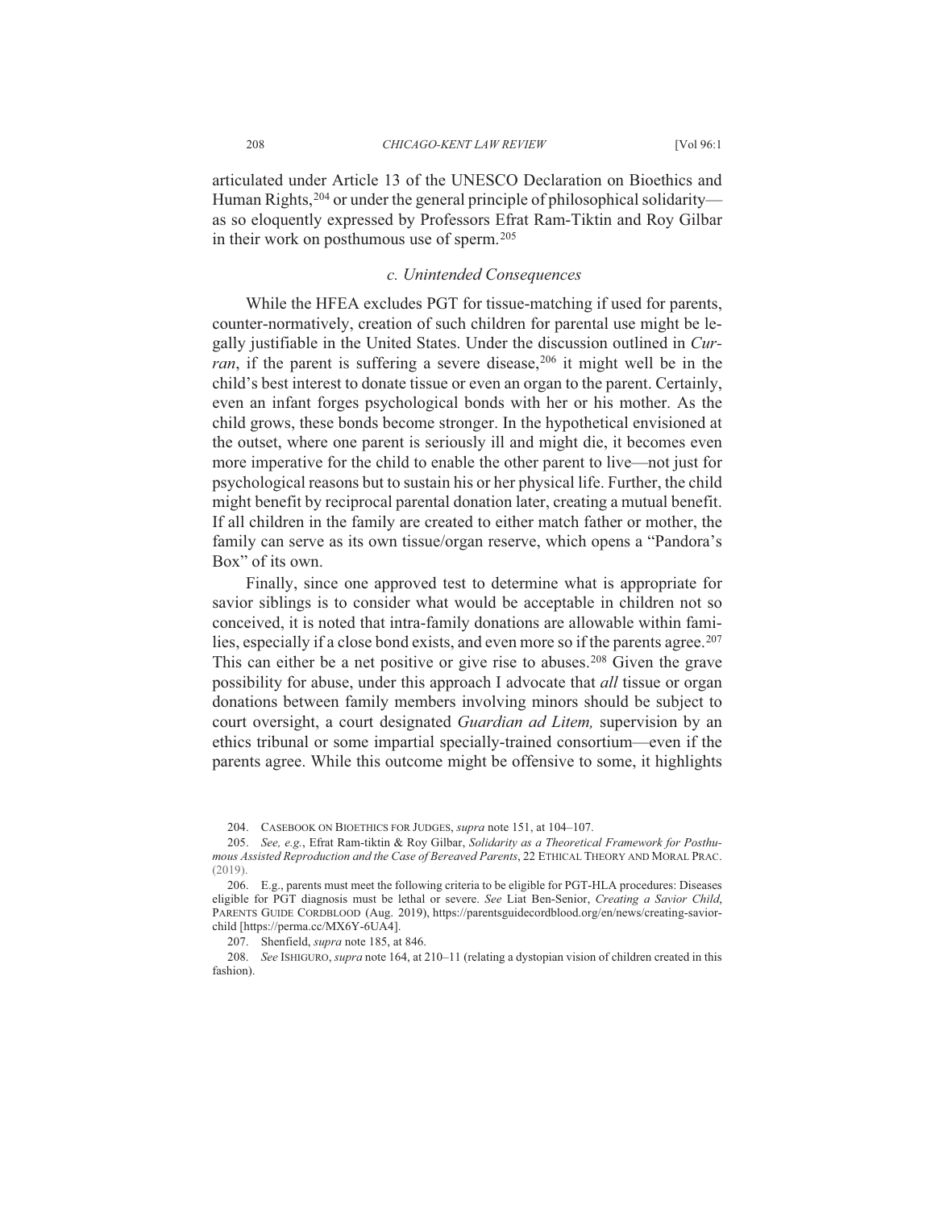articulated under Article 13 of the UNESCO Declaration on Bioethics and Human Rights,[204] or under the general principle of philosophical solidarity—as so eloquently expressed by Professors Efrat Ram-Tiktin and Roy Gilbar in their work on posthumous use of sperm.[205]

### *c. Unintended Consequences*

While the HFEA excludes PGT for tissue-matching if used for parents, counter-normatively, creation of such children for parental use might be legally justifiable in the United States. Under the discussion outlined in *Curran*, if the parent is suffering a severe disease,[206] it might well be in the child's best interest to donate tissue or even an organ to the parent. Certainly, even an infant forges psychological bonds with her or his mother. As the child grows, these bonds become stronger. In the hypothetical envisioned at the outset, where one parent is seriously ill and might die, it becomes even more imperative for the child to enable the other parent to live—not just for psychological reasons but to sustain his or her physical life. Further, the child might benefit by reciprocal parental donation later, creating a mutual benefit. If all children in the family are created to either match father or mother, the family can serve as its own tissue/organ reserve, which opens a "Pandora's Box" of its own.

Finally, since one approved test to determine what is appropriate for savior siblings is to consider what would be acceptable in children not so conceived, it is noted that intra-family donations are allowable within families, especially if a close bond exists, and even more so if the parents agree.[207] This can either be a net positive or give rise to abuses.[208] Given the grave possibility for abuse, under this approach I advocate that *all* tissue or organ donations between family members involving minors should be subject to court oversight, a court designated *Guardian ad Litem,* supervision by an ethics tribunal or some impartial specially-trained consortium—even if the parents agree. While this outcome might be offensive to some, it highlights

---

204. CASEBOOK ON BIOETHICS FOR JUDGES, *supra* note 151, at 104–107.

205. *See, e.g.*, Efrat Ram-tiktin & Roy Gilbar, *Solidarity as a Theoretical Framework for Posthumous Assisted Reproduction and the Case of Bereaved Parents*, 22 ETHICAL THEORY AND MORAL PRAC. (2019).

206. E.g., parents must meet the following criteria to be eligible for PGT-HLA procedures: Diseases eligible for PGT diagnosis must be lethal or severe. *See* Liat Ben-Senior, *Creating a Savior Child*, PARENTS GUIDE CORDBLOOD (Aug. 2019), https://parentsguidecordblood.org/en/news/creating-savior-child [https://perma.cc/MX6Y-6UA4].

207. Shenfield, *supra* note 185, at 846.

208. *See* ISHIGURO, *supra* note 164, at 210–11 (relating a dystopian vision of children created in this fashion).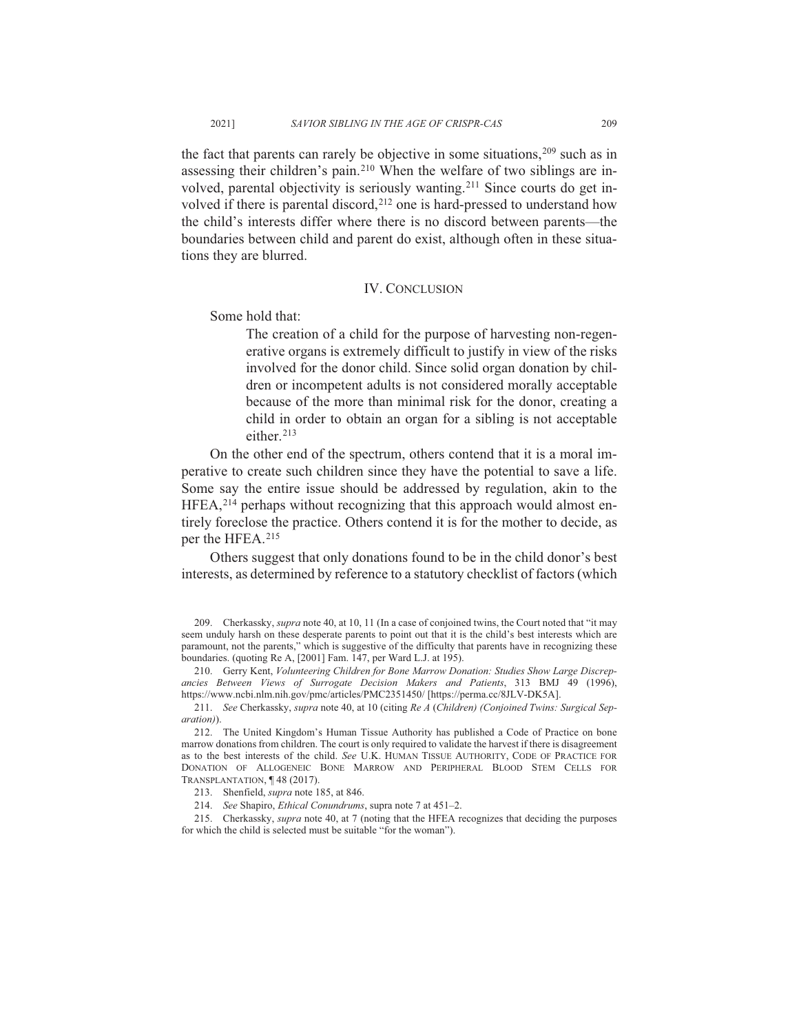the fact that parents can rarely be objective in some situations,[209] such as in assessing their children's pain.[210] When the welfare of two siblings are involved, parental objectivity is seriously wanting.[211] Since courts do get involved if there is parental discord,[212] one is hard-pressed to understand how the child's interests differ where there is no discord between parents—the boundaries between child and parent do exist, although often in these situations they are blurred.

## IV. CONCLUSION

Some hold that:

> The creation of a child for the purpose of harvesting non-regenerative organs is extremely difficult to justify in view of the risks involved for the donor child. Since solid organ donation by children or incompetent adults is not considered morally acceptable because of the more than minimal risk for the donor, creating a child in order to obtain an organ for a sibling is not acceptable either.[213]

On the other end of the spectrum, others contend that it is a moral imperative to create such children since they have the potential to save a life. Some say the entire issue should be addressed by regulation, akin to the HFEA,[214] perhaps without recognizing that this approach would almost entirely foreclose the practice. Others contend it is for the mother to decide, as per the HFEA.[215]

Others suggest that only donations found to be in the child donor's best interests, as determined by reference to a statutory checklist of factors (which

---

209. Cherkassky, *supra* note 40, at 10, 11 (In a case of conjoined twins, the Court noted that "it may seem unduly harsh on these desperate parents to point out that it is the child's best interests which are paramount, not the parents," which is suggestive of the difficulty that parents have in recognizing these boundaries. (quoting Re A, [2001] Fam. 147, per Ward L.J. at 195).

210. Gerry Kent, *Volunteering Children for Bone Marrow Donation: Studies Show Large Discrepancies Between Views of Surrogate Decision Makers and Patients*, 313 BMJ 49 (1996), https://www.ncbi.nlm.nih.gov/pmc/articles/PMC2351450/ [https://perma.cc/8JLV-DK5A].

211. *See* Cherkassky, *supra* note 40, at 10 (citing *Re A* (*Children) (Conjoined Twins: Surgical Separation)*).

212. The United Kingdom's Human Tissue Authority has published a Code of Practice on bone marrow donations from children. The court is only required to validate the harvest if there is disagreement as to the best interests of the child. *See* U.K. HUMAN TISSUE AUTHORITY, CODE OF PRACTICE FOR DONATION OF ALLOGENEIC BONE MARROW AND PERIPHERAL BLOOD STEM CELLS FOR TRANSPLANTATION, ¶ 48 (2017).

213. Shenfield, *supra* note 185, at 846.

214. *See* Shapiro, *Ethical Conundrums*, supra note 7 at 451–2.

215. Cherkassky, *supra* note 40, at 7 (noting that the HFEA recognizes that deciding the purposes for which the child is selected must be suitable "for the woman").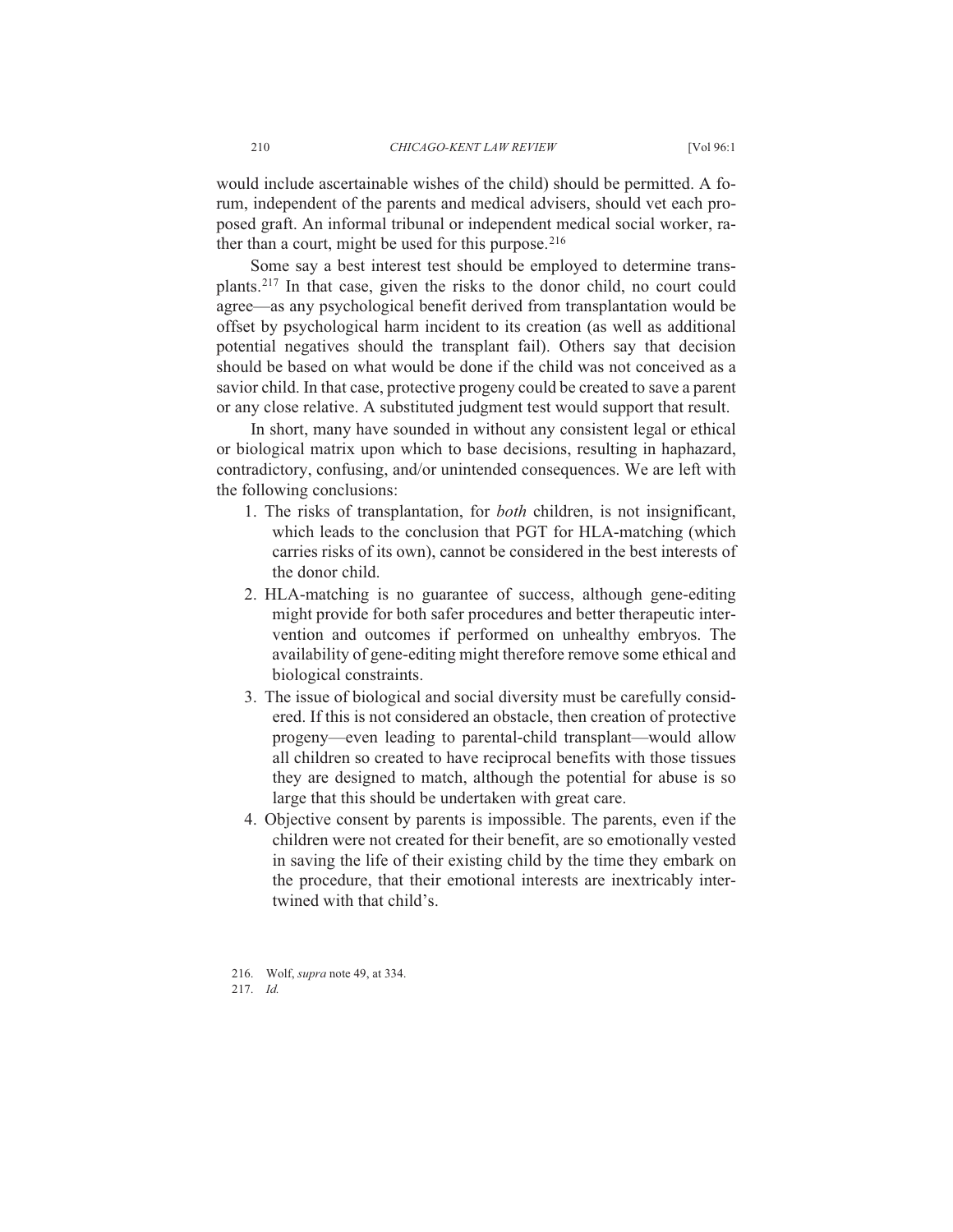would include ascertainable wishes of the child) should be permitted. A forum, independent of the parents and medical advisers, should vet each proposed graft. An informal tribunal or independent medical social worker, rather than a court, might be used for this purpose.[216]

Some say a best interest test should be employed to determine transplants.[217] In that case, given the risks to the donor child, no court could agree—as any psychological benefit derived from transplantation would be offset by psychological harm incident to its creation (as well as additional potential negatives should the transplant fail). Others say that decision should be based on what would be done if the child was not conceived as a savior child. In that case, protective progeny could be created to save a parent or any close relative. A substituted judgment test would support that result.

In short, many have sounded in without any consistent legal or ethical or biological matrix upon which to base decisions, resulting in haphazard, contradictory, confusing, and/or unintended consequences. We are left with the following conclusions:

1. The risks of transplantation, for *both* children, is not insignificant, which leads to the conclusion that PGT for HLA-matching (which carries risks of its own), cannot be considered in the best interests of the donor child.
2. HLA-matching is no guarantee of success, although gene-editing might provide for both safer procedures and better therapeutic intervention and outcomes if performed on unhealthy embryos. The availability of gene-editing might therefore remove some ethical and biological constraints.
3. The issue of biological and social diversity must be carefully considered. If this is not considered an obstacle, then creation of protective progeny—even leading to parental-child transplant—would allow all children so created to have reciprocal benefits with those tissues they are designed to match, although the potential for abuse is so large that this should be undertaken with great care.
4. Objective consent by parents is impossible. The parents, even if the children were not created for their benefit, are so emotionally vested in saving the life of their existing child by the time they embark on the procedure, that their emotional interests are inextricably intertwined with that child's.

216. Wolf, *supra* note 49, at 334.

217. *Id.*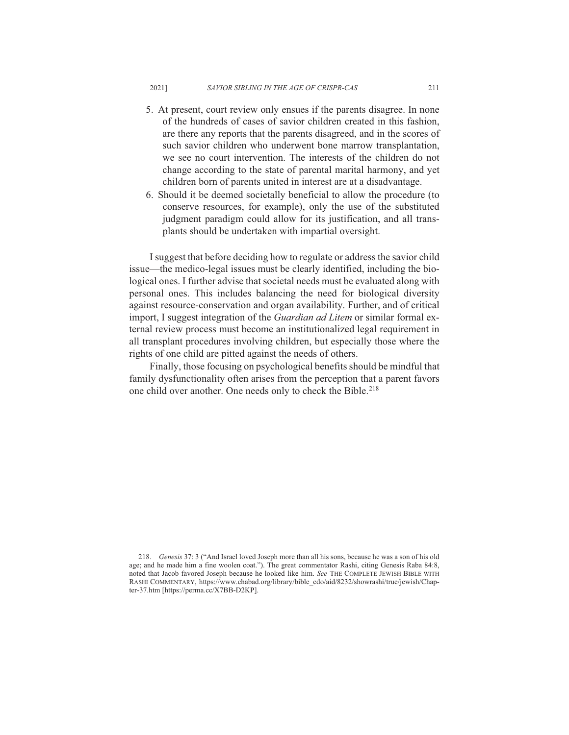5. At present, court review only ensues if the parents disagree. In none of the hundreds of cases of savior children created in this fashion, are there any reports that the parents disagreed, and in the scores of such savior children who underwent bone marrow transplantation, we see no court intervention. The interests of the children do not change according to the state of parental marital harmony, and yet children born of parents united in interest are at a disadvantage.
6. Should it be deemed societally beneficial to allow the procedure (to conserve resources, for example), only the use of the substituted judgment paradigm could allow for its justification, and all transplants should be undertaken with impartial oversight.

I suggest that before deciding how to regulate or address the savior child issue—the medico-legal issues must be clearly identified, including the biological ones. I further advise that societal needs must be evaluated along with personal ones. This includes balancing the need for biological diversity against resource-conservation and organ availability. Further, and of critical import, I suggest integration of the *Guardian ad Litem* or similar formal external review process must become an institutionalized legal requirement in all transplant procedures involving children, but especially those where the rights of one child are pitted against the needs of others.

Finally, those focusing on psychological benefits should be mindful that family dysfunctionality often arises from the perception that a parent favors one child over another. One needs only to check the Bible.[218]

218. *Genesis* 37: 3 ("And Israel loved Joseph more than all his sons, because he was a son of his old age; and he made him a fine woolen coat."). The great commentator Rashi, citing Genesis Raba 84:8, noted that Jacob favored Joseph because he looked like him. *See* THE COMPLETE JEWISH BIBLE WITH RASHI COMMENTARY, https://www.chabad.org/library/bible_cdo/aid/8232/showrashi/true/jewish/Chapter-37.htm [https://perma.cc/X7BB-D2KP].